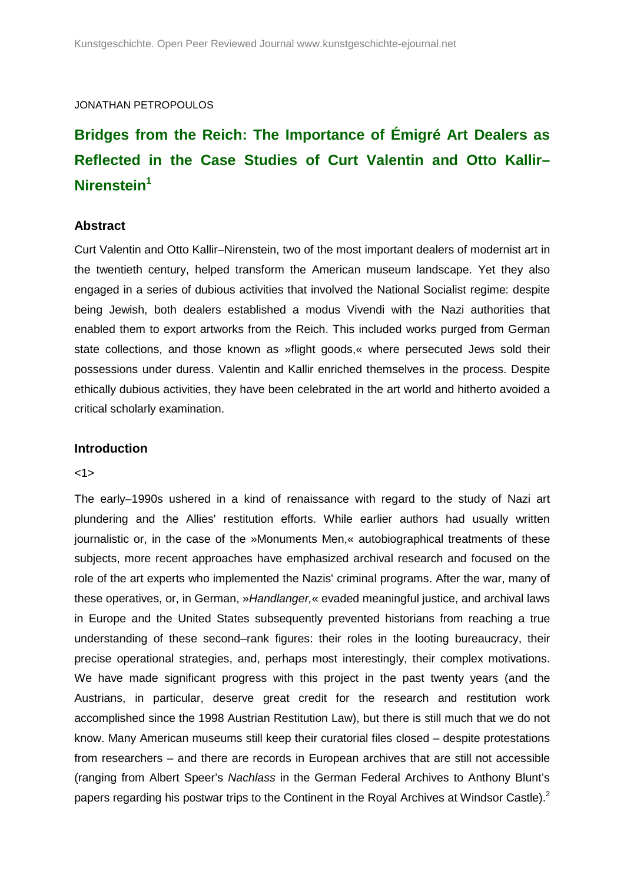JONATHAN PETROPOULOS

# Bridges from the Reich: The Importance of Émigré Art Dealers as Reflected in the Case Studies of Curt Valentin and Otto Kallir–Nirenstein[1]

## Abstract

Curt Valentin and Otto Kallir–Nirenstein, two of the most important dealers of modernist art in the twentieth century, helped transform the American museum landscape. Yet they also engaged in a series of dubious activities that involved the National Socialist regime: despite being Jewish, both dealers established a modus Vivendi with the Nazi authorities that enabled them to export artworks from the Reich. This included works purged from German state collections, and those known as »flight goods,« where persecuted Jews sold their possessions under duress. Valentin and Kallir enriched themselves in the process. Despite ethically dubious activities, they have been celebrated in the art world and hitherto avoided a critical scholarly examination.

## Introduction

<1>

The early–1990s ushered in a kind of renaissance with regard to the study of Nazi art plundering and the Allies' restitution efforts. While earlier authors had usually written journalistic or, in the case of the »Monuments Men,« autobiographical treatments of these subjects, more recent approaches have emphasized archival research and focused on the role of the art experts who implemented the Nazis' criminal programs. After the war, many of these operatives, or, in German, »*Handlanger,*« evaded meaningful justice, and archival laws in Europe and the United States subsequently prevented historians from reaching a true understanding of these second–rank figures: their roles in the looting bureaucracy, their precise operational strategies, and, perhaps most interestingly, their complex motivations. We have made significant progress with this project in the past twenty years (and the Austrians, in particular, deserve great credit for the research and restitution work accomplished since the 1998 Austrian Restitution Law), but there is still much that we do not know. Many American museums still keep their curatorial files closed – despite protestations from researchers – and there are records in European archives that are still not accessible (ranging from Albert Speer's *Nachlass* in the German Federal Archives to Anthony Blunt's papers regarding his postwar trips to the Continent in the Royal Archives at Windsor Castle).[2]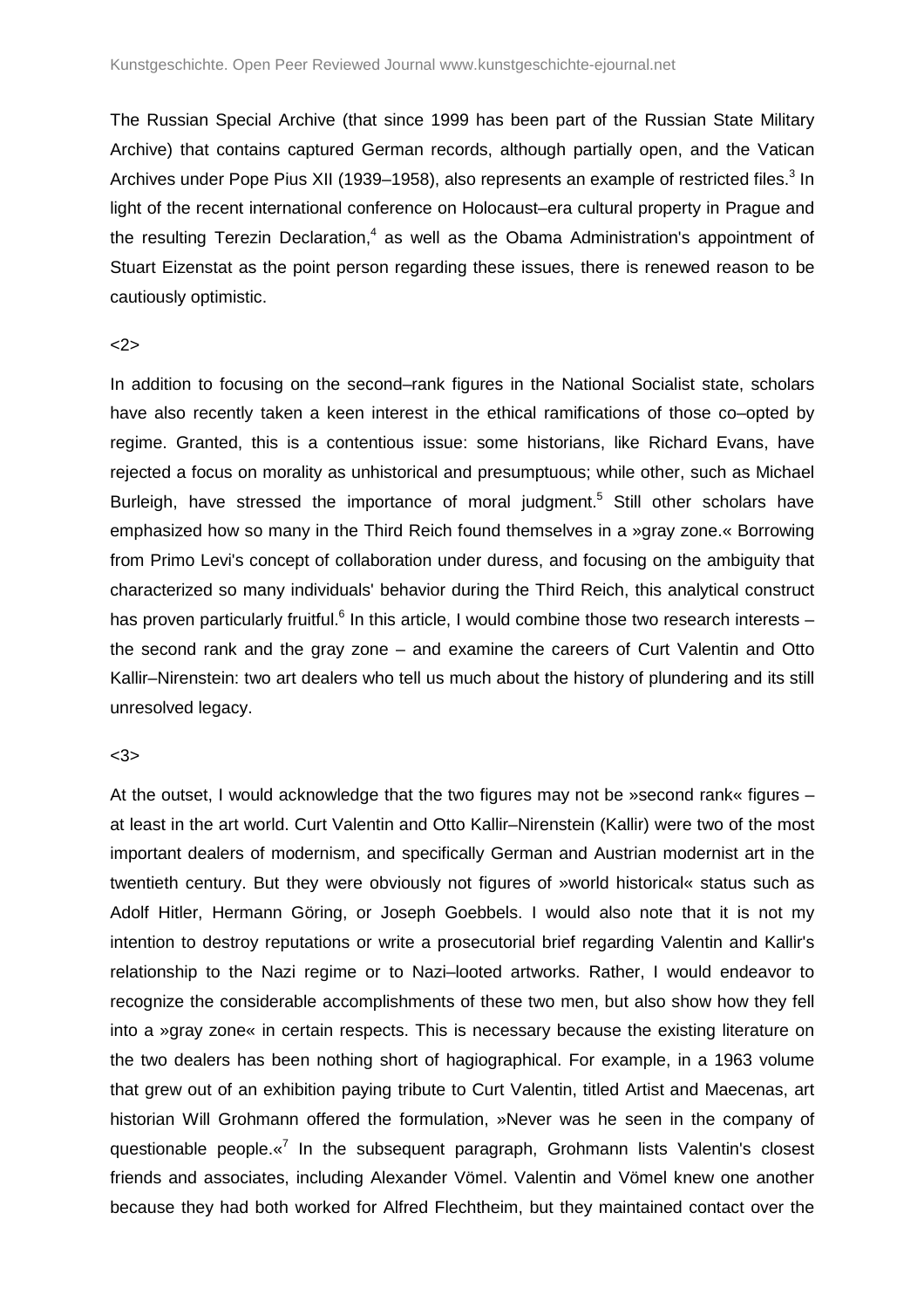The Russian Special Archive (that since 1999 has been part of the Russian State Military Archive) that contains captured German records, although partially open, and the Vatican Archives under Pope Pius XII (1939–1958), also represents an example of restricted files.[3] In light of the recent international conference on Holocaust–era cultural property in Prague and the resulting Terezin Declaration,[4] as well as the Obama Administration's appointment of Stuart Eizenstat as the point person regarding these issues, there is renewed reason to be cautiously optimistic.

<2>

In addition to focusing on the second–rank figures in the National Socialist state, scholars have also recently taken a keen interest in the ethical ramifications of those co–opted by regime. Granted, this is a contentious issue: some historians, like Richard Evans, have rejected a focus on morality as unhistorical and presumptuous; while other, such as Michael Burleigh, have stressed the importance of moral judgment.[5] Still other scholars have emphasized how so many in the Third Reich found themselves in a »gray zone.« Borrowing from Primo Levi's concept of collaboration under duress, and focusing on the ambiguity that characterized so many individuals' behavior during the Third Reich, this analytical construct has proven particularly fruitful.[6] In this article, I would combine those two research interests – the second rank and the gray zone – and examine the careers of Curt Valentin and Otto Kallir–Nirenstein: two art dealers who tell us much about the history of plundering and its still unresolved legacy.

<3>

At the outset, I would acknowledge that the two figures may not be »second rank« figures – at least in the art world. Curt Valentin and Otto Kallir–Nirenstein (Kallir) were two of the most important dealers of modernism, and specifically German and Austrian modernist art in the twentieth century. But they were obviously not figures of »world historical« status such as Adolf Hitler, Hermann Göring, or Joseph Goebbels. I would also note that it is not my intention to destroy reputations or write a prosecutorial brief regarding Valentin and Kallir's relationship to the Nazi regime or to Nazi–looted artworks. Rather, I would endeavor to recognize the considerable accomplishments of these two men, but also show how they fell into a »gray zone« in certain respects. This is necessary because the existing literature on the two dealers has been nothing short of hagiographical. For example, in a 1963 volume that grew out of an exhibition paying tribute to Curt Valentin, titled Artist and Maecenas, art historian Will Grohmann offered the formulation, »Never was he seen in the company of questionable people.«[7] In the subsequent paragraph, Grohmann lists Valentin's closest friends and associates, including Alexander Vömel. Valentin and Vömel knew one another because they had both worked for Alfred Flechtheim, but they maintained contact over the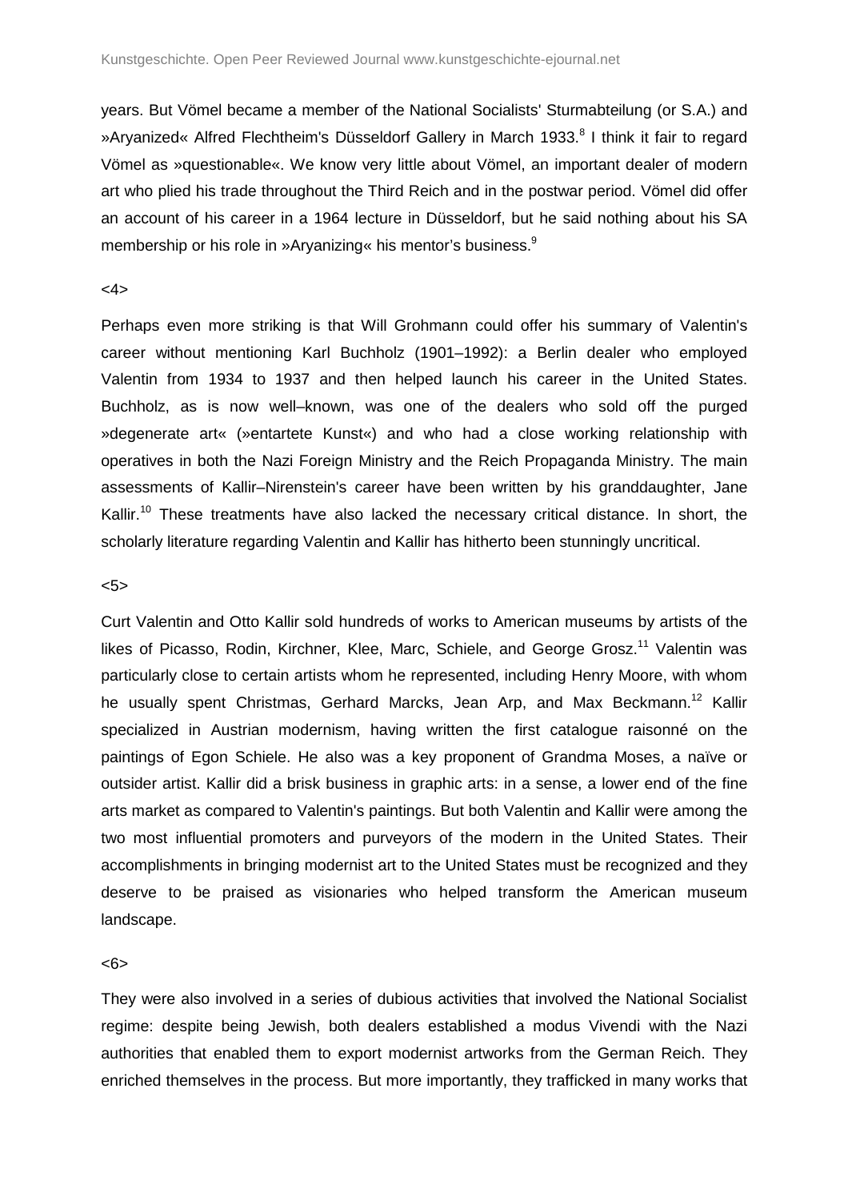years. But Vömel became a member of the National Socialists' Sturmabteilung (or S.A.) and »Aryanized« Alfred Flechtheim's Düsseldorf Gallery in March 1933.[8] I think it fair to regard Vömel as »questionable«. We know very little about Vömel, an important dealer of modern art who plied his trade throughout the Third Reich and in the postwar period. Vömel did offer an account of his career in a 1964 lecture in Düsseldorf, but he said nothing about his SA membership or his role in »Aryanizing« his mentor's business.[9]

<4>

Perhaps even more striking is that Will Grohmann could offer his summary of Valentin's career without mentioning Karl Buchholz (1901–1992): a Berlin dealer who employed Valentin from 1934 to 1937 and then helped launch his career in the United States. Buchholz, as is now well–known, was one of the dealers who sold off the purged »degenerate art« (»entartete Kunst«) and who had a close working relationship with operatives in both the Nazi Foreign Ministry and the Reich Propaganda Ministry. The main assessments of Kallir–Nirenstein's career have been written by his granddaughter, Jane Kallir.[10] These treatments have also lacked the necessary critical distance. In short, the scholarly literature regarding Valentin and Kallir has hitherto been stunningly uncritical.

<5>

Curt Valentin and Otto Kallir sold hundreds of works to American museums by artists of the likes of Picasso, Rodin, Kirchner, Klee, Marc, Schiele, and George Grosz.[11] Valentin was particularly close to certain artists whom he represented, including Henry Moore, with whom he usually spent Christmas, Gerhard Marcks, Jean Arp, and Max Beckmann.[12] Kallir specialized in Austrian modernism, having written the first catalogue raisonné on the paintings of Egon Schiele. He also was a key proponent of Grandma Moses, a naïve or outsider artist. Kallir did a brisk business in graphic arts: in a sense, a lower end of the fine arts market as compared to Valentin's paintings. But both Valentin and Kallir were among the two most influential promoters and purveyors of the modern in the United States. Their accomplishments in bringing modernist art to the United States must be recognized and they deserve to be praised as visionaries who helped transform the American museum landscape.

<6>

They were also involved in a series of dubious activities that involved the National Socialist regime: despite being Jewish, both dealers established a modus Vivendi with the Nazi authorities that enabled them to export modernist artworks from the German Reich. They enriched themselves in the process. But more importantly, they trafficked in many works that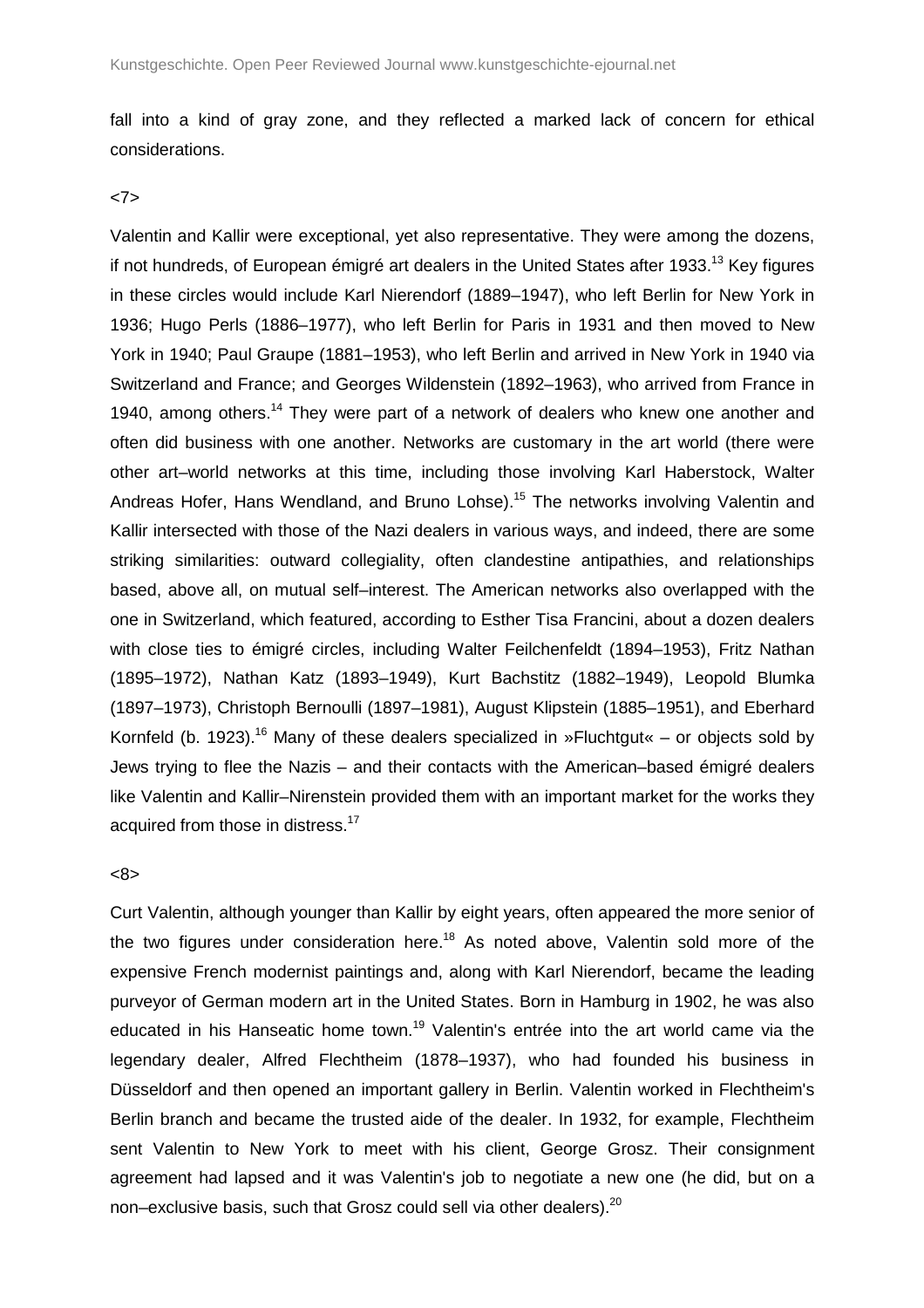fall into a kind of gray zone, and they reflected a marked lack of concern for ethical considerations.

<7>

Valentin and Kallir were exceptional, yet also representative. They were among the dozens, if not hundreds, of European émigré art dealers in the United States after 1933.[13] Key figures in these circles would include Karl Nierendorf (1889–1947), who left Berlin for New York in 1936; Hugo Perls (1886–1977), who left Berlin for Paris in 1931 and then moved to New York in 1940; Paul Graupe (1881–1953), who left Berlin and arrived in New York in 1940 via Switzerland and France; and Georges Wildenstein (1892–1963), who arrived from France in 1940, among others.[14] They were part of a network of dealers who knew one another and often did business with one another. Networks are customary in the art world (there were other art–world networks at this time, including those involving Karl Haberstock, Walter Andreas Hofer, Hans Wendland, and Bruno Lohse).[15] The networks involving Valentin and Kallir intersected with those of the Nazi dealers in various ways, and indeed, there are some striking similarities: outward collegiality, often clandestine antipathies, and relationships based, above all, on mutual self–interest. The American networks also overlapped with the one in Switzerland, which featured, according to Esther Tisa Francini, about a dozen dealers with close ties to émigré circles, including Walter Feilchenfeldt (1894–1953), Fritz Nathan (1895–1972), Nathan Katz (1893–1949), Kurt Bachstitz (1882–1949), Leopold Blumka (1897–1973), Christoph Bernoulli (1897–1981), August Klipstein (1885–1951), and Eberhard Kornfeld (b. 1923).[16] Many of these dealers specialized in »Fluchtgut« – or objects sold by Jews trying to flee the Nazis – and their contacts with the American–based émigré dealers like Valentin and Kallir–Nirenstein provided them with an important market for the works they acquired from those in distress.[17]

<8>

Curt Valentin, although younger than Kallir by eight years, often appeared the more senior of the two figures under consideration here.[18] As noted above, Valentin sold more of the expensive French modernist paintings and, along with Karl Nierendorf, became the leading purveyor of German modern art in the United States. Born in Hamburg in 1902, he was also educated in his Hanseatic home town.[19] Valentin's entrée into the art world came via the legendary dealer, Alfred Flechtheim (1878–1937), who had founded his business in Düsseldorf and then opened an important gallery in Berlin. Valentin worked in Flechtheim's Berlin branch and became the trusted aide of the dealer. In 1932, for example, Flechtheim sent Valentin to New York to meet with his client, George Grosz. Their consignment agreement had lapsed and it was Valentin's job to negotiate a new one (he did, but on a non–exclusive basis, such that Grosz could sell via other dealers).[20]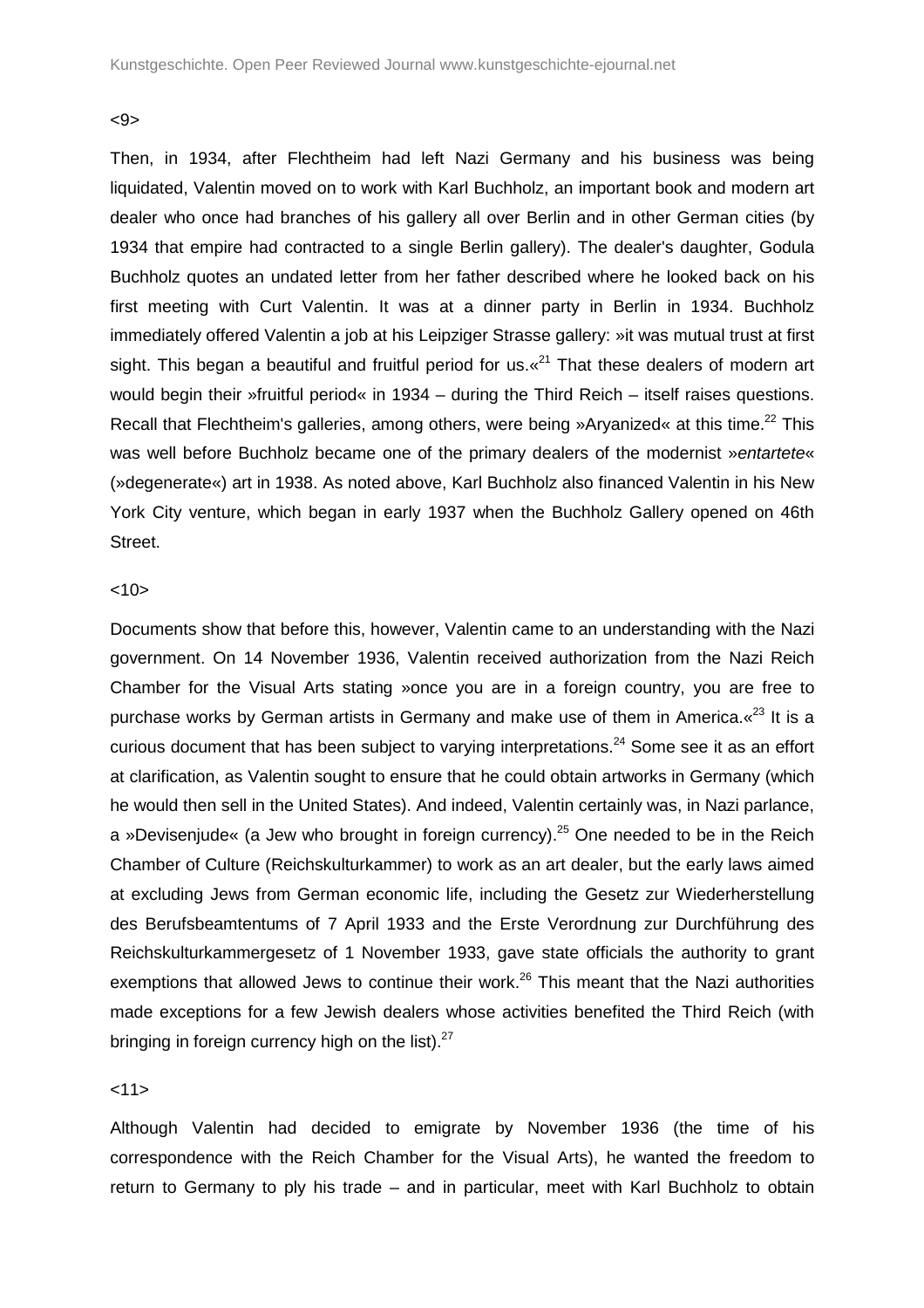<9>

Then, in 1934, after Flechtheim had left Nazi Germany and his business was being liquidated, Valentin moved on to work with Karl Buchholz, an important book and modern art dealer who once had branches of his gallery all over Berlin and in other German cities (by 1934 that empire had contracted to a single Berlin gallery). The dealer's daughter, Godula Buchholz quotes an undated letter from her father described where he looked back on his first meeting with Curt Valentin. It was at a dinner party in Berlin in 1934. Buchholz immediately offered Valentin a job at his Leipziger Strasse gallery: »it was mutual trust at first sight. This began a beautiful and fruitful period for us.«[21] That these dealers of modern art would begin their »fruitful period« in 1934 – during the Third Reich – itself raises questions. Recall that Flechtheim's galleries, among others, were being »Aryanized« at this time.[22] This was well before Buchholz became one of the primary dealers of the modernist »*entartete*« (»degenerate«) art in 1938. As noted above, Karl Buchholz also financed Valentin in his New York City venture, which began in early 1937 when the Buchholz Gallery opened on 46th Street.

<10>

Documents show that before this, however, Valentin came to an understanding with the Nazi government. On 14 November 1936, Valentin received authorization from the Nazi Reich Chamber for the Visual Arts stating »once you are in a foreign country, you are free to purchase works by German artists in Germany and make use of them in America.«[23] It is a curious document that has been subject to varying interpretations.[24] Some see it as an effort at clarification, as Valentin sought to ensure that he could obtain artworks in Germany (which he would then sell in the United States). And indeed, Valentin certainly was, in Nazi parlance, a »Devisenjude« (a Jew who brought in foreign currency).[25] One needed to be in the Reich Chamber of Culture (Reichskulturkammer) to work as an art dealer, but the early laws aimed at excluding Jews from German economic life, including the Gesetz zur Wiederherstellung des Berufsbeamtentums of 7 April 1933 and the Erste Verordnung zur Durchführung des Reichskulturkammergesetz of 1 November 1933, gave state officials the authority to grant exemptions that allowed Jews to continue their work.[26] This meant that the Nazi authorities made exceptions for a few Jewish dealers whose activities benefited the Third Reich (with bringing in foreign currency high on the list).[27]

<11>

Although Valentin had decided to emigrate by November 1936 (the time of his correspondence with the Reich Chamber for the Visual Arts), he wanted the freedom to return to Germany to ply his trade – and in particular, meet with Karl Buchholz to obtain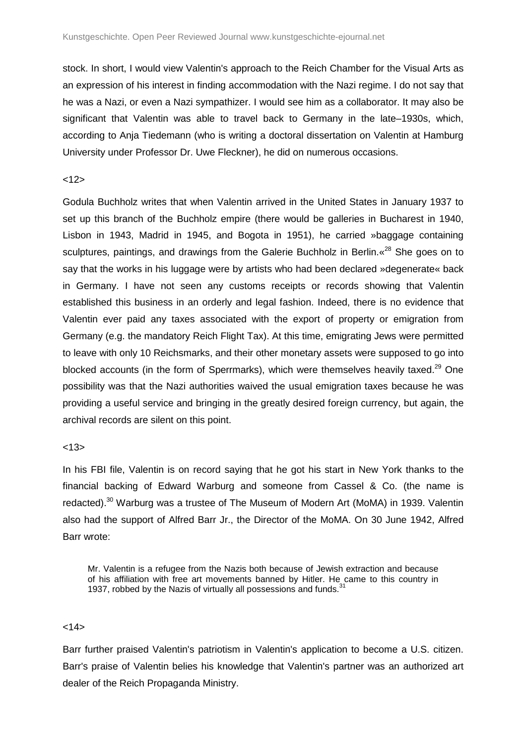stock. In short, I would view Valentin's approach to the Reich Chamber for the Visual Arts as an expression of his interest in finding accommodation with the Nazi regime. I do not say that he was a Nazi, or even a Nazi sympathizer. I would see him as a collaborator. It may also be significant that Valentin was able to travel back to Germany in the late–1930s, which, according to Anja Tiedemann (who is writing a doctoral dissertation on Valentin at Hamburg University under Professor Dr. Uwe Fleckner), he did on numerous occasions.

<12>

Godula Buchholz writes that when Valentin arrived in the United States in January 1937 to set up this branch of the Buchholz empire (there would be galleries in Bucharest in 1940, Lisbon in 1943, Madrid in 1945, and Bogota in 1951), he carried »baggage containing sculptures, paintings, and drawings from the Galerie Buchholz in Berlin.«[28] She goes on to say that the works in his luggage were by artists who had been declared »degenerate« back in Germany. I have not seen any customs receipts or records showing that Valentin established this business in an orderly and legal fashion. Indeed, there is no evidence that Valentin ever paid any taxes associated with the export of property or emigration from Germany (e.g. the mandatory Reich Flight Tax). At this time, emigrating Jews were permitted to leave with only 10 Reichsmarks, and their other monetary assets were supposed to go into blocked accounts (in the form of Sperrmarks), which were themselves heavily taxed.[29] One possibility was that the Nazi authorities waived the usual emigration taxes because he was providing a useful service and bringing in the greatly desired foreign currency, but again, the archival records are silent on this point.

<13>

In his FBI file, Valentin is on record saying that he got his start in New York thanks to the financial backing of Edward Warburg and someone from Cassel & Co. (the name is redacted).[30] Warburg was a trustee of The Museum of Modern Art (MoMA) in 1939. Valentin also had the support of Alfred Barr Jr., the Director of the MoMA. On 30 June 1942, Alfred Barr wrote:

> Mr. Valentin is a refugee from the Nazis both because of Jewish extraction and because of his affiliation with free art movements banned by Hitler. He came to this country in 1937, robbed by the Nazis of virtually all possessions and funds.[31]

<14>

Barr further praised Valentin's patriotism in Valentin's application to become a U.S. citizen. Barr's praise of Valentin belies his knowledge that Valentin's partner was an authorized art dealer of the Reich Propaganda Ministry.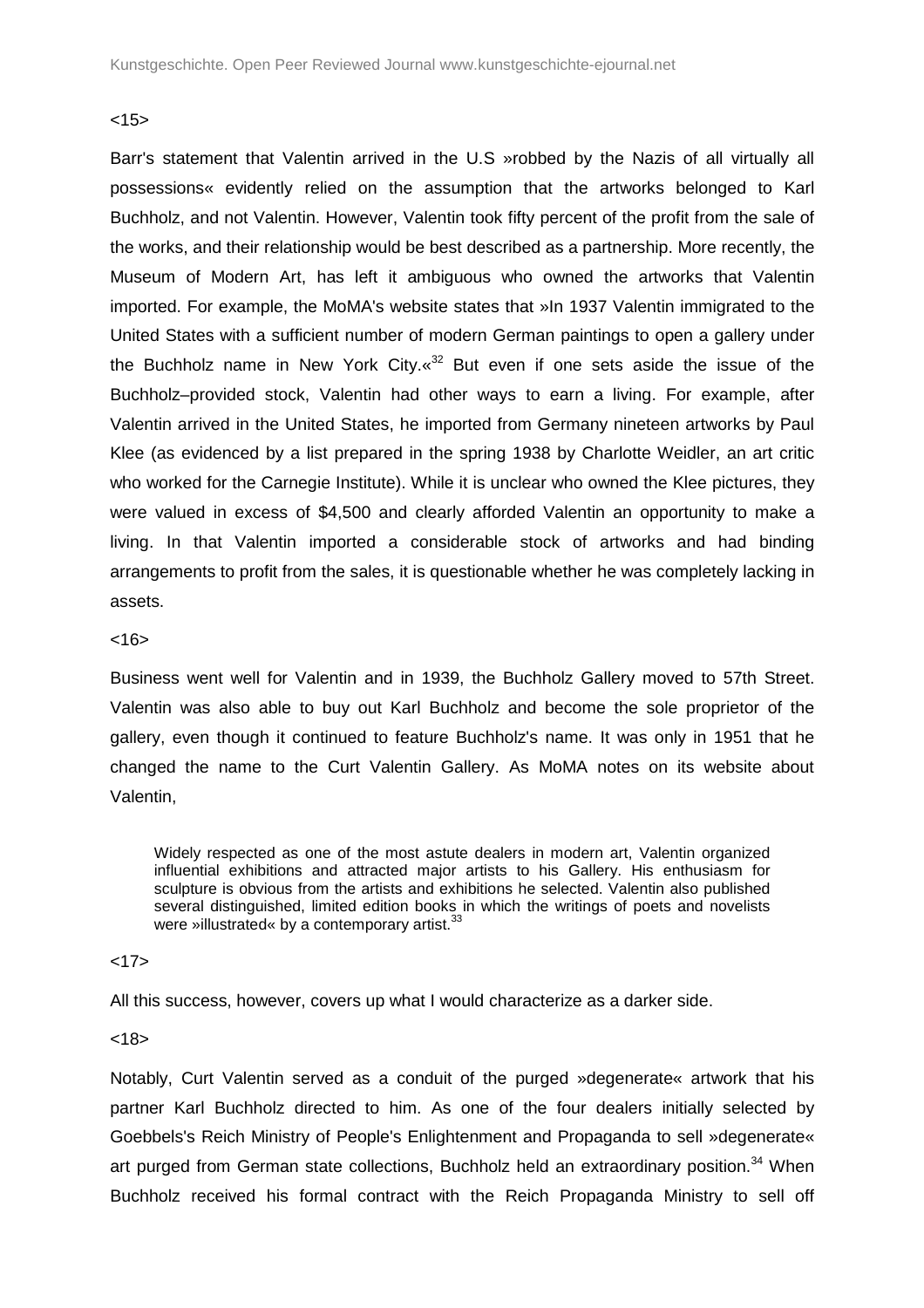<15>

Barr's statement that Valentin arrived in the U.S »robbed by the Nazis of all virtually all possessions« evidently relied on the assumption that the artworks belonged to Karl Buchholz, and not Valentin. However, Valentin took fifty percent of the profit from the sale of the works, and their relationship would be best described as a partnership. More recently, the Museum of Modern Art, has left it ambiguous who owned the artworks that Valentin imported. For example, the MoMA's website states that »In 1937 Valentin immigrated to the United States with a sufficient number of modern German paintings to open a gallery under the Buchholz name in New York City.«[32] But even if one sets aside the issue of the Buchholz–provided stock, Valentin had other ways to earn a living. For example, after Valentin arrived in the United States, he imported from Germany nineteen artworks by Paul Klee (as evidenced by a list prepared in the spring 1938 by Charlotte Weidler, an art critic who worked for the Carnegie Institute). While it is unclear who owned the Klee pictures, they were valued in excess of $4,500 and clearly afforded Valentin an opportunity to make a living. In that Valentin imported a considerable stock of artworks and had binding arrangements to profit from the sales, it is questionable whether he was completely lacking in assets.

<16>

Business went well for Valentin and in 1939, the Buchholz Gallery moved to 57th Street. Valentin was also able to buy out Karl Buchholz and become the sole proprietor of the gallery, even though it continued to feature Buchholz's name. It was only in 1951 that he changed the name to the Curt Valentin Gallery. As MoMA notes on its website about Valentin,

> Widely respected as one of the most astute dealers in modern art, Valentin organized influential exhibitions and attracted major artists to his Gallery. His enthusiasm for sculpture is obvious from the artists and exhibitions he selected. Valentin also published several distinguished, limited edition books in which the writings of poets and novelists were »illustrated« by a contemporary artist.[33]

<17>

All this success, however, covers up what I would characterize as a darker side.

<18>

Notably, Curt Valentin served as a conduit of the purged »degenerate« artwork that his partner Karl Buchholz directed to him. As one of the four dealers initially selected by Goebbels's Reich Ministry of People's Enlightenment and Propaganda to sell »degenerate« art purged from German state collections, Buchholz held an extraordinary position.[34] When Buchholz received his formal contract with the Reich Propaganda Ministry to sell off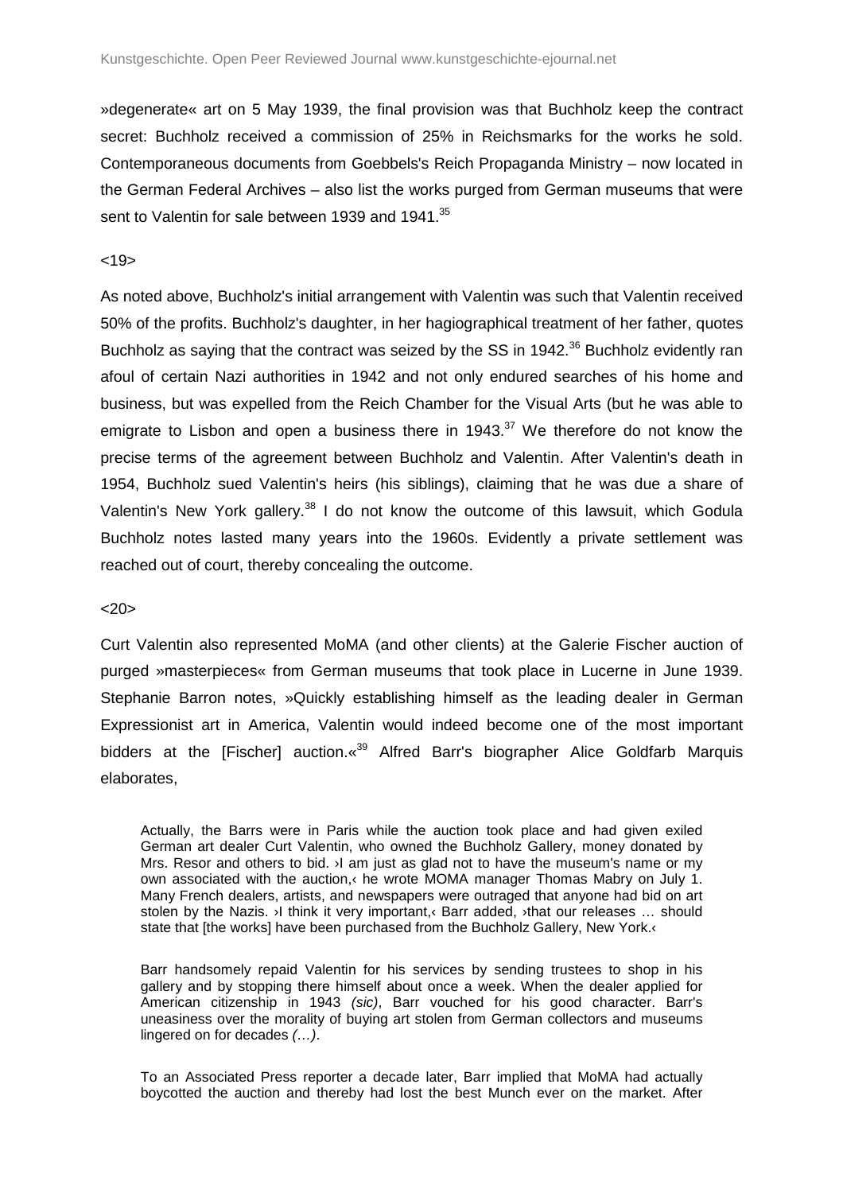»degenerate« art on 5 May 1939, the final provision was that Buchholz keep the contract secret: Buchholz received a commission of 25% in Reichsmarks for the works he sold. Contemporaneous documents from Goebbels's Reich Propaganda Ministry – now located in the German Federal Archives – also list the works purged from German museums that were sent to Valentin for sale between 1939 and 1941.[35]

<19>

As noted above, Buchholz's initial arrangement with Valentin was such that Valentin received 50% of the profits. Buchholz's daughter, in her hagiographical treatment of her father, quotes Buchholz as saying that the contract was seized by the SS in 1942.[36] Buchholz evidently ran afoul of certain Nazi authorities in 1942 and not only endured searches of his home and business, but was expelled from the Reich Chamber for the Visual Arts (but he was able to emigrate to Lisbon and open a business there in 1943.[37] We therefore do not know the precise terms of the agreement between Buchholz and Valentin. After Valentin's death in 1954, Buchholz sued Valentin's heirs (his siblings), claiming that he was due a share of Valentin's New York gallery.[38] I do not know the outcome of this lawsuit, which Godula Buchholz notes lasted many years into the 1960s. Evidently a private settlement was reached out of court, thereby concealing the outcome.

<20>

Curt Valentin also represented MoMA (and other clients) at the Galerie Fischer auction of purged »masterpieces« from German museums that took place in Lucerne in June 1939. Stephanie Barron notes, »Quickly establishing himself as the leading dealer in German Expressionist art in America, Valentin would indeed become one of the most important bidders at the [Fischer] auction.«[39] Alfred Barr's biographer Alice Goldfarb Marquis elaborates,

> Actually, the Barrs were in Paris while the auction took place and had given exiled German art dealer Curt Valentin, who owned the Buchholz Gallery, money donated by Mrs. Resor and others to bid. ›I am just as glad not to have the museum's name or my own associated with the auction,‹ he wrote MOMA manager Thomas Mabry on July 1. Many French dealers, artists, and newspapers were outraged that anyone had bid on art stolen by the Nazis. ›I think it very important,‹ Barr added, ›that our releases … should state that [the works] have been purchased from the Buchholz Gallery, New York.‹
>
> Barr handsomely repaid Valentin for his services by sending trustees to shop in his gallery and by stopping there himself about once a week. When the dealer applied for American citizenship in 1943 *(sic)*, Barr vouched for his good character. Barr's uneasiness over the morality of buying art stolen from German collectors and museums lingered on for decades *(…)*.
>
> To an Associated Press reporter a decade later, Barr implied that MoMA had actually boycotted the auction and thereby had lost the best Munch ever on the market. After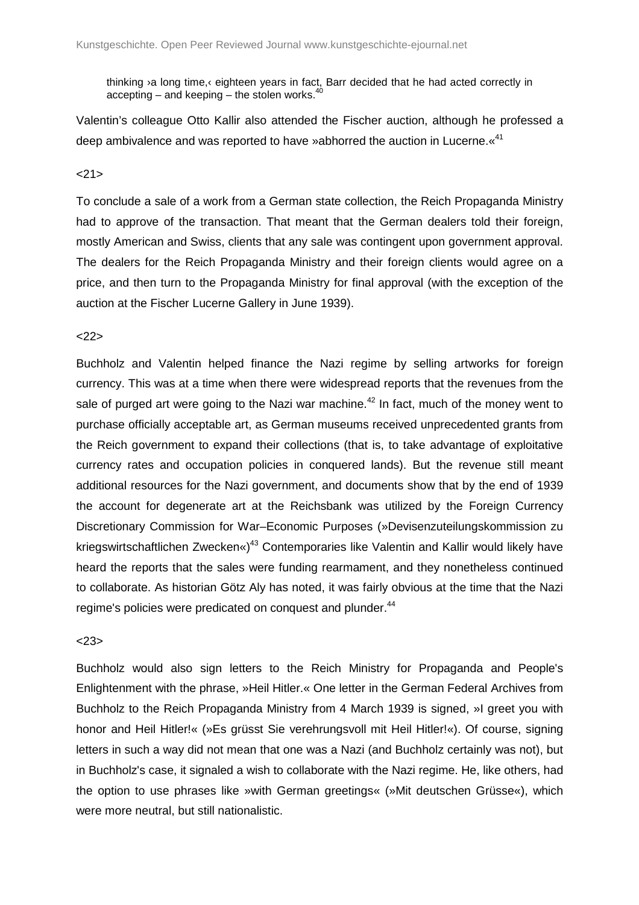thinking ›a long time,‹ eighteen years in fact, Barr decided that he had acted correctly in accepting – and keeping – the stolen works.[40]

Valentin's colleague Otto Kallir also attended the Fischer auction, although he professed a deep ambivalence and was reported to have »abhorred the auction in Lucerne.«[41]

<21>

To conclude a sale of a work from a German state collection, the Reich Propaganda Ministry had to approve of the transaction. That meant that the German dealers told their foreign, mostly American and Swiss, clients that any sale was contingent upon government approval. The dealers for the Reich Propaganda Ministry and their foreign clients would agree on a price, and then turn to the Propaganda Ministry for final approval (with the exception of the auction at the Fischer Lucerne Gallery in June 1939).

<22>

Buchholz and Valentin helped finance the Nazi regime by selling artworks for foreign currency. This was at a time when there were widespread reports that the revenues from the sale of purged art were going to the Nazi war machine.[42] In fact, much of the money went to purchase officially acceptable art, as German museums received unprecedented grants from the Reich government to expand their collections (that is, to take advantage of exploitative currency rates and occupation policies in conquered lands). But the revenue still meant additional resources for the Nazi government, and documents show that by the end of 1939 the account for degenerate art at the Reichsbank was utilized by the Foreign Currency Discretionary Commission for War–Economic Purposes (»Devisenzuteilungskommission zu kriegswirtschaftlichen Zwecken«)[43] Contemporaries like Valentin and Kallir would likely have heard the reports that the sales were funding rearmament, and they nonetheless continued to collaborate. As historian Götz Aly has noted, it was fairly obvious at the time that the Nazi regime's policies were predicated on conquest and plunder.[44]

<23>

Buchholz would also sign letters to the Reich Ministry for Propaganda and People's Enlightenment with the phrase, »Heil Hitler.« One letter in the German Federal Archives from Buchholz to the Reich Propaganda Ministry from 4 March 1939 is signed, »I greet you with honor and Heil Hitler!« (»Es grüsst Sie verehrungsvoll mit Heil Hitler!«). Of course, signing letters in such a way did not mean that one was a Nazi (and Buchholz certainly was not), but in Buchholz's case, it signaled a wish to collaborate with the Nazi regime. He, like others, had the option to use phrases like »with German greetings« (»Mit deutschen Grüsse«), which were more neutral, but still nationalistic.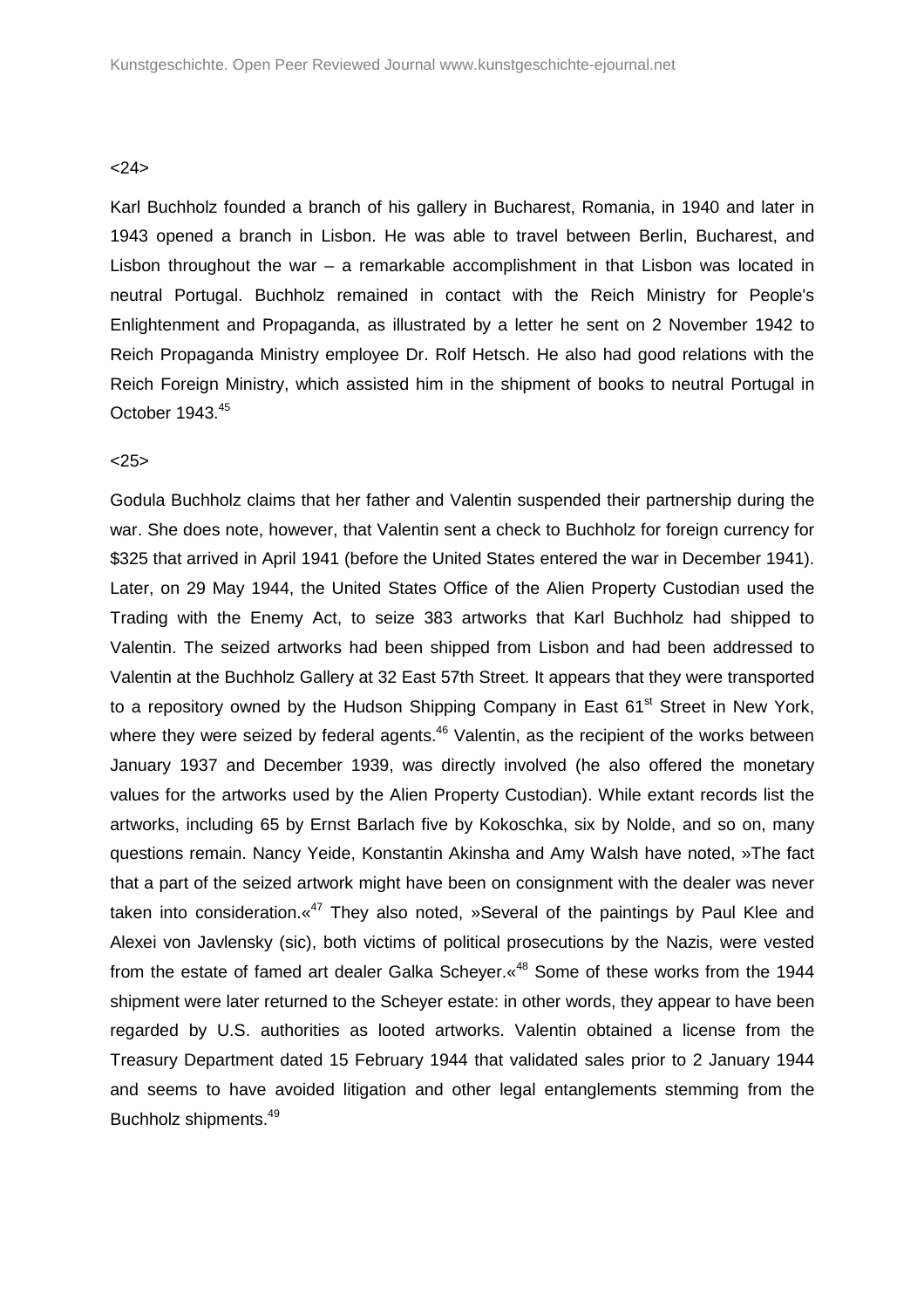<24>

Karl Buchholz founded a branch of his gallery in Bucharest, Romania, in 1940 and later in 1943 opened a branch in Lisbon. He was able to travel between Berlin, Bucharest, and Lisbon throughout the war – a remarkable accomplishment in that Lisbon was located in neutral Portugal. Buchholz remained in contact with the Reich Ministry for People's Enlightenment and Propaganda, as illustrated by a letter he sent on 2 November 1942 to Reich Propaganda Ministry employee Dr. Rolf Hetsch. He also had good relations with the Reich Foreign Ministry, which assisted him in the shipment of books to neutral Portugal in October 1943.[45]

<25>

Godula Buchholz claims that her father and Valentin suspended their partnership during the war. She does note, however, that Valentin sent a check to Buchholz for foreign currency for \$325 that arrived in April 1941 (before the United States entered the war in December 1941). Later, on 29 May 1944, the United States Office of the Alien Property Custodian used the Trading with the Enemy Act, to seize 383 artworks that Karl Buchholz had shipped to Valentin. The seized artworks had been shipped from Lisbon and had been addressed to Valentin at the Buchholz Gallery at 32 East 57th Street. It appears that they were transported to a repository owned by the Hudson Shipping Company in East 61st Street in New York, where they were seized by federal agents.[46] Valentin, as the recipient of the works between January 1937 and December 1939, was directly involved (he also offered the monetary values for the artworks used by the Alien Property Custodian). While extant records list the artworks, including 65 by Ernst Barlach five by Kokoschka, six by Nolde, and so on, many questions remain. Nancy Yeide, Konstantin Akinsha and Amy Walsh have noted, »The fact that a part of the seized artwork might have been on consignment with the dealer was never taken into consideration.«[47] They also noted, »Several of the paintings by Paul Klee and Alexei von Javlensky (sic), both victims of political prosecutions by the Nazis, were vested from the estate of famed art dealer Galka Scheyer.«[48] Some of these works from the 1944 shipment were later returned to the Scheyer estate: in other words, they appear to have been regarded by U.S. authorities as looted artworks. Valentin obtained a license from the Treasury Department dated 15 February 1944 that validated sales prior to 2 January 1944 and seems to have avoided litigation and other legal entanglements stemming from the Buchholz shipments.[49]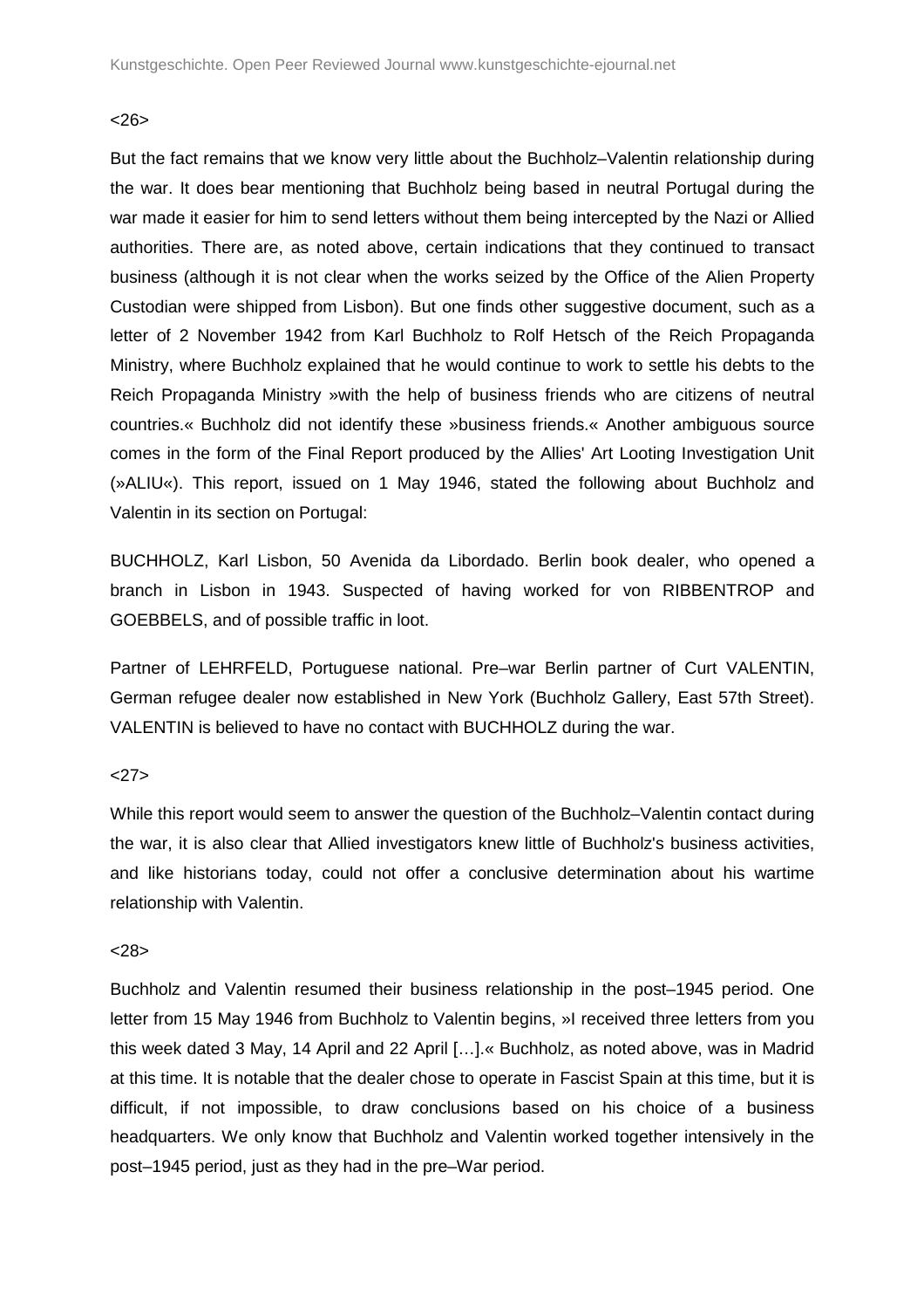<26>

But the fact remains that we know very little about the Buchholz–Valentin relationship during the war. It does bear mentioning that Buchholz being based in neutral Portugal during the war made it easier for him to send letters without them being intercepted by the Nazi or Allied authorities. There are, as noted above, certain indications that they continued to transact business (although it is not clear when the works seized by the Office of the Alien Property Custodian were shipped from Lisbon). But one finds other suggestive document, such as a letter of 2 November 1942 from Karl Buchholz to Rolf Hetsch of the Reich Propaganda Ministry, where Buchholz explained that he would continue to work to settle his debts to the Reich Propaganda Ministry »with the help of business friends who are citizens of neutral countries.« Buchholz did not identify these »business friends.« Another ambiguous source comes in the form of the Final Report produced by the Allies' Art Looting Investigation Unit (»ALIU«). This report, issued on 1 May 1946, stated the following about Buchholz and Valentin in its section on Portugal:

BUCHHOLZ, Karl Lisbon, 50 Avenida da Libordado. Berlin book dealer, who opened a branch in Lisbon in 1943. Suspected of having worked for von RIBBENTROP and GOEBBELS, and of possible traffic in loot.

Partner of LEHRFELD, Portuguese national. Pre–war Berlin partner of Curt VALENTIN, German refugee dealer now established in New York (Buchholz Gallery, East 57th Street). VALENTIN is believed to have no contact with BUCHHOLZ during the war.

<27>

While this report would seem to answer the question of the Buchholz–Valentin contact during the war, it is also clear that Allied investigators knew little of Buchholz's business activities, and like historians today, could not offer a conclusive determination about his wartime relationship with Valentin.

<28>

Buchholz and Valentin resumed their business relationship in the post–1945 period. One letter from 15 May 1946 from Buchholz to Valentin begins, »I received three letters from you this week dated 3 May, 14 April and 22 April […].« Buchholz, as noted above, was in Madrid at this time. It is notable that the dealer chose to operate in Fascist Spain at this time, but it is difficult, if not impossible, to draw conclusions based on his choice of a business headquarters. We only know that Buchholz and Valentin worked together intensively in the post–1945 period, just as they had in the pre–War period.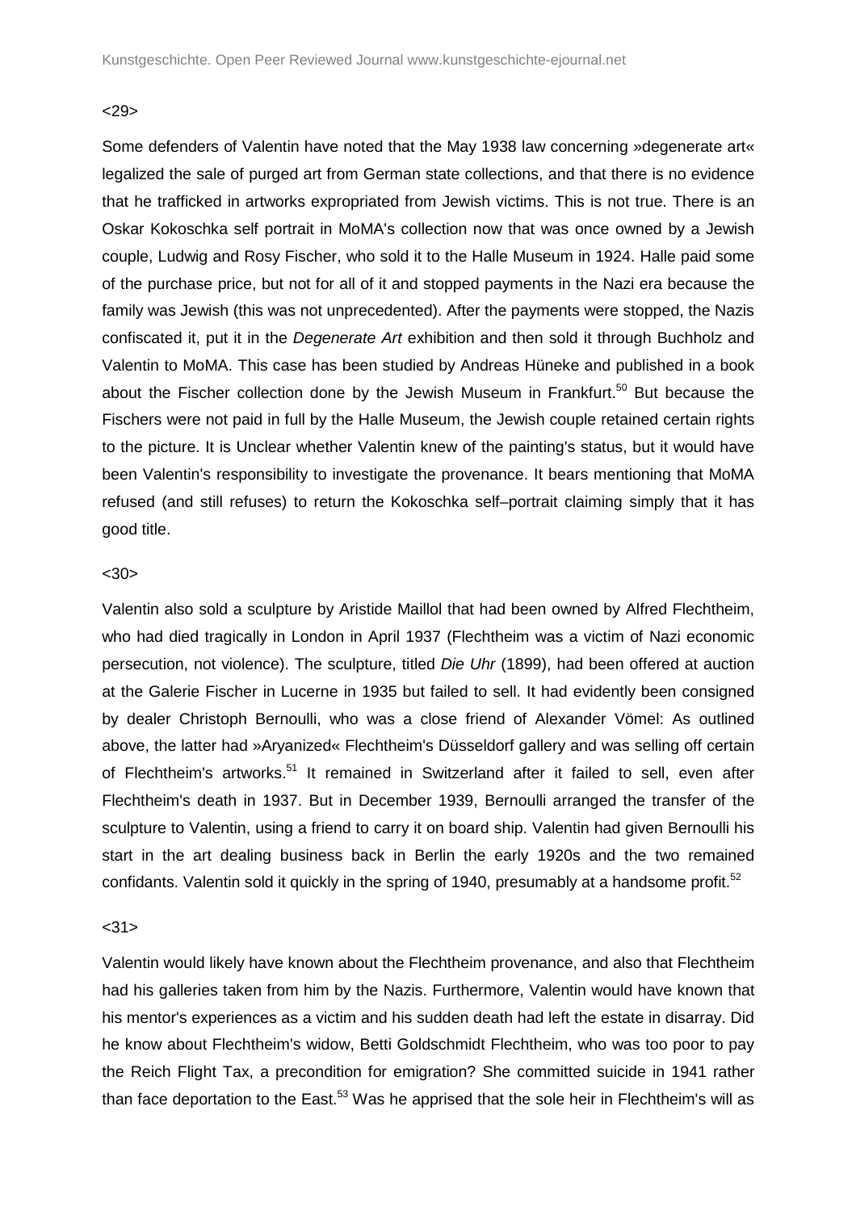<29>

Some defenders of Valentin have noted that the May 1938 law concerning »degenerate art« legalized the sale of purged art from German state collections, and that there is no evidence that he trafficked in artworks expropriated from Jewish victims. This is not true. There is an Oskar Kokoschka self portrait in MoMA's collection now that was once owned by a Jewish couple, Ludwig and Rosy Fischer, who sold it to the Halle Museum in 1924. Halle paid some of the purchase price, but not for all of it and stopped payments in the Nazi era because the family was Jewish (this was not unprecedented). After the payments were stopped, the Nazis confiscated it, put it in the *Degenerate Art* exhibition and then sold it through Buchholz and Valentin to MoMA. This case has been studied by Andreas Hüneke and published in a book about the Fischer collection done by the Jewish Museum in Frankfurt.[50] But because the Fischers were not paid in full by the Halle Museum, the Jewish couple retained certain rights to the picture. It is Unclear whether Valentin knew of the painting's status, but it would have been Valentin's responsibility to investigate the provenance. It bears mentioning that MoMA refused (and still refuses) to return the Kokoschka self–portrait claiming simply that it has good title.

<30>

Valentin also sold a sculpture by Aristide Maillol that had been owned by Alfred Flechtheim, who had died tragically in London in April 1937 (Flechtheim was a victim of Nazi economic persecution, not violence). The sculpture, titled *Die Uhr* (1899), had been offered at auction at the Galerie Fischer in Lucerne in 1935 but failed to sell. It had evidently been consigned by dealer Christoph Bernoulli, who was a close friend of Alexander Vömel: As outlined above, the latter had »Aryanized« Flechtheim's Düsseldorf gallery and was selling off certain of Flechtheim's artworks.[51] It remained in Switzerland after it failed to sell, even after Flechtheim's death in 1937. But in December 1939, Bernoulli arranged the transfer of the sculpture to Valentin, using a friend to carry it on board ship. Valentin had given Bernoulli his start in the art dealing business back in Berlin the early 1920s and the two remained confidants. Valentin sold it quickly in the spring of 1940, presumably at a handsome profit.[52]

<31>

Valentin would likely have known about the Flechtheim provenance, and also that Flechtheim had his galleries taken from him by the Nazis. Furthermore, Valentin would have known that his mentor's experiences as a victim and his sudden death had left the estate in disarray. Did he know about Flechtheim's widow, Betti Goldschmidt Flechtheim, who was too poor to pay the Reich Flight Tax, a precondition for emigration? She committed suicide in 1941 rather than face deportation to the East.[53] Was he apprised that the sole heir in Flechtheim's will as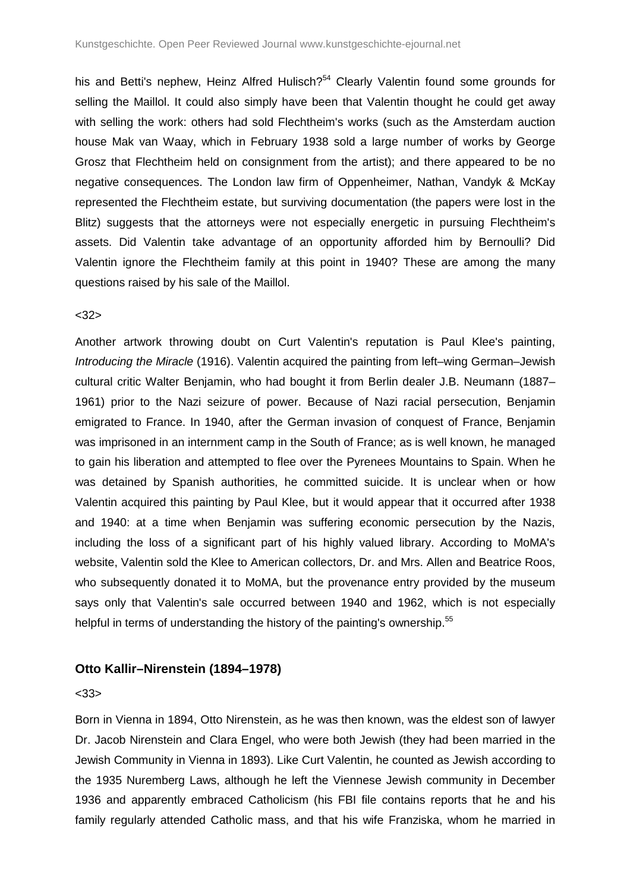his and Betti's nephew, Heinz Alfred Hulisch?[54] Clearly Valentin found some grounds for selling the Maillol. It could also simply have been that Valentin thought he could get away with selling the work: others had sold Flechtheim's works (such as the Amsterdam auction house Mak van Waay, which in February 1938 sold a large number of works by George Grosz that Flechtheim held on consignment from the artist); and there appeared to be no negative consequences. The London law firm of Oppenheimer, Nathan, Vandyk & McKay represented the Flechtheim estate, but surviving documentation (the papers were lost in the Blitz) suggests that the attorneys were not especially energetic in pursuing Flechtheim's assets. Did Valentin take advantage of an opportunity afforded him by Bernoulli? Did Valentin ignore the Flechtheim family at this point in 1940? These are among the many questions raised by his sale of the Maillol.

<32>

Another artwork throwing doubt on Curt Valentin's reputation is Paul Klee's painting, *Introducing the Miracle* (1916). Valentin acquired the painting from left–wing German–Jewish cultural critic Walter Benjamin, who had bought it from Berlin dealer J.B. Neumann (1887–1961) prior to the Nazi seizure of power. Because of Nazi racial persecution, Benjamin emigrated to France. In 1940, after the German invasion of conquest of France, Benjamin was imprisoned in an internment camp in the South of France; as is well known, he managed to gain his liberation and attempted to flee over the Pyrenees Mountains to Spain. When he was detained by Spanish authorities, he committed suicide. It is unclear when or how Valentin acquired this painting by Paul Klee, but it would appear that it occurred after 1938 and 1940: at a time when Benjamin was suffering economic persecution by the Nazis, including the loss of a significant part of his highly valued library. According to MoMA's website, Valentin sold the Klee to American collectors, Dr. and Mrs. Allen and Beatrice Roos, who subsequently donated it to MoMA, but the provenance entry provided by the museum says only that Valentin's sale occurred between 1940 and 1962, which is not especially helpful in terms of understanding the history of the painting's ownership.[55]

### Otto Kallir–Nirenstein (1894–1978)

<33>

Born in Vienna in 1894, Otto Nirenstein, as he was then known, was the eldest son of lawyer Dr. Jacob Nirenstein and Clara Engel, who were both Jewish (they had been married in the Jewish Community in Vienna in 1893). Like Curt Valentin, he counted as Jewish according to the 1935 Nuremberg Laws, although he left the Viennese Jewish community in December 1936 and apparently embraced Catholicism (his FBI file contains reports that he and his family regularly attended Catholic mass, and that his wife Franziska, whom he married in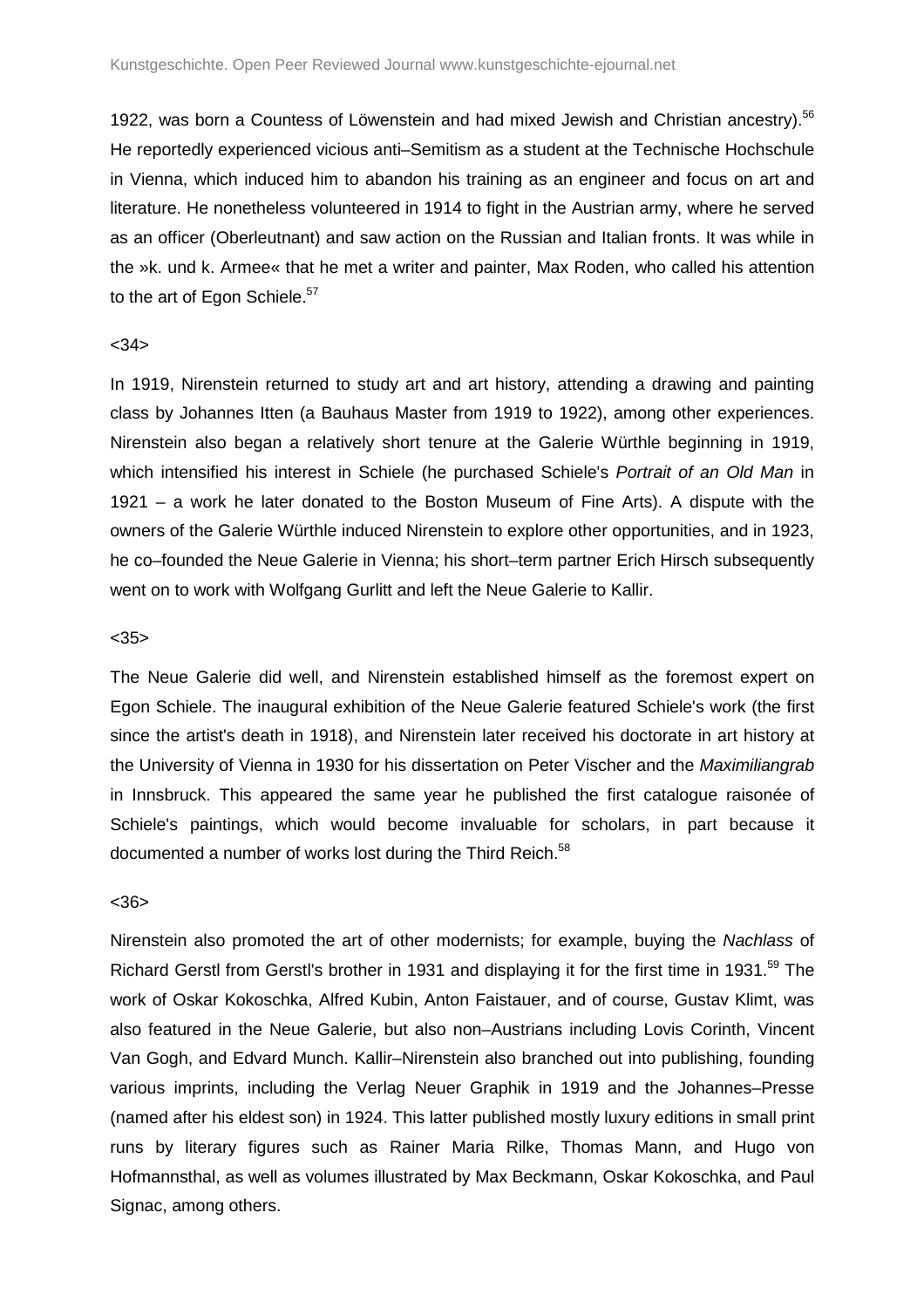1922, was born a Countess of Löwenstein and had mixed Jewish and Christian ancestry).[56] He reportedly experienced vicious anti–Semitism as a student at the Technische Hochschule in Vienna, which induced him to abandon his training as an engineer and focus on art and literature. He nonetheless volunteered in 1914 to fight in the Austrian army, where he served as an officer (Oberleutnant) and saw action on the Russian and Italian fronts. It was while in the »k. und k. Armee« that he met a writer and painter, Max Roden, who called his attention to the art of Egon Schiele.[57]

<34>

In 1919, Nirenstein returned to study art and art history, attending a drawing and painting class by Johannes Itten (a Bauhaus Master from 1919 to 1922), among other experiences. Nirenstein also began a relatively short tenure at the Galerie Würthle beginning in 1919, which intensified his interest in Schiele (he purchased Schiele's *Portrait of an Old Man* in 1921 – a work he later donated to the Boston Museum of Fine Arts). A dispute with the owners of the Galerie Würthle induced Nirenstein to explore other opportunities, and in 1923, he co–founded the Neue Galerie in Vienna; his short–term partner Erich Hirsch subsequently went on to work with Wolfgang Gurlitt and left the Neue Galerie to Kallir.

<35>

The Neue Galerie did well, and Nirenstein established himself as the foremost expert on Egon Schiele. The inaugural exhibition of the Neue Galerie featured Schiele's work (the first since the artist's death in 1918), and Nirenstein later received his doctorate in art history at the University of Vienna in 1930 for his dissertation on Peter Vischer and the *Maximiliangrab* in Innsbruck. This appeared the same year he published the first catalogue raisonée of Schiele's paintings, which would become invaluable for scholars, in part because it documented a number of works lost during the Third Reich.[58]

<36>

Nirenstein also promoted the art of other modernists; for example, buying the *Nachlass* of Richard Gerstl from Gerstl's brother in 1931 and displaying it for the first time in 1931.[59] The work of Oskar Kokoschka, Alfred Kubin, Anton Faistauer, and of course, Gustav Klimt, was also featured in the Neue Galerie, but also non–Austrians including Lovis Corinth, Vincent Van Gogh, and Edvard Munch. Kallir–Nirenstein also branched out into publishing, founding various imprints, including the Verlag Neuer Graphik in 1919 and the Johannes–Presse (named after his eldest son) in 1924. This latter published mostly luxury editions in small print runs by literary figures such as Rainer Maria Rilke, Thomas Mann, and Hugo von Hofmannsthal, as well as volumes illustrated by Max Beckmann, Oskar Kokoschka, and Paul Signac, among others.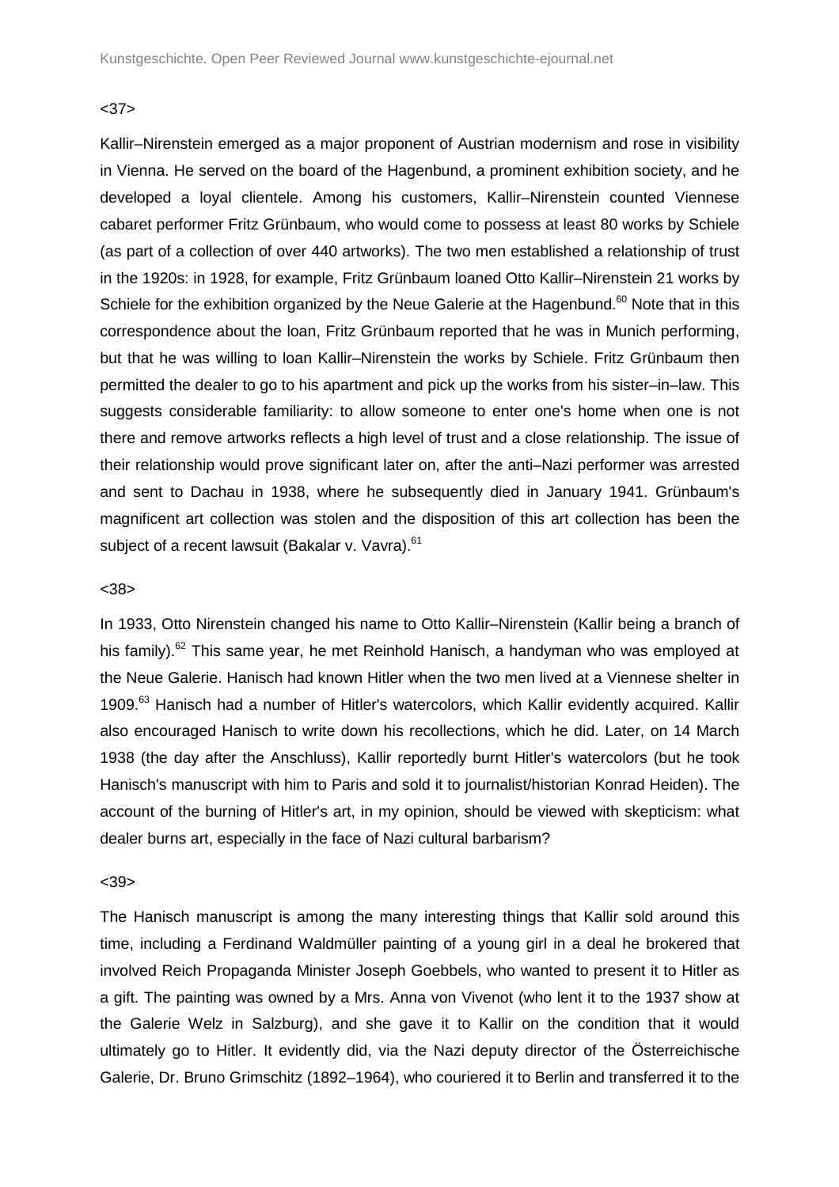<37>

Kallir–Nirenstein emerged as a major proponent of Austrian modernism and rose in visibility in Vienna. He served on the board of the Hagenbund, a prominent exhibition society, and he developed a loyal clientele. Among his customers, Kallir–Nirenstein counted Viennese cabaret performer Fritz Grünbaum, who would come to possess at least 80 works by Schiele (as part of a collection of over 440 artworks). The two men established a relationship of trust in the 1920s: in 1928, for example, Fritz Grünbaum loaned Otto Kallir–Nirenstein 21 works by Schiele for the exhibition organized by the Neue Galerie at the Hagenbund.[60] Note that in this correspondence about the loan, Fritz Grünbaum reported that he was in Munich performing, but that he was willing to loan Kallir–Nirenstein the works by Schiele. Fritz Grünbaum then permitted the dealer to go to his apartment and pick up the works from his sister–in–law. This suggests considerable familiarity: to allow someone to enter one's home when one is not there and remove artworks reflects a high level of trust and a close relationship. The issue of their relationship would prove significant later on, after the anti–Nazi performer was arrested and sent to Dachau in 1938, where he subsequently died in January 1941. Grünbaum's magnificent art collection was stolen and the disposition of this art collection has been the subject of a recent lawsuit (Bakalar v. Vavra).[61]

<38>

In 1933, Otto Nirenstein changed his name to Otto Kallir–Nirenstein (Kallir being a branch of his family).[62] This same year, he met Reinhold Hanisch, a handyman who was employed at the Neue Galerie. Hanisch had known Hitler when the two men lived at a Viennese shelter in 1909.[63] Hanisch had a number of Hitler's watercolors, which Kallir evidently acquired. Kallir also encouraged Hanisch to write down his recollections, which he did. Later, on 14 March 1938 (the day after the Anschluss), Kallir reportedly burnt Hitler's watercolors (but he took Hanisch's manuscript with him to Paris and sold it to journalist/historian Konrad Heiden). The account of the burning of Hitler's art, in my opinion, should be viewed with skepticism: what dealer burns art, especially in the face of Nazi cultural barbarism?

<39>

The Hanisch manuscript is among the many interesting things that Kallir sold around this time, including a Ferdinand Waldmüller painting of a young girl in a deal he brokered that involved Reich Propaganda Minister Joseph Goebbels, who wanted to present it to Hitler as a gift. The painting was owned by a Mrs. Anna von Vivenot (who lent it to the 1937 show at the Galerie Welz in Salzburg), and she gave it to Kallir on the condition that it would ultimately go to Hitler. It evidently did, via the Nazi deputy director of the Österreichische Galerie, Dr. Bruno Grimschitz (1892–1964), who couriered it to Berlin and transferred it to the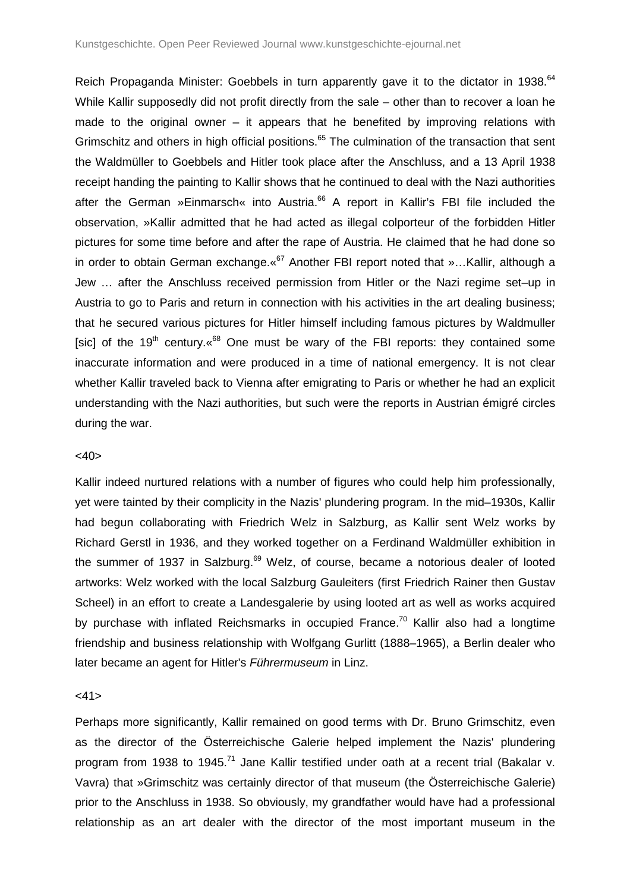Reich Propaganda Minister: Goebbels in turn apparently gave it to the dictator in 1938.[64] While Kallir supposedly did not profit directly from the sale – other than to recover a loan he made to the original owner – it appears that he benefited by improving relations with Grimschitz and others in high official positions.[65] The culmination of the transaction that sent the Waldmüller to Goebbels and Hitler took place after the Anschluss, and a 13 April 1938 receipt handing the painting to Kallir shows that he continued to deal with the Nazi authorities after the German »Einmarsch« into Austria.[66] A report in Kallir's FBI file included the observation, »Kallir admitted that he had acted as illegal colporteur of the forbidden Hitler pictures for some time before and after the rape of Austria. He claimed that he had done so in order to obtain German exchange.«[67] Another FBI report noted that »…Kallir, although a Jew … after the Anschluss received permission from Hitler or the Nazi regime set–up in Austria to go to Paris and return in connection with his activities in the art dealing business; that he secured various pictures for Hitler himself including famous pictures by Waldmuller [sic] of the 19th century.«[68] One must be wary of the FBI reports: they contained some inaccurate information and were produced in a time of national emergency. It is not clear whether Kallir traveled back to Vienna after emigrating to Paris or whether he had an explicit understanding with the Nazi authorities, but such were the reports in Austrian émigré circles during the war.

<40>

Kallir indeed nurtured relations with a number of figures who could help him professionally, yet were tainted by their complicity in the Nazis' plundering program. In the mid–1930s, Kallir had begun collaborating with Friedrich Welz in Salzburg, as Kallir sent Welz works by Richard Gerstl in 1936, and they worked together on a Ferdinand Waldmüller exhibition in the summer of 1937 in Salzburg.[69] Welz, of course, became a notorious dealer of looted artworks: Welz worked with the local Salzburg Gauleiters (first Friedrich Rainer then Gustav Scheel) in an effort to create a Landesgalerie by using looted art as well as works acquired by purchase with inflated Reichsmarks in occupied France.[70] Kallir also had a longtime friendship and business relationship with Wolfgang Gurlitt (1888–1965), a Berlin dealer who later became an agent for Hitler's *Führermuseum* in Linz.

<41>

Perhaps more significantly, Kallir remained on good terms with Dr. Bruno Grimschitz, even as the director of the Österreichische Galerie helped implement the Nazis' plundering program from 1938 to 1945.[71] Jane Kallir testified under oath at a recent trial (Bakalar v. Vavra) that »Grimschitz was certainly director of that museum (the Österreichische Galerie) prior to the Anschluss in 1938. So obviously, my grandfather would have had a professional relationship as an art dealer with the director of the most important museum in the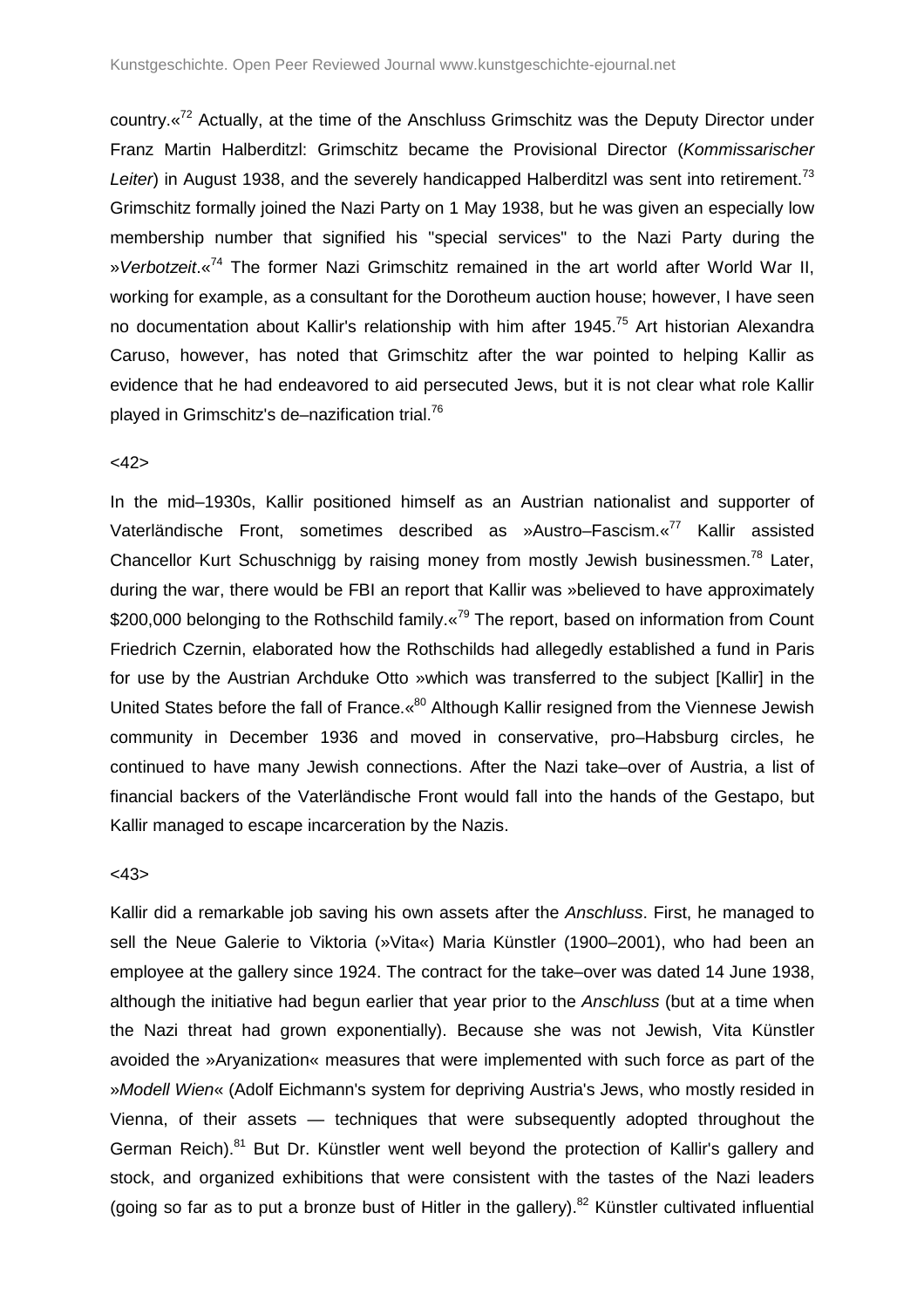country.«[72] Actually, at the time of the Anschluss Grimschitz was the Deputy Director under Franz Martin Halberditzl: Grimschitz became the Provisional Director (*Kommissarischer Leiter*) in August 1938, and the severely handicapped Halberditzl was sent into retirement.[73] Grimschitz formally joined the Nazi Party on 1 May 1938, but he was given an especially low membership number that signified his "special services" to the Nazi Party during the »*Verbotzeit*.«[74] The former Nazi Grimschitz remained in the art world after World War II, working for example, as a consultant for the Dorotheum auction house; however, I have seen no documentation about Kallir's relationship with him after 1945.[75] Art historian Alexandra Caruso, however, has noted that Grimschitz after the war pointed to helping Kallir as evidence that he had endeavored to aid persecuted Jews, but it is not clear what role Kallir played in Grimschitz's de–nazification trial.[76]

<42>

In the mid–1930s, Kallir positioned himself as an Austrian nationalist and supporter of Vaterländische Front, sometimes described as »Austro–Fascism.«[77] Kallir assisted Chancellor Kurt Schuschnigg by raising money from mostly Jewish businessmen.[78] Later, during the war, there would be FBI an report that Kallir was »believed to have approximately $200,000 belonging to the Rothschild family.«[79] The report, based on information from Count Friedrich Czernin, elaborated how the Rothschilds had allegedly established a fund in Paris for use by the Austrian Archduke Otto »which was transferred to the subject [Kallir] in the United States before the fall of France.«[80] Although Kallir resigned from the Viennese Jewish community in December 1936 and moved in conservative, pro–Habsburg circles, he continued to have many Jewish connections. After the Nazi take–over of Austria, a list of financial backers of the Vaterländische Front would fall into the hands of the Gestapo, but Kallir managed to escape incarceration by the Nazis.

<43>

Kallir did a remarkable job saving his own assets after the *Anschluss*. First, he managed to sell the Neue Galerie to Viktoria (»Vita«) Maria Künstler (1900–2001), who had been an employee at the gallery since 1924. The contract for the take–over was dated 14 June 1938, although the initiative had begun earlier that year prior to the *Anschluss* (but at a time when the Nazi threat had grown exponentially). Because she was not Jewish, Vita Künstler avoided the »Aryanization« measures that were implemented with such force as part of the »*Modell Wien*« (Adolf Eichmann's system for depriving Austria's Jews, who mostly resided in Vienna, of their assets — techniques that were subsequently adopted throughout the German Reich).[81] But Dr. Künstler went well beyond the protection of Kallir's gallery and stock, and organized exhibitions that were consistent with the tastes of the Nazi leaders (going so far as to put a bronze bust of Hitler in the gallery).[82] Künstler cultivated influential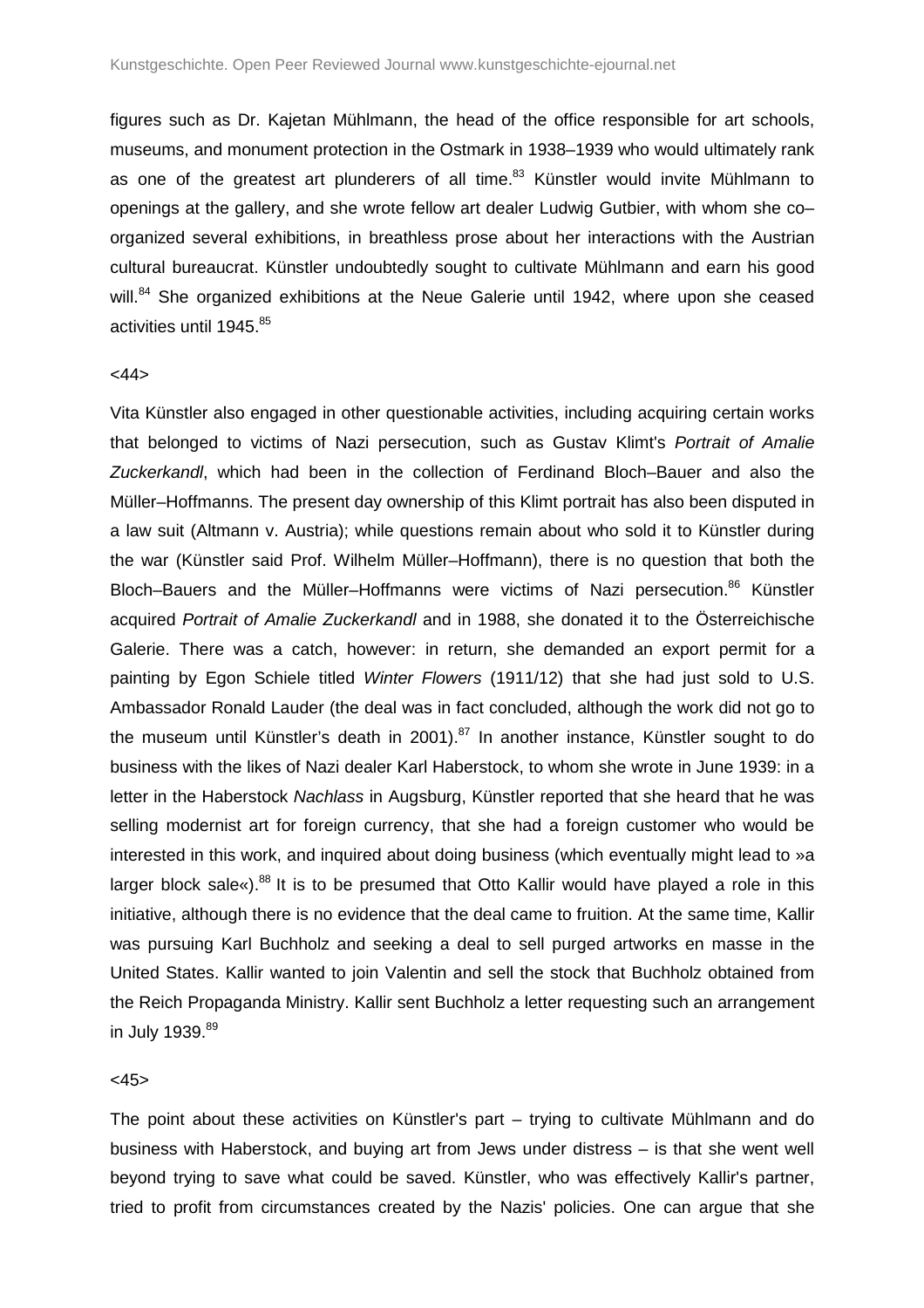figures such as Dr. Kajetan Mühlmann, the head of the office responsible for art schools, museums, and monument protection in the Ostmark in 1938–1939 who would ultimately rank as one of the greatest art plunderers of all time.[83] Künstler would invite Mühlmann to openings at the gallery, and she wrote fellow art dealer Ludwig Gutbier, with whom she co–organized several exhibitions, in breathless prose about her interactions with the Austrian cultural bureaucrat. Künstler undoubtedly sought to cultivate Mühlmann and earn his good will.[84] She organized exhibitions at the Neue Galerie until 1942, where upon she ceased activities until 1945.[85]

<44>

Vita Künstler also engaged in other questionable activities, including acquiring certain works that belonged to victims of Nazi persecution, such as Gustav Klimt's *Portrait of Amalie Zuckerkandl*, which had been in the collection of Ferdinand Bloch–Bauer and also the Müller–Hoffmanns. The present day ownership of this Klimt portrait has also been disputed in a law suit (Altmann v. Austria); while questions remain about who sold it to Künstler during the war (Künstler said Prof. Wilhelm Müller–Hoffmann), there is no question that both the Bloch–Bauers and the Müller–Hoffmanns were victims of Nazi persecution.[86] Künstler acquired *Portrait of Amalie Zuckerkandl* and in 1988, she donated it to the Österreichische Galerie. There was a catch, however: in return, she demanded an export permit for a painting by Egon Schiele titled *Winter Flowers* (1911/12) that she had just sold to U.S. Ambassador Ronald Lauder (the deal was in fact concluded, although the work did not go to the museum until Künstler's death in 2001).[87] In another instance, Künstler sought to do business with the likes of Nazi dealer Karl Haberstock, to whom she wrote in June 1939: in a letter in the Haberstock *Nachlass* in Augsburg, Künstler reported that she heard that he was selling modernist art for foreign currency, that she had a foreign customer who would be interested in this work, and inquired about doing business (which eventually might lead to »a larger block sale«).[88] It is to be presumed that Otto Kallir would have played a role in this initiative, although there is no evidence that the deal came to fruition. At the same time, Kallir was pursuing Karl Buchholz and seeking a deal to sell purged artworks en masse in the United States. Kallir wanted to join Valentin and sell the stock that Buchholz obtained from the Reich Propaganda Ministry. Kallir sent Buchholz a letter requesting such an arrangement in July 1939.[89]

<45>

The point about these activities on Künstler's part – trying to cultivate Mühlmann and do business with Haberstock, and buying art from Jews under distress – is that she went well beyond trying to save what could be saved. Künstler, who was effectively Kallir's partner, tried to profit from circumstances created by the Nazis' policies. One can argue that she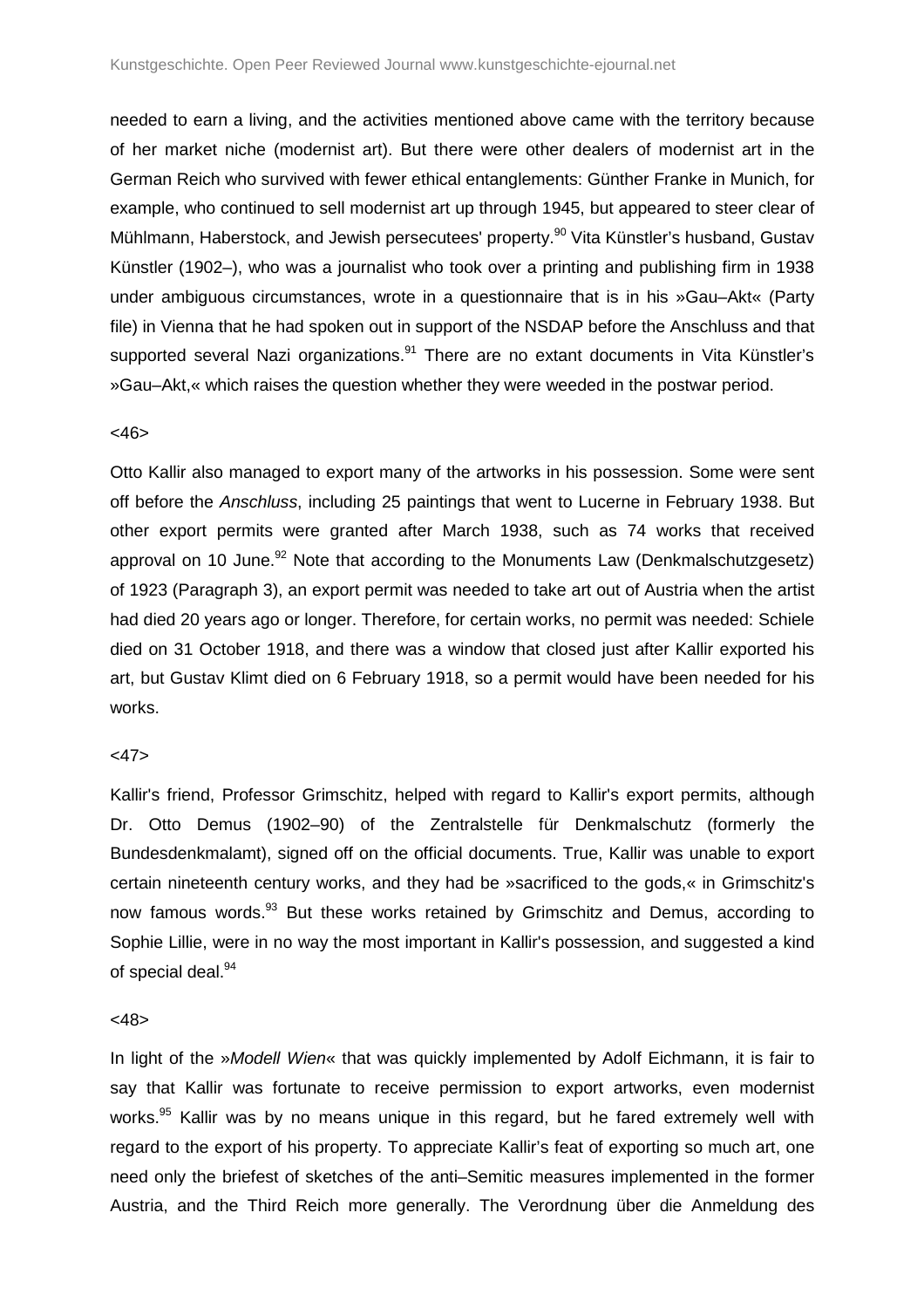needed to earn a living, and the activities mentioned above came with the territory because of her market niche (modernist art). But there were other dealers of modernist art in the German Reich who survived with fewer ethical entanglements: Günther Franke in Munich, for example, who continued to sell modernist art up through 1945, but appeared to steer clear of Mühlmann, Haberstock, and Jewish persecutees' property.[90] Vita Künstler's husband, Gustav Künstler (1902–), who was a journalist who took over a printing and publishing firm in 1938 under ambiguous circumstances, wrote in a questionnaire that is in his »Gau–Akt« (Party file) in Vienna that he had spoken out in support of the NSDAP before the Anschluss and that supported several Nazi organizations.[91] There are no extant documents in Vita Künstler's »Gau–Akt,« which raises the question whether they were weeded in the postwar period.

<46>

Otto Kallir also managed to export many of the artworks in his possession. Some were sent off before the *Anschluss*, including 25 paintings that went to Lucerne in February 1938. But other export permits were granted after March 1938, such as 74 works that received approval on 10 June.[92] Note that according to the Monuments Law (Denkmalschutzgesetz) of 1923 (Paragraph 3), an export permit was needed to take art out of Austria when the artist had died 20 years ago or longer. Therefore, for certain works, no permit was needed: Schiele died on 31 October 1918, and there was a window that closed just after Kallir exported his art, but Gustav Klimt died on 6 February 1918, so a permit would have been needed for his works.

<47>

Kallir's friend, Professor Grimschitz, helped with regard to Kallir's export permits, although Dr. Otto Demus (1902–90) of the Zentralstelle für Denkmalschutz (formerly the Bundesdenkmalamt), signed off on the official documents. True, Kallir was unable to export certain nineteenth century works, and they had be »sacrificed to the gods,« in Grimschitz's now famous words.[93] But these works retained by Grimschitz and Demus, according to Sophie Lillie, were in no way the most important in Kallir's possession, and suggested a kind of special deal.[94]

<48>

In light of the »*Modell Wien*« that was quickly implemented by Adolf Eichmann, it is fair to say that Kallir was fortunate to receive permission to export artworks, even modernist works.[95] Kallir was by no means unique in this regard, but he fared extremely well with regard to the export of his property. To appreciate Kallir's feat of exporting so much art, one need only the briefest of sketches of the anti–Semitic measures implemented in the former Austria, and the Third Reich more generally. The Verordnung über die Anmeldung des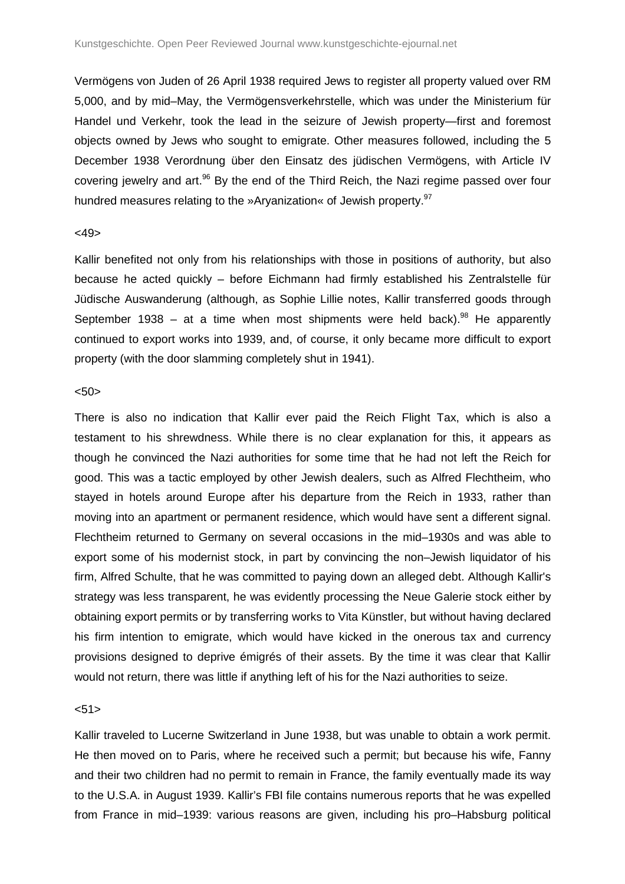Vermögens von Juden of 26 April 1938 required Jews to register all property valued over RM 5,000, and by mid–May, the Vermögensverkehrstelle, which was under the Ministerium für Handel und Verkehr, took the lead in the seizure of Jewish property—first and foremost objects owned by Jews who sought to emigrate. Other measures followed, including the 5 December 1938 Verordnung über den Einsatz des jüdischen Vermögens, with Article IV covering jewelry and art.[96] By the end of the Third Reich, the Nazi regime passed over four hundred measures relating to the »Aryanization« of Jewish property.[97]

<49>

Kallir benefited not only from his relationships with those in positions of authority, but also because he acted quickly – before Eichmann had firmly established his Zentralstelle für Jüdische Auswanderung (although, as Sophie Lillie notes, Kallir transferred goods through September 1938 – at a time when most shipments were held back).[98] He apparently continued to export works into 1939, and, of course, it only became more difficult to export property (with the door slamming completely shut in 1941).

<50>

There is also no indication that Kallir ever paid the Reich Flight Tax, which is also a testament to his shrewdness. While there is no clear explanation for this, it appears as though he convinced the Nazi authorities for some time that he had not left the Reich for good. This was a tactic employed by other Jewish dealers, such as Alfred Flechtheim, who stayed in hotels around Europe after his departure from the Reich in 1933, rather than moving into an apartment or permanent residence, which would have sent a different signal. Flechtheim returned to Germany on several occasions in the mid–1930s and was able to export some of his modernist stock, in part by convincing the non–Jewish liquidator of his firm, Alfred Schulte, that he was committed to paying down an alleged debt. Although Kallir's strategy was less transparent, he was evidently processing the Neue Galerie stock either by obtaining export permits or by transferring works to Vita Künstler, but without having declared his firm intention to emigrate, which would have kicked in the onerous tax and currency provisions designed to deprive émigrés of their assets. By the time it was clear that Kallir would not return, there was little if anything left of his for the Nazi authorities to seize.

<51>

Kallir traveled to Lucerne Switzerland in June 1938, but was unable to obtain a work permit. He then moved on to Paris, where he received such a permit; but because his wife, Fanny and their two children had no permit to remain in France, the family eventually made its way to the U.S.A. in August 1939. Kallir's FBI file contains numerous reports that he was expelled from France in mid–1939: various reasons are given, including his pro–Habsburg political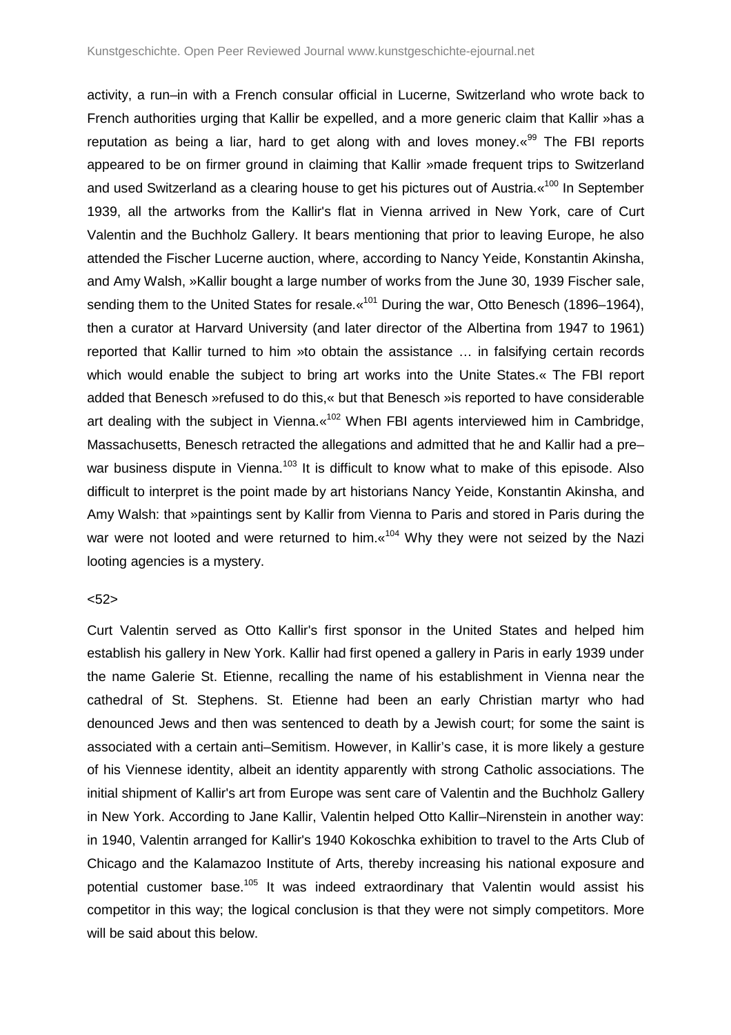activity, a run–in with a French consular official in Lucerne, Switzerland who wrote back to French authorities urging that Kallir be expelled, and a more generic claim that Kallir »has a reputation as being a liar, hard to get along with and loves money.«[99] The FBI reports appeared to be on firmer ground in claiming that Kallir »made frequent trips to Switzerland and used Switzerland as a clearing house to get his pictures out of Austria.«[100] In September 1939, all the artworks from the Kallir's flat in Vienna arrived in New York, care of Curt Valentin and the Buchholz Gallery. It bears mentioning that prior to leaving Europe, he also attended the Fischer Lucerne auction, where, according to Nancy Yeide, Konstantin Akinsha, and Amy Walsh, »Kallir bought a large number of works from the June 30, 1939 Fischer sale, sending them to the United States for resale.«[101] During the war, Otto Benesch (1896–1964), then a curator at Harvard University (and later director of the Albertina from 1947 to 1961) reported that Kallir turned to him »to obtain the assistance … in falsifying certain records which would enable the subject to bring art works into the Unite States.« The FBI report added that Benesch »refused to do this,« but that Benesch »is reported to have considerable art dealing with the subject in Vienna.«[102] When FBI agents interviewed him in Cambridge, Massachusetts, Benesch retracted the allegations and admitted that he and Kallir had a pre–war business dispute in Vienna.[103] It is difficult to know what to make of this episode. Also difficult to interpret is the point made by art historians Nancy Yeide, Konstantin Akinsha, and Amy Walsh: that »paintings sent by Kallir from Vienna to Paris and stored in Paris during the war were not looted and were returned to him.«[104] Why they were not seized by the Nazi looting agencies is a mystery.

<52>

Curt Valentin served as Otto Kallir's first sponsor in the United States and helped him establish his gallery in New York. Kallir had first opened a gallery in Paris in early 1939 under the name Galerie St. Etienne, recalling the name of his establishment in Vienna near the cathedral of St. Stephens. St. Etienne had been an early Christian martyr who had denounced Jews and then was sentenced to death by a Jewish court; for some the saint is associated with a certain anti–Semitism. However, in Kallir's case, it is more likely a gesture of his Viennese identity, albeit an identity apparently with strong Catholic associations. The initial shipment of Kallir's art from Europe was sent care of Valentin and the Buchholz Gallery in New York. According to Jane Kallir, Valentin helped Otto Kallir–Nirenstein in another way: in 1940, Valentin arranged for Kallir's 1940 Kokoschka exhibition to travel to the Arts Club of Chicago and the Kalamazoo Institute of Arts, thereby increasing his national exposure and potential customer base.[105] It was indeed extraordinary that Valentin would assist his competitor in this way; the logical conclusion is that they were not simply competitors. More will be said about this below.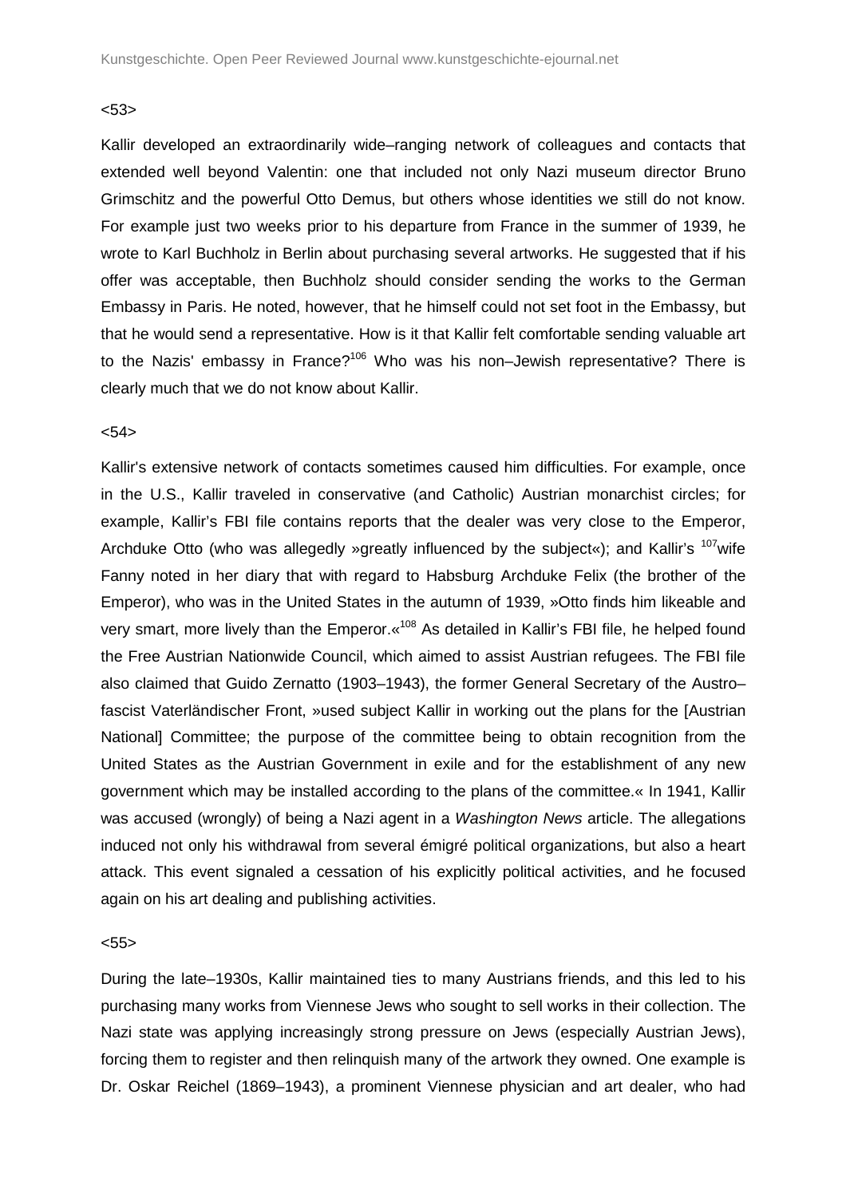<53>

Kallir developed an extraordinarily wide–ranging network of colleagues and contacts that extended well beyond Valentin: one that included not only Nazi museum director Bruno Grimschitz and the powerful Otto Demus, but others whose identities we still do not know. For example just two weeks prior to his departure from France in the summer of 1939, he wrote to Karl Buchholz in Berlin about purchasing several artworks. He suggested that if his offer was acceptable, then Buchholz should consider sending the works to the German Embassy in Paris. He noted, however, that he himself could not set foot in the Embassy, but that he would send a representative. How is it that Kallir felt comfortable sending valuable art to the Nazis' embassy in France?[106] Who was his non–Jewish representative? There is clearly much that we do not know about Kallir.

<54>

Kallir's extensive network of contacts sometimes caused him difficulties. For example, once in the U.S., Kallir traveled in conservative (and Catholic) Austrian monarchist circles; for example, Kallir's FBI file contains reports that the dealer was very close to the Emperor, Archduke Otto (who was allegedly »greatly influenced by the subject«); and Kallir's [107]wife Fanny noted in her diary that with regard to Habsburg Archduke Felix (the brother of the Emperor), who was in the United States in the autumn of 1939, »Otto finds him likeable and very smart, more lively than the Emperor.«[108] As detailed in Kallir's FBI file, he helped found the Free Austrian Nationwide Council, which aimed to assist Austrian refugees. The FBI file also claimed that Guido Zernatto (1903–1943), the former General Secretary of the Austro–fascist Vaterländischer Front, »used subject Kallir in working out the plans for the [Austrian National] Committee; the purpose of the committee being to obtain recognition from the United States as the Austrian Government in exile and for the establishment of any new government which may be installed according to the plans of the committee.« In 1941, Kallir was accused (wrongly) of being a Nazi agent in a *Washington News* article. The allegations induced not only his withdrawal from several émigré political organizations, but also a heart attack. This event signaled a cessation of his explicitly political activities, and he focused again on his art dealing and publishing activities.

<55>

During the late–1930s, Kallir maintained ties to many Austrians friends, and this led to his purchasing many works from Viennese Jews who sought to sell works in their collection. The Nazi state was applying increasingly strong pressure on Jews (especially Austrian Jews), forcing them to register and then relinquish many of the artwork they owned. One example is Dr. Oskar Reichel (1869–1943), a prominent Viennese physician and art dealer, who had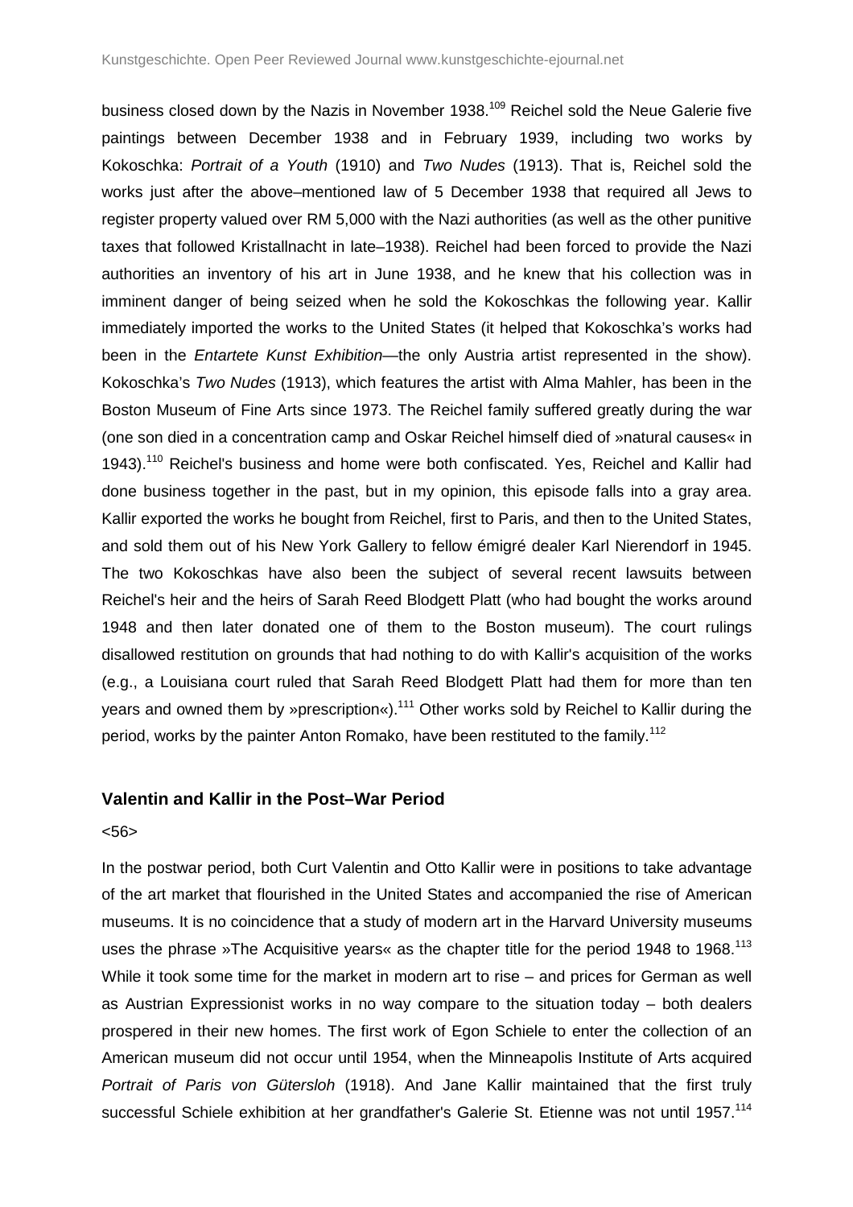business closed down by the Nazis in November 1938.[109] Reichel sold the Neue Galerie five paintings between December 1938 and in February 1939, including two works by Kokoschka: *Portrait of a Youth* (1910) and *Two Nudes* (1913). That is, Reichel sold the works just after the above–mentioned law of 5 December 1938 that required all Jews to register property valued over RM 5,000 with the Nazi authorities (as well as the other punitive taxes that followed Kristallnacht in late–1938). Reichel had been forced to provide the Nazi authorities an inventory of his art in June 1938, and he knew that his collection was in imminent danger of being seized when he sold the Kokoschkas the following year. Kallir immediately imported the works to the United States (it helped that Kokoschka's works had been in the *Entartete Kunst Exhibition*—the only Austria artist represented in the show). Kokoschka's *Two Nudes* (1913), which features the artist with Alma Mahler, has been in the Boston Museum of Fine Arts since 1973. The Reichel family suffered greatly during the war (one son died in a concentration camp and Oskar Reichel himself died of »natural causes« in 1943).[110] Reichel's business and home were both confiscated. Yes, Reichel and Kallir had done business together in the past, but in my opinion, this episode falls into a gray area. Kallir exported the works he bought from Reichel, first to Paris, and then to the United States, and sold them out of his New York Gallery to fellow émigré dealer Karl Nierendorf in 1945. The two Kokoschkas have also been the subject of several recent lawsuits between Reichel's heir and the heirs of Sarah Reed Blodgett Platt (who had bought the works around 1948 and then later donated one of them to the Boston museum). The court rulings disallowed restitution on grounds that had nothing to do with Kallir's acquisition of the works (e.g., a Louisiana court ruled that Sarah Reed Blodgett Platt had them for more than ten years and owned them by »prescription«).[111] Other works sold by Reichel to Kallir during the period, works by the painter Anton Romako, have been restituted to the family.[112]

## Valentin and Kallir in the Post–War Period

<56>

In the postwar period, both Curt Valentin and Otto Kallir were in positions to take advantage of the art market that flourished in the United States and accompanied the rise of American museums. It is no coincidence that a study of modern art in the Harvard University museums uses the phrase »The Acquisitive years« as the chapter title for the period 1948 to 1968.[113] While it took some time for the market in modern art to rise – and prices for German as well as Austrian Expressionist works in no way compare to the situation today – both dealers prospered in their new homes. The first work of Egon Schiele to enter the collection of an American museum did not occur until 1954, when the Minneapolis Institute of Arts acquired *Portrait of Paris von Gütersloh* (1918). And Jane Kallir maintained that the first truly successful Schiele exhibition at her grandfather's Galerie St. Etienne was not until 1957.[114]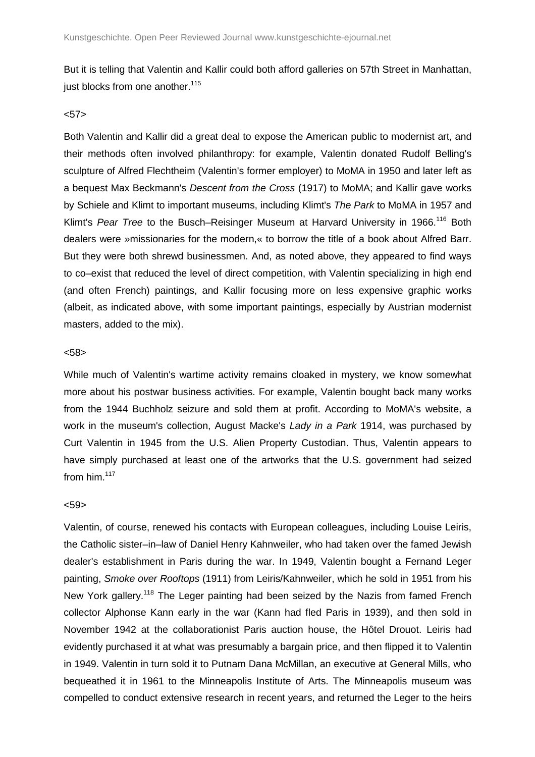But it is telling that Valentin and Kallir could both afford galleries on 57th Street in Manhattan, just blocks from one another.[115]

<57>

Both Valentin and Kallir did a great deal to expose the American public to modernist art, and their methods often involved philanthropy: for example, Valentin donated Rudolf Belling's sculpture of Alfred Flechtheim (Valentin's former employer) to MoMA in 1950 and later left as a bequest Max Beckmann's *Descent from the Cross* (1917) to MoMA; and Kallir gave works by Schiele and Klimt to important museums, including Klimt's *The Park* to MoMA in 1957 and Klimt's *Pear Tree* to the Busch–Reisinger Museum at Harvard University in 1966.[116] Both dealers were »missionaries for the modern,« to borrow the title of a book about Alfred Barr. But they were both shrewd businessmen. And, as noted above, they appeared to find ways to co–exist that reduced the level of direct competition, with Valentin specializing in high end (and often French) paintings, and Kallir focusing more on less expensive graphic works (albeit, as indicated above, with some important paintings, especially by Austrian modernist masters, added to the mix).

<58>

While much of Valentin's wartime activity remains cloaked in mystery, we know somewhat more about his postwar business activities. For example, Valentin bought back many works from the 1944 Buchholz seizure and sold them at profit. According to MoMA's website, a work in the museum's collection, August Macke's *Lady in a Park* 1914, was purchased by Curt Valentin in 1945 from the U.S. Alien Property Custodian. Thus, Valentin appears to have simply purchased at least one of the artworks that the U.S. government had seized from him.[117]

<59>

Valentin, of course, renewed his contacts with European colleagues, including Louise Leiris, the Catholic sister–in–law of Daniel Henry Kahnweiler, who had taken over the famed Jewish dealer's establishment in Paris during the war. In 1949, Valentin bought a Fernand Leger painting, *Smoke over Rooftops* (1911) from Leiris/Kahnweiler, which he sold in 1951 from his New York gallery.[118] The Leger painting had been seized by the Nazis from famed French collector Alphonse Kann early in the war (Kann had fled Paris in 1939), and then sold in November 1942 at the collaborationist Paris auction house, the Hôtel Drouot. Leiris had evidently purchased it at what was presumably a bargain price, and then flipped it to Valentin in 1949. Valentin in turn sold it to Putnam Dana McMillan, an executive at General Mills, who bequeathed it in 1961 to the Minneapolis Institute of Arts. The Minneapolis museum was compelled to conduct extensive research in recent years, and returned the Leger to the heirs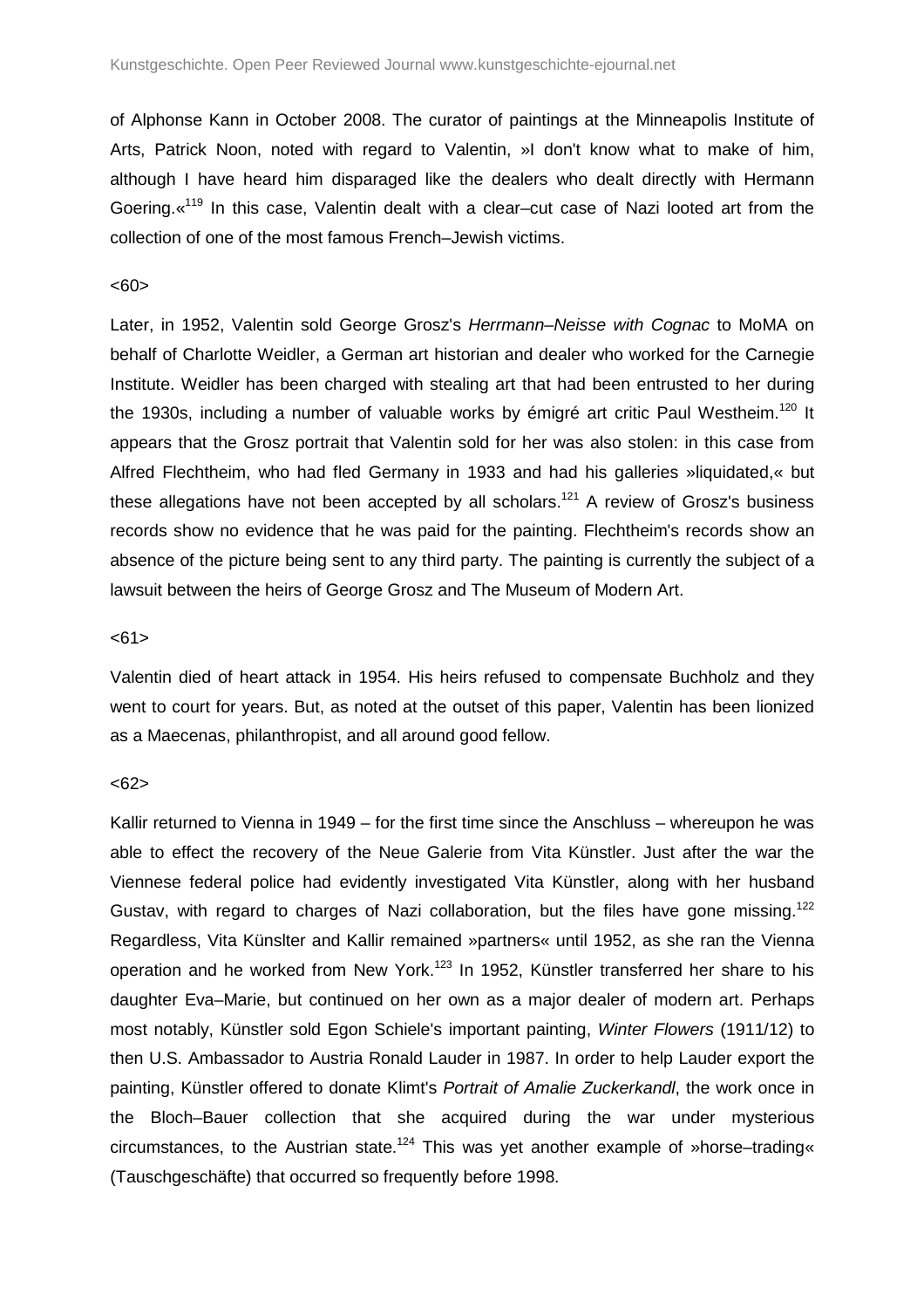of Alphonse Kann in October 2008. The curator of paintings at the Minneapolis Institute of Arts, Patrick Noon, noted with regard to Valentin, »I don't know what to make of him, although I have heard him disparaged like the dealers who dealt directly with Hermann Goering.«[119] In this case, Valentin dealt with a clear–cut case of Nazi looted art from the collection of one of the most famous French–Jewish victims.

<60>

Later, in 1952, Valentin sold George Grosz's *Herrmann–Neisse with Cognac* to MoMA on behalf of Charlotte Weidler, a German art historian and dealer who worked for the Carnegie Institute. Weidler has been charged with stealing art that had been entrusted to her during the 1930s, including a number of valuable works by émigré art critic Paul Westheim.[120] It appears that the Grosz portrait that Valentin sold for her was also stolen: in this case from Alfred Flechtheim, who had fled Germany in 1933 and had his galleries »liquidated,« but these allegations have not been accepted by all scholars.[121] A review of Grosz's business records show no evidence that he was paid for the painting. Flechtheim's records show an absence of the picture being sent to any third party. The painting is currently the subject of a lawsuit between the heirs of George Grosz and The Museum of Modern Art.

<61>

Valentin died of heart attack in 1954. His heirs refused to compensate Buchholz and they went to court for years. But, as noted at the outset of this paper, Valentin has been lionized as a Maecenas, philanthropist, and all around good fellow.

<62>

Kallir returned to Vienna in 1949 – for the first time since the Anschluss – whereupon he was able to effect the recovery of the Neue Galerie from Vita Künstler. Just after the war the Viennese federal police had evidently investigated Vita Künstler, along with her husband Gustav, with regard to charges of Nazi collaboration, but the files have gone missing.[122] Regardless, Vita Künslter and Kallir remained »partners« until 1952, as she ran the Vienna operation and he worked from New York.[123] In 1952, Künstler transferred her share to his daughter Eva–Marie, but continued on her own as a major dealer of modern art. Perhaps most notably, Künstler sold Egon Schiele's important painting, *Winter Flowers* (1911/12) to then U.S. Ambassador to Austria Ronald Lauder in 1987. In order to help Lauder export the painting, Künstler offered to donate Klimt's *Portrait of Amalie Zuckerkandl*, the work once in the Bloch–Bauer collection that she acquired during the war under mysterious circumstances, to the Austrian state.[124] This was yet another example of »horse–trading« (Tauschgeschäfte) that occurred so frequently before 1998.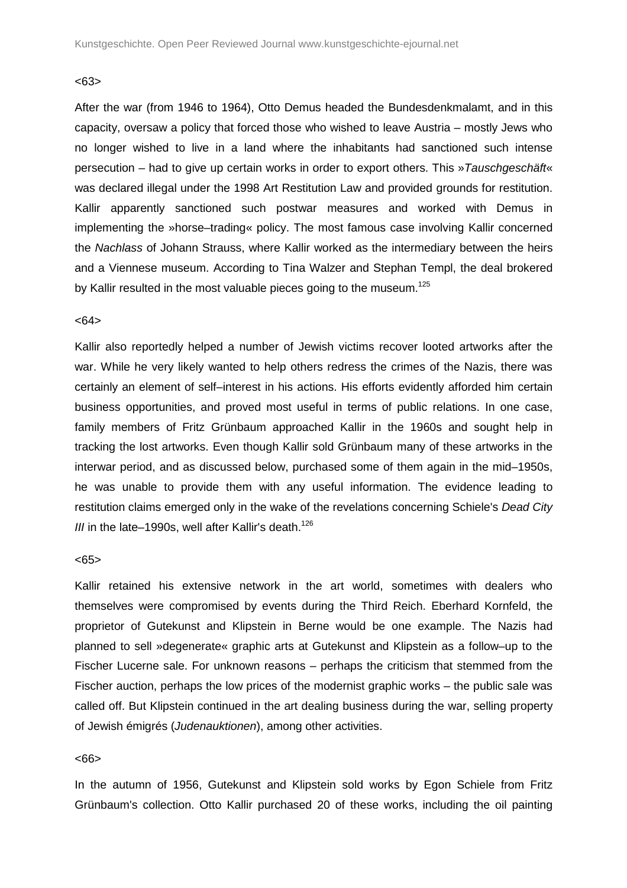<63>

After the war (from 1946 to 1964), Otto Demus headed the Bundesdenkmalamt, and in this capacity, oversaw a policy that forced those who wished to leave Austria – mostly Jews who no longer wished to live in a land where the inhabitants had sanctioned such intense persecution – had to give up certain works in order to export others. This »*Tauschgeschäft*« was declared illegal under the 1998 Art Restitution Law and provided grounds for restitution. Kallir apparently sanctioned such postwar measures and worked with Demus in implementing the »horse–trading« policy. The most famous case involving Kallir concerned the *Nachlass* of Johann Strauss, where Kallir worked as the intermediary between the heirs and a Viennese museum. According to Tina Walzer and Stephan Templ, the deal brokered by Kallir resulted in the most valuable pieces going to the museum.[125]

<64>

Kallir also reportedly helped a number of Jewish victims recover looted artworks after the war. While he very likely wanted to help others redress the crimes of the Nazis, there was certainly an element of self–interest in his actions. His efforts evidently afforded him certain business opportunities, and proved most useful in terms of public relations. In one case, family members of Fritz Grünbaum approached Kallir in the 1960s and sought help in tracking the lost artworks. Even though Kallir sold Grünbaum many of these artworks in the interwar period, and as discussed below, purchased some of them again in the mid–1950s, he was unable to provide them with any useful information. The evidence leading to restitution claims emerged only in the wake of the revelations concerning Schiele's *Dead City III* in the late–1990s, well after Kallir's death.[126]

<65>

Kallir retained his extensive network in the art world, sometimes with dealers who themselves were compromised by events during the Third Reich. Eberhard Kornfeld, the proprietor of Gutekunst and Klipstein in Berne would be one example. The Nazis had planned to sell »degenerate« graphic arts at Gutekunst and Klipstein as a follow–up to the Fischer Lucerne sale. For unknown reasons – perhaps the criticism that stemmed from the Fischer auction, perhaps the low prices of the modernist graphic works – the public sale was called off. But Klipstein continued in the art dealing business during the war, selling property of Jewish émigrés (*Judenauktionen*), among other activities.

<66>

In the autumn of 1956, Gutekunst and Klipstein sold works by Egon Schiele from Fritz Grünbaum's collection. Otto Kallir purchased 20 of these works, including the oil painting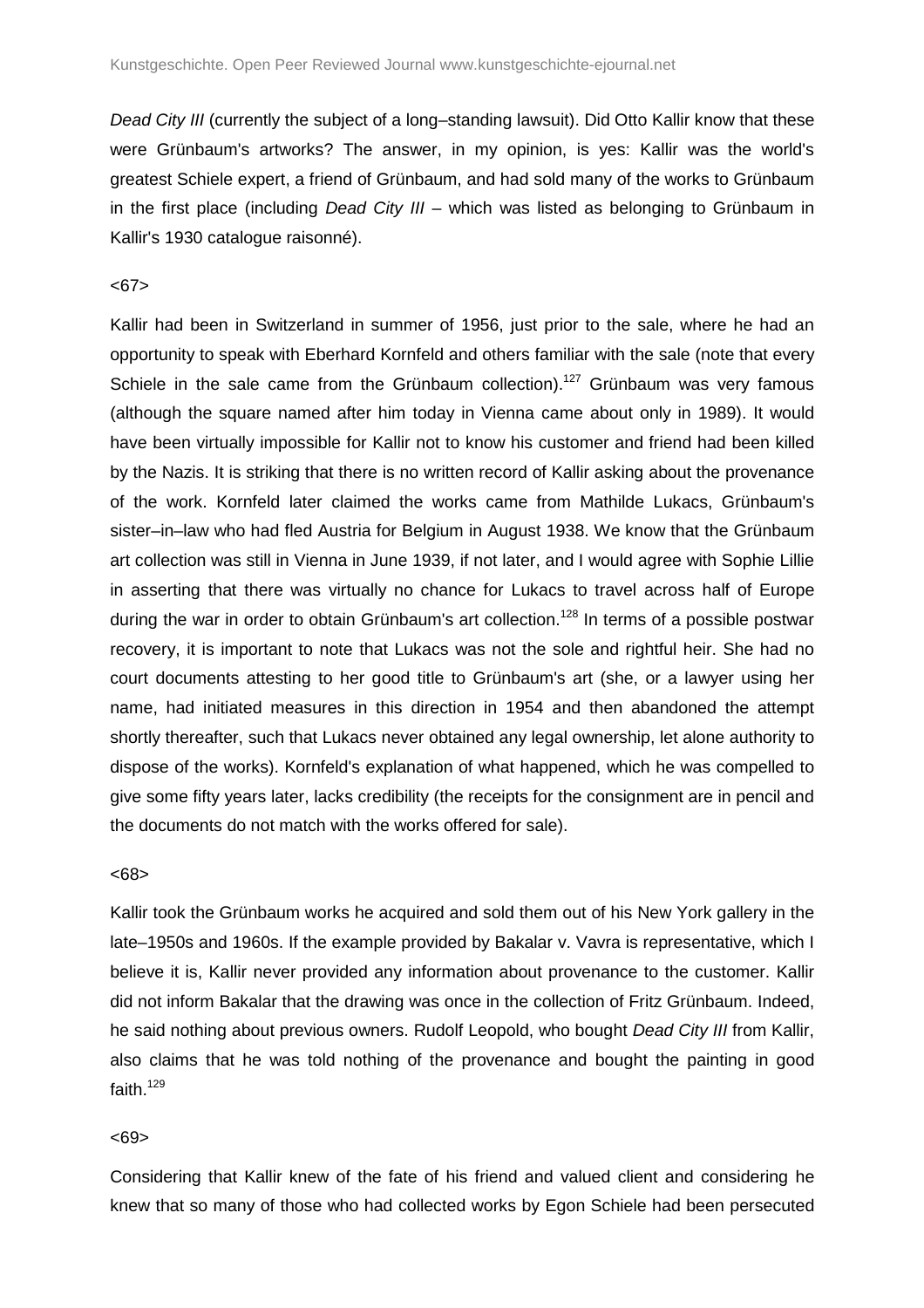*Dead City III* (currently the subject of a long–standing lawsuit). Did Otto Kallir know that these were Grünbaum's artworks? The answer, in my opinion, is yes: Kallir was the world's greatest Schiele expert, a friend of Grünbaum, and had sold many of the works to Grünbaum in the first place (including *Dead City III* – which was listed as belonging to Grünbaum in Kallir's 1930 catalogue raisonné).

<67>

Kallir had been in Switzerland in summer of 1956, just prior to the sale, where he had an opportunity to speak with Eberhard Kornfeld and others familiar with the sale (note that every Schiele in the sale came from the Grünbaum collection).[127] Grünbaum was very famous (although the square named after him today in Vienna came about only in 1989). It would have been virtually impossible for Kallir not to know his customer and friend had been killed by the Nazis. It is striking that there is no written record of Kallir asking about the provenance of the work. Kornfeld later claimed the works came from Mathilde Lukacs, Grünbaum's sister–in–law who had fled Austria for Belgium in August 1938. We know that the Grünbaum art collection was still in Vienna in June 1939, if not later, and I would agree with Sophie Lillie in asserting that there was virtually no chance for Lukacs to travel across half of Europe during the war in order to obtain Grünbaum's art collection.[128] In terms of a possible postwar recovery, it is important to note that Lukacs was not the sole and rightful heir. She had no court documents attesting to her good title to Grünbaum's art (she, or a lawyer using her name, had initiated measures in this direction in 1954 and then abandoned the attempt shortly thereafter, such that Lukacs never obtained any legal ownership, let alone authority to dispose of the works). Kornfeld's explanation of what happened, which he was compelled to give some fifty years later, lacks credibility (the receipts for the consignment are in pencil and the documents do not match with the works offered for sale).

<68>

Kallir took the Grünbaum works he acquired and sold them out of his New York gallery in the late–1950s and 1960s. If the example provided by Bakalar v. Vavra is representative, which I believe it is, Kallir never provided any information about provenance to the customer. Kallir did not inform Bakalar that the drawing was once in the collection of Fritz Grünbaum. Indeed, he said nothing about previous owners. Rudolf Leopold, who bought *Dead City III* from Kallir, also claims that he was told nothing of the provenance and bought the painting in good faith.[129]

<69>

Considering that Kallir knew of the fate of his friend and valued client and considering he knew that so many of those who had collected works by Egon Schiele had been persecuted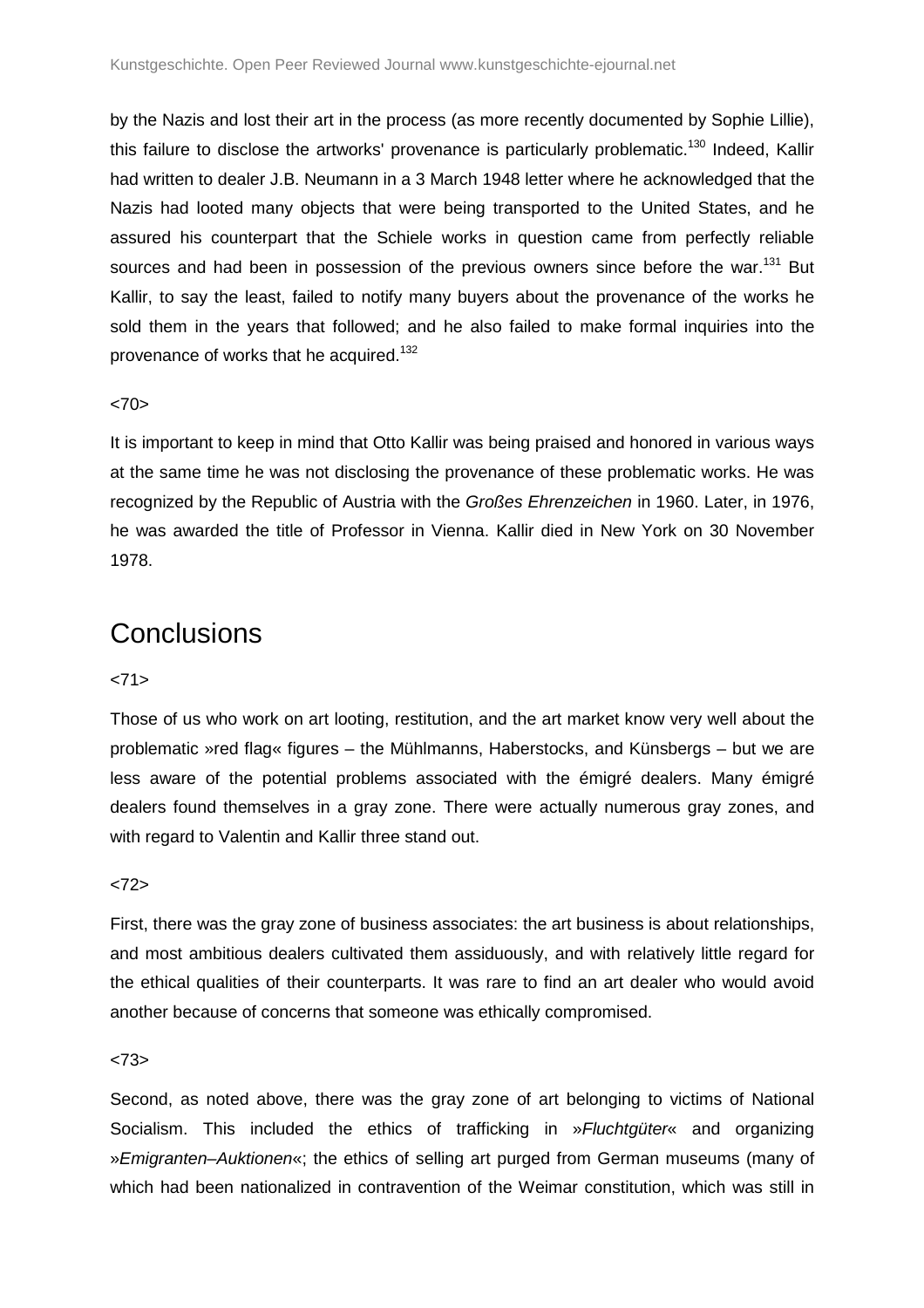by the Nazis and lost their art in the process (as more recently documented by Sophie Lillie), this failure to disclose the artworks' provenance is particularly problematic.[130] Indeed, Kallir had written to dealer J.B. Neumann in a 3 March 1948 letter where he acknowledged that the Nazis had looted many objects that were being transported to the United States, and he assured his counterpart that the Schiele works in question came from perfectly reliable sources and had been in possession of the previous owners since before the war.[131] But Kallir, to say the least, failed to notify many buyers about the provenance of the works he sold them in the years that followed; and he also failed to make formal inquiries into the provenance of works that he acquired.[132]

<70>

It is important to keep in mind that Otto Kallir was being praised and honored in various ways at the same time he was not disclosing the provenance of these problematic works. He was recognized by the Republic of Austria with the *Großes Ehrenzeichen* in 1960. Later, in 1976, he was awarded the title of Professor in Vienna. Kallir died in New York on 30 November 1978.

# Conclusions

<71>

Those of us who work on art looting, restitution, and the art market know very well about the problematic »red flag« figures – the Mühlmanns, Haberstocks, and Künsbergs – but we are less aware of the potential problems associated with the émigré dealers. Many émigré dealers found themselves in a gray zone. There were actually numerous gray zones, and with regard to Valentin and Kallir three stand out.

<72>

First, there was the gray zone of business associates: the art business is about relationships, and most ambitious dealers cultivated them assiduously, and with relatively little regard for the ethical qualities of their counterparts. It was rare to find an art dealer who would avoid another because of concerns that someone was ethically compromised.

<73>

Second, as noted above, there was the gray zone of art belonging to victims of National Socialism. This included the ethics of trafficking in »*Fluchtgüter*« and organizing »*Emigranten–Auktionen*«; the ethics of selling art purged from German museums (many of which had been nationalized in contravention of the Weimar constitution, which was still in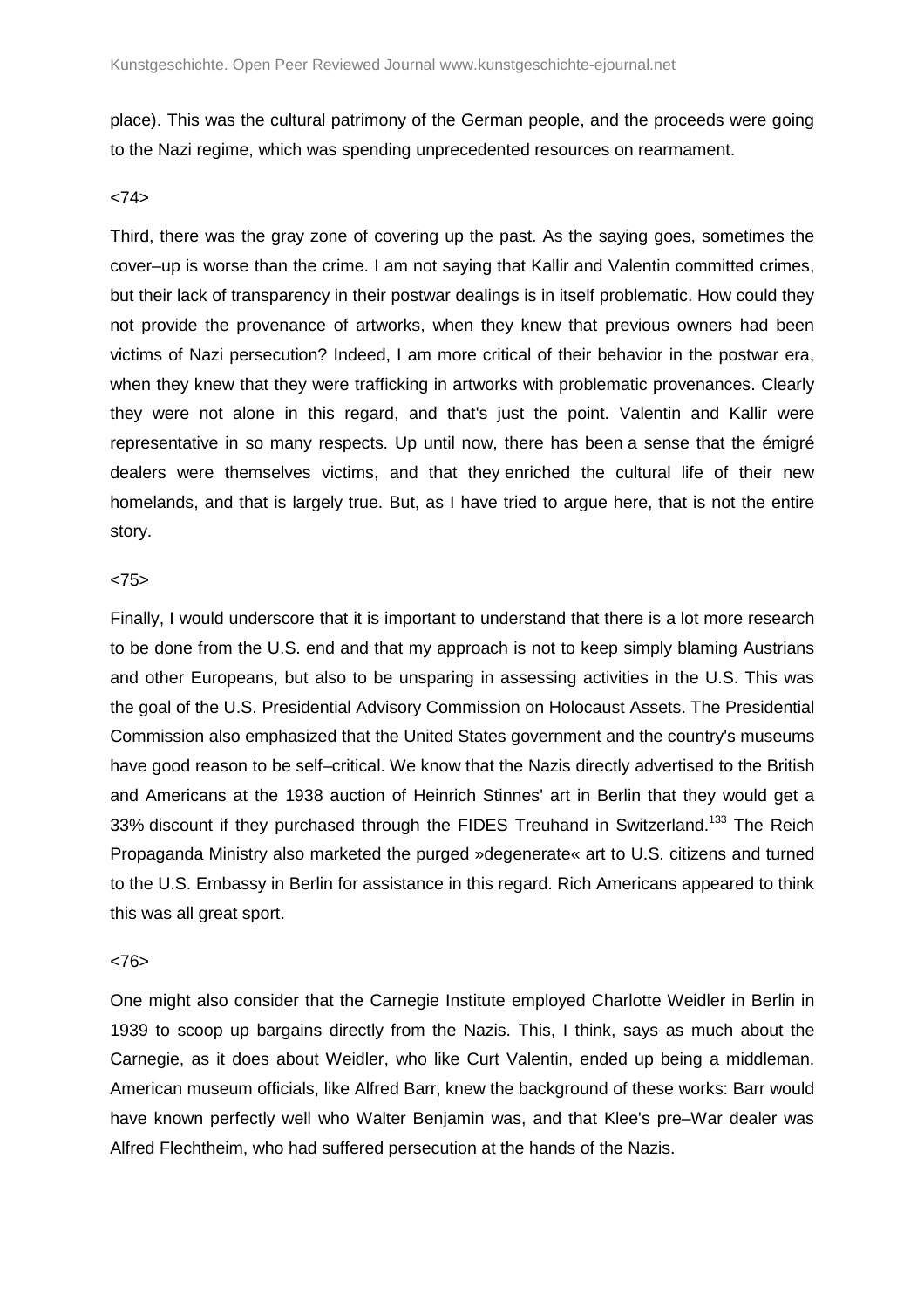place). This was the cultural patrimony of the German people, and the proceeds were going to the Nazi regime, which was spending unprecedented resources on rearmament.

<74>

Third, there was the gray zone of covering up the past. As the saying goes, sometimes the cover–up is worse than the crime. I am not saying that Kallir and Valentin committed crimes, but their lack of transparency in their postwar dealings is in itself problematic. How could they not provide the provenance of artworks, when they knew that previous owners had been victims of Nazi persecution? Indeed, I am more critical of their behavior in the postwar era, when they knew that they were trafficking in artworks with problematic provenances. Clearly they were not alone in this regard, and that's just the point. Valentin and Kallir were representative in so many respects. Up until now, there has been a sense that the émigré dealers were themselves victims, and that they enriched the cultural life of their new homelands, and that is largely true. But, as I have tried to argue here, that is not the entire story.

<75>

Finally, I would underscore that it is important to understand that there is a lot more research to be done from the U.S. end and that my approach is not to keep simply blaming Austrians and other Europeans, but also to be unsparing in assessing activities in the U.S. This was the goal of the U.S. Presidential Advisory Commission on Holocaust Assets. The Presidential Commission also emphasized that the United States government and the country's museums have good reason to be self–critical. We know that the Nazis directly advertised to the British and Americans at the 1938 auction of Heinrich Stinnes' art in Berlin that they would get a 33% discount if they purchased through the FIDES Treuhand in Switzerland.[133] The Reich Propaganda Ministry also marketed the purged »degenerate« art to U.S. citizens and turned to the U.S. Embassy in Berlin for assistance in this regard. Rich Americans appeared to think this was all great sport.

<76>

One might also consider that the Carnegie Institute employed Charlotte Weidler in Berlin in 1939 to scoop up bargains directly from the Nazis. This, I think, says as much about the Carnegie, as it does about Weidler, who like Curt Valentin, ended up being a middleman. American museum officials, like Alfred Barr, knew the background of these works: Barr would have known perfectly well who Walter Benjamin was, and that Klee's pre–War dealer was Alfred Flechtheim, who had suffered persecution at the hands of the Nazis.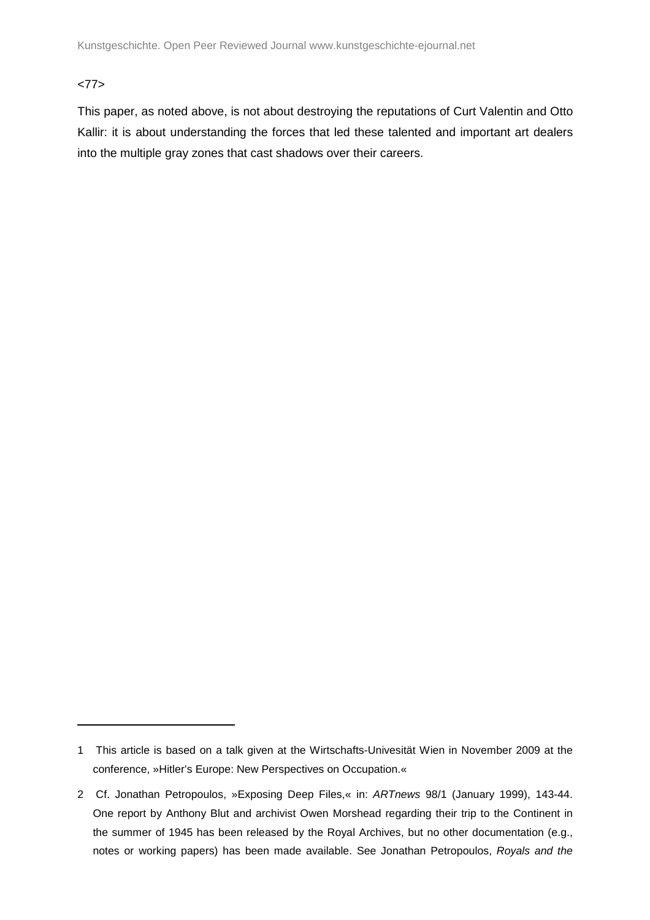<77>

This paper, as noted above, is not about destroying the reputations of Curt Valentin and Otto Kallir: it is about understanding the forces that led these talented and important art dealers into the multiple gray zones that cast shadows over their careers.

---

1 This article is based on a talk given at the Wirtschafts-Univesität Wien in November 2009 at the conference, »Hitler's Europe: New Perspectives on Occupation.«

2 Cf. Jonathan Petropoulos, »Exposing Deep Files,« in: *ARTnews* 98/1 (January 1999), 143-44. One report by Anthony Blut and archivist Owen Morshead regarding their trip to the Continent in the summer of 1945 has been released by the Royal Archives, but no other documentation (e.g., notes or working papers) has been made available. See Jonathan Petropoulos, *Royals and the*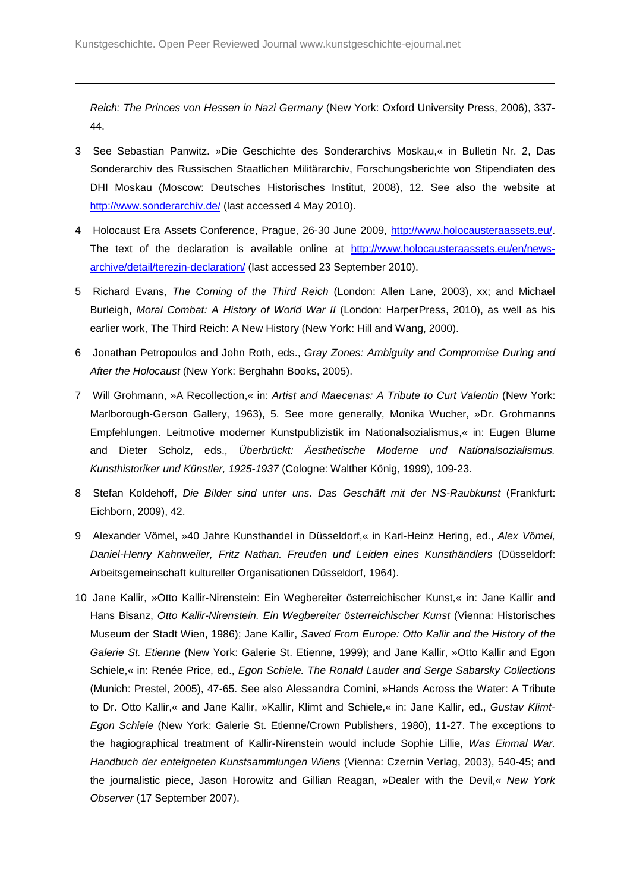*Reich: The Princes von Hessen in Nazi Germany* (New York: Oxford University Press, 2006), 337-44.

3 See Sebastian Panwitz. »Die Geschichte des Sonderarchivs Moskau,« in Bulletin Nr. 2, Das Sonderarchiv des Russischen Staatlichen Militärarchiv, Forschungsberichte von Stipendiaten des DHI Moskau (Moscow: Deutsches Historisches Institut, 2008), 12. See also the website at http://www.sonderarchiv.de/ (last accessed 4 May 2010).

4 Holocaust Era Assets Conference, Prague, 26-30 June 2009, http://www.holocausteraassets.eu/. The text of the declaration is available online at http://www.holocausteraassets.eu/en/news-archive/detail/terezin-declaration/ (last accessed 23 September 2010).

5 Richard Evans, *The Coming of the Third Reich* (London: Allen Lane, 2003), xx; and Michael Burleigh, *Moral Combat: A History of World War II* (London: HarperPress, 2010), as well as his earlier work, The Third Reich: A New History (New York: Hill and Wang, 2000).

6 Jonathan Petropoulos and John Roth, eds., *Gray Zones: Ambiguity and Compromise During and After the Holocaust* (New York: Berghahn Books, 2005).

7 Will Grohmann, »A Recollection,« in: *Artist and Maecenas: A Tribute to Curt Valentin* (New York: Marlborough-Gerson Gallery, 1963), 5. See more generally, Monika Wucher, »Dr. Grohmanns Empfehlungen. Leitmotive moderner Kunstpublizistik im Nationalsozialismus,« in: Eugen Blume and Dieter Scholz, eds., *Überbrückt: Äesthetische Moderne und Nationalsozialismus. Kunsthistoriker und Künstler, 1925-1937* (Cologne: Walther König, 1999), 109-23.

8 Stefan Koldehoff, *Die Bilder sind unter uns. Das Geschäft mit der NS-Raubkunst* (Frankfurt: Eichborn, 2009), 42.

9 Alexander Vömel, »40 Jahre Kunsthandel in Düsseldorf,« in Karl-Heinz Hering, ed., *Alex Vömel, Daniel-Henry Kahnweiler, Fritz Nathan. Freuden und Leiden eines Kunsthändlers* (Düsseldorf: Arbeitsgemeinschaft kultureller Organisationen Düsseldorf, 1964).

10 Jane Kallir, »Otto Kallir-Nirenstein: Ein Wegbereiter österreichischer Kunst,« in: Jane Kallir and Hans Bisanz, *Otto Kallir-Nirenstein. Ein Wegbereiter österreichischer Kunst* (Vienna: Historisches Museum der Stadt Wien, 1986); Jane Kallir, *Saved From Europe: Otto Kallir and the History of the Galerie St. Etienne* (New York: Galerie St. Etienne, 1999); and Jane Kallir, »Otto Kallir and Egon Schiele,« in: Renée Price, ed., *Egon Schiele. The Ronald Lauder and Serge Sabarsky Collections* (Munich: Prestel, 2005), 47-65. See also Alessandra Comini, »Hands Across the Water: A Tribute to Dr. Otto Kallir,« and Jane Kallir, »Kallir, Klimt and Schiele,« in: Jane Kallir, ed., *Gustav Klimt-Egon Schiele* (New York: Galerie St. Etienne/Crown Publishers, 1980), 11-27. The exceptions to the hagiographical treatment of Kallir-Nirenstein would include Sophie Lillie, *Was Einmal War. Handbuch der enteigneten Kunstsammlungen Wiens* (Vienna: Czernin Verlag, 2003), 540-45; and the journalistic piece, Jason Horowitz and Gillian Reagan, »Dealer with the Devil,« *New York Observer* (17 September 2007).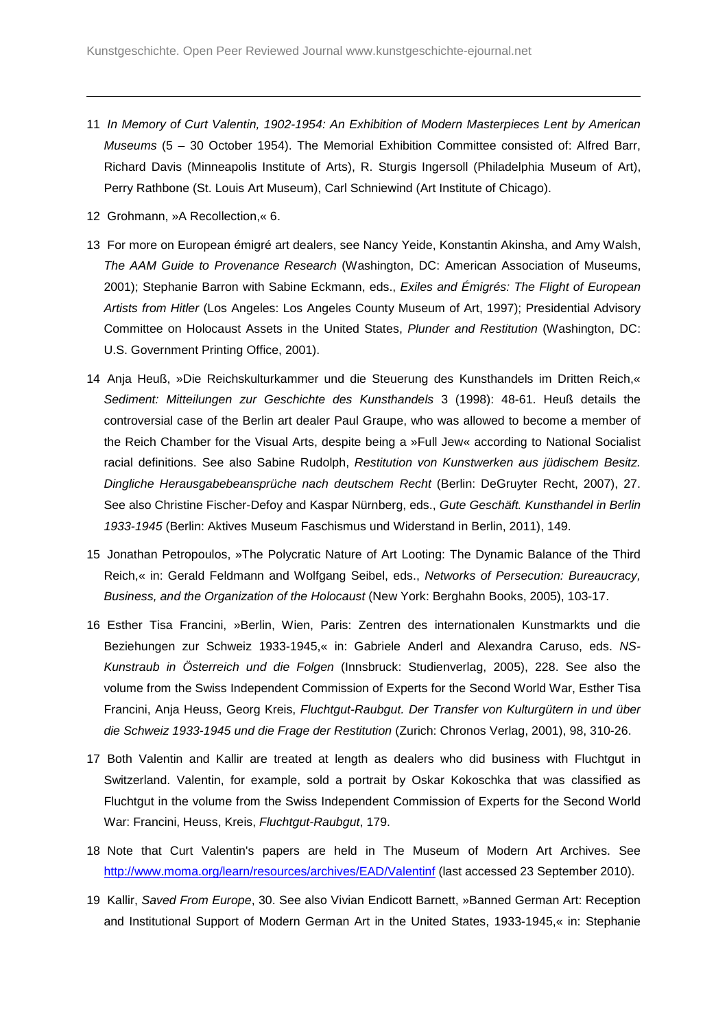11 *In Memory of Curt Valentin, 1902-1954: An Exhibition of Modern Masterpieces Lent by American Museums* (5 – 30 October 1954). The Memorial Exhibition Committee consisted of: Alfred Barr, Richard Davis (Minneapolis Institute of Arts), R. Sturgis Ingersoll (Philadelphia Museum of Art), Perry Rathbone (St. Louis Art Museum), Carl Schniewind (Art Institute of Chicago).

12 Grohmann, »A Recollection,« 6.

13 For more on European émigré art dealers, see Nancy Yeide, Konstantin Akinsha, and Amy Walsh, *The AAM Guide to Provenance Research* (Washington, DC: American Association of Museums, 2001); Stephanie Barron with Sabine Eckmann, eds., *Exiles and Émigrés: The Flight of European Artists from Hitler* (Los Angeles: Los Angeles County Museum of Art, 1997); Presidential Advisory Committee on Holocaust Assets in the United States, *Plunder and Restitution* (Washington, DC: U.S. Government Printing Office, 2001).

14 Anja Heuß, »Die Reichskulturkammer und die Steuerung des Kunsthandels im Dritten Reich,« *Sediment: Mitteilungen zur Geschichte des Kunsthandels* 3 (1998): 48-61. Heuß details the controversial case of the Berlin art dealer Paul Graupe, who was allowed to become a member of the Reich Chamber for the Visual Arts, despite being a »Full Jew« according to National Socialist racial definitions. See also Sabine Rudolph, *Restitution von Kunstwerken aus jüdischem Besitz. Dingliche Herausgabebeansprüche nach deutschem Recht* (Berlin: DeGruyter Recht, 2007), 27. See also Christine Fischer-Defoy and Kaspar Nürnberg, eds., *Gute Geschäft. Kunsthandel in Berlin 1933-1945* (Berlin: Aktives Museum Faschismus und Widerstand in Berlin, 2011), 149.

15 Jonathan Petropoulos, »The Polycratic Nature of Art Looting: The Dynamic Balance of the Third Reich,« in: Gerald Feldmann and Wolfgang Seibel, eds., *Networks of Persecution: Bureaucracy, Business, and the Organization of the Holocaust* (New York: Berghahn Books, 2005), 103-17.

16 Esther Tisa Francini, »Berlin, Wien, Paris: Zentren des internationalen Kunstmarkts und die Beziehungen zur Schweiz 1933-1945,« in: Gabriele Anderl and Alexandra Caruso, eds. *NS-Kunstraub in Österreich und die Folgen* (Innsbruck: Studienverlag, 2005), 228. See also the volume from the Swiss Independent Commission of Experts for the Second World War, Esther Tisa Francini, Anja Heuss, Georg Kreis, *Fluchtgut-Raubgut. Der Transfer von Kulturgütern in und über die Schweiz 1933-1945 und die Frage der Restitution* (Zurich: Chronos Verlag, 2001), 98, 310-26.

17 Both Valentin and Kallir are treated at length as dealers who did business with Fluchtgut in Switzerland. Valentin, for example, sold a portrait by Oskar Kokoschka that was classified as Fluchtgut in the volume from the Swiss Independent Commission of Experts for the Second World War: Francini, Heuss, Kreis, *Fluchtgut-Raubgut*, 179.

18 Note that Curt Valentin's papers are held in The Museum of Modern Art Archives. See http://www.moma.org/learn/resources/archives/EAD/Valentinf (last accessed 23 September 2010).

19 Kallir, *Saved From Europe*, 30. See also Vivian Endicott Barnett, »Banned German Art: Reception and Institutional Support of Modern German Art in the United States, 1933-1945,« in: Stephanie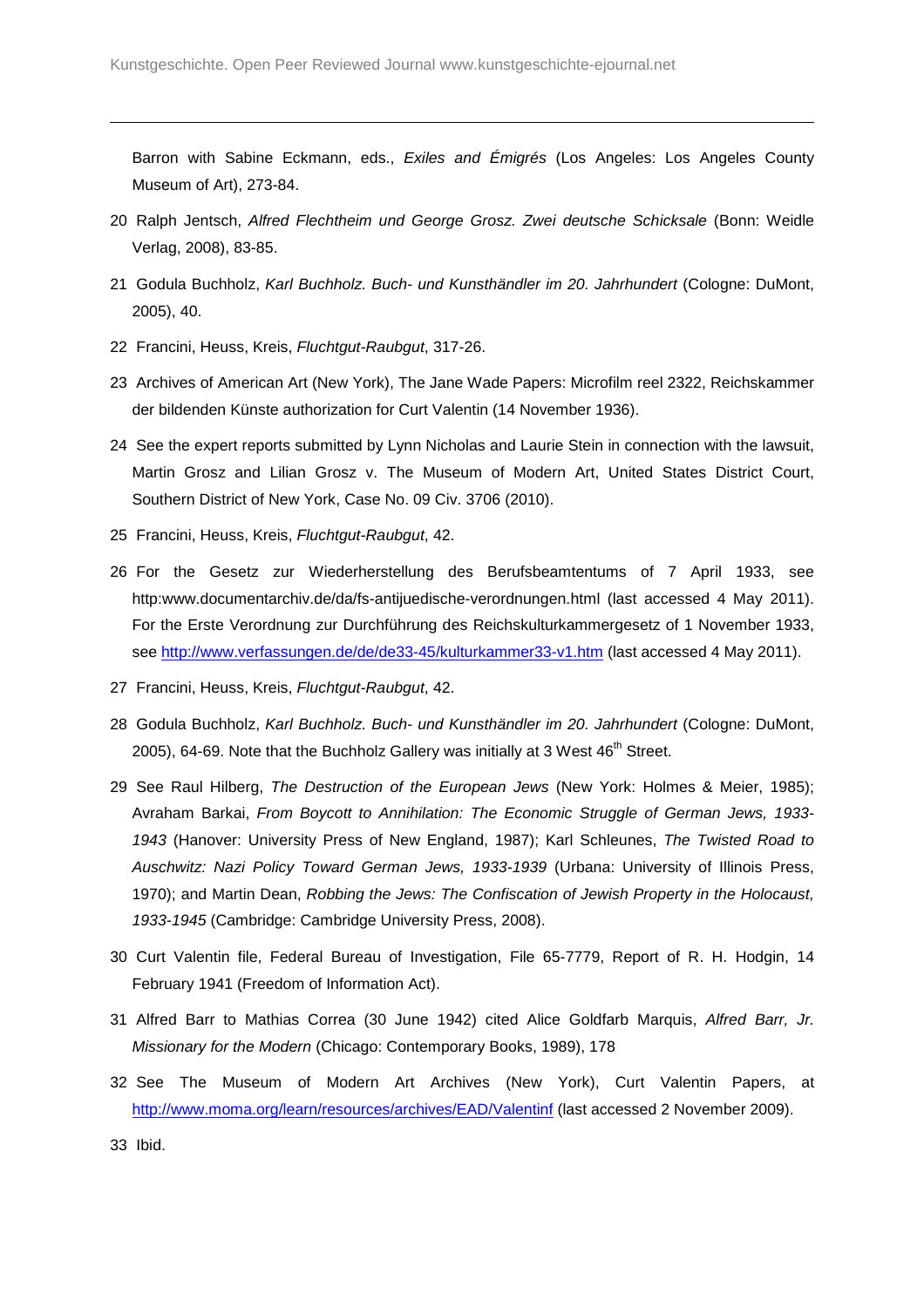Barron with Sabine Eckmann, eds., *Exiles and Émigrés* (Los Angeles: Los Angeles County Museum of Art), 273-84.

20 Ralph Jentsch, *Alfred Flechtheim und George Grosz. Zwei deutsche Schicksale* (Bonn: Weidle Verlag, 2008), 83-85.

21 Godula Buchholz, *Karl Buchholz. Buch- und Kunsthändler im 20. Jahrhundert* (Cologne: DuMont, 2005), 40.

22 Francini, Heuss, Kreis, *Fluchtgut-Raubgut*, 317-26.

23 Archives of American Art (New York), The Jane Wade Papers: Microfilm reel 2322, Reichskammer der bildenden Künste authorization for Curt Valentin (14 November 1936).

24 See the expert reports submitted by Lynn Nicholas and Laurie Stein in connection with the lawsuit, Martin Grosz and Lilian Grosz v. The Museum of Modern Art, United States District Court, Southern District of New York, Case No. 09 Civ. 3706 (2010).

25 Francini, Heuss, Kreis, *Fluchtgut-Raubgut*, 42.

26 For the Gesetz zur Wiederherstellung des Berufsbeamtentums of 7 April 1933, see http:www.documentarchiv.de/da/fs-antijuedische-verordnungen.html (last accessed 4 May 2011). For the Erste Verordnung zur Durchführung des Reichskulturkammergesetz of 1 November 1933, see http://www.verfassungen.de/de/de33-45/kulturkammer33-v1.htm (last accessed 4 May 2011).

27 Francini, Heuss, Kreis, *Fluchtgut-Raubgut*, 42.

28 Godula Buchholz, *Karl Buchholz. Buch- und Kunsthändler im 20. Jahrhundert* (Cologne: DuMont, 2005), 64-69. Note that the Buchholz Gallery was initially at 3 West 46th Street.

29 See Raul Hilberg, *The Destruction of the European Jews* (New York: Holmes & Meier, 1985); Avraham Barkai, *From Boycott to Annihilation: The Economic Struggle of German Jews, 1933-1943* (Hanover: University Press of New England, 1987); Karl Schleunes, *The Twisted Road to Auschwitz: Nazi Policy Toward German Jews, 1933-1939* (Urbana: University of Illinois Press, 1970); and Martin Dean, *Robbing the Jews: The Confiscation of Jewish Property in the Holocaust, 1933-1945* (Cambridge: Cambridge University Press, 2008).

30 Curt Valentin file, Federal Bureau of Investigation, File 65-7779, Report of R. H. Hodgin, 14 February 1941 (Freedom of Information Act).

31 Alfred Barr to Mathias Correa (30 June 1942) cited Alice Goldfarb Marquis, *Alfred Barr, Jr. Missionary for the Modern* (Chicago: Contemporary Books, 1989), 178

32 See The Museum of Modern Art Archives (New York), Curt Valentin Papers, at http://www.moma.org/learn/resources/archives/EAD/Valentinf (last accessed 2 November 2009).

33 Ibid.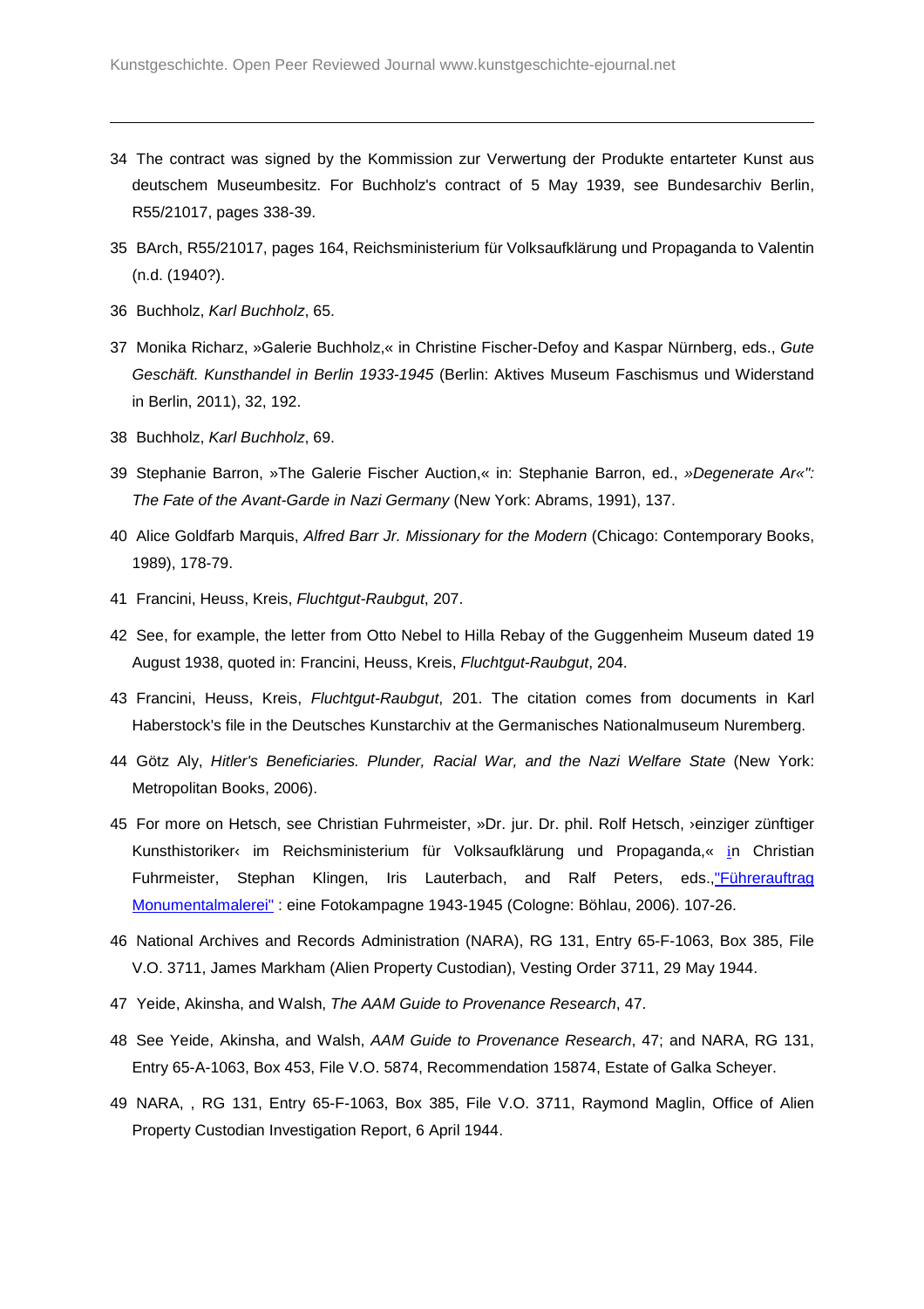34 The contract was signed by the Kommission zur Verwertung der Produkte entarteter Kunst aus deutschem Museumbesitz. For Buchholz's contract of 5 May 1939, see Bundesarchiv Berlin, R55/21017, pages 338-39.

35 BArch, R55/21017, pages 164, Reichsministerium für Volksaufklärung und Propaganda to Valentin (n.d. (1940?).

36 Buchholz, *Karl Buchholz*, 65.

37 Monika Richarz, »Galerie Buchholz,« in Christine Fischer-Defoy and Kaspar Nürnberg, eds., *Gute Geschäft. Kunsthandel in Berlin 1933-1945* (Berlin: Aktives Museum Faschismus und Widerstand in Berlin, 2011), 32, 192.

38 Buchholz, *Karl Buchholz*, 69.

39 Stephanie Barron, »The Galerie Fischer Auction,« in: Stephanie Barron, ed., *»Degenerate Ar«": The Fate of the Avant-Garde in Nazi Germany* (New York: Abrams, 1991), 137.

40 Alice Goldfarb Marquis, *Alfred Barr Jr. Missionary for the Modern* (Chicago: Contemporary Books, 1989), 178-79.

41 Francini, Heuss, Kreis, *Fluchtgut-Raubgut*, 207.

42 See, for example, the letter from Otto Nebel to Hilla Rebay of the Guggenheim Museum dated 19 August 1938, quoted in: Francini, Heuss, Kreis, *Fluchtgut-Raubgut*, 204.

43 Francini, Heuss, Kreis, *Fluchtgut-Raubgut*, 201. The citation comes from documents in Karl Haberstock's file in the Deutsches Kunstarchiv at the Germanisches Nationalmuseum Nuremberg.

44 Götz Aly, *Hitler's Beneficiaries. Plunder, Racial War, and the Nazi Welfare State* (New York: Metropolitan Books, 2006).

45 For more on Hetsch, see Christian Fuhrmeister, »Dr. jur. Dr. phil. Rolf Hetsch, ›einziger zünftiger Kunsthistoriker‹ im Reichsministerium für Volksaufklärung und Propaganda,« in Christian Fuhrmeister, Stephan Klingen, Iris Lauterbach, and Ralf Peters, eds.,"Führerauftrag Monumentalmalerei" : eine Fotokampagne 1943-1945 (Cologne: Böhlau, 2006). 107-26.

46 National Archives and Records Administration (NARA), RG 131, Entry 65-F-1063, Box 385, File V.O. 3711, James Markham (Alien Property Custodian), Vesting Order 3711, 29 May 1944.

47 Yeide, Akinsha, and Walsh, *The AAM Guide to Provenance Research*, 47.

48 See Yeide, Akinsha, and Walsh, *AAM Guide to Provenance Research*, 47; and NARA, RG 131, Entry 65-A-1063, Box 453, File V.O. 5874, Recommendation 15874, Estate of Galka Scheyer.

49 NARA, , RG 131, Entry 65-F-1063, Box 385, File V.O. 3711, Raymond Maglin, Office of Alien Property Custodian Investigation Report, 6 April 1944.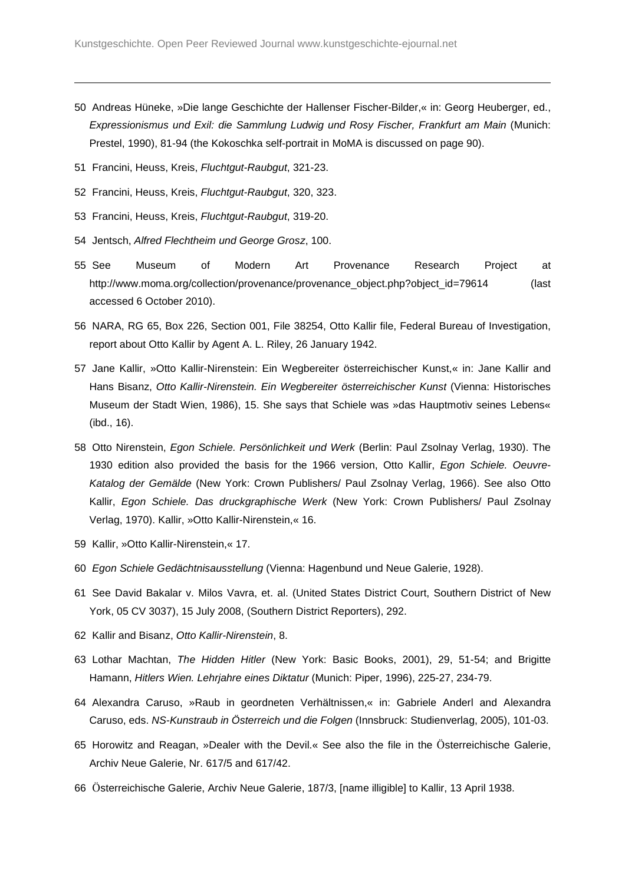50 Andreas Hüneke, »Die lange Geschichte der Hallenser Fischer-Bilder,« in: Georg Heuberger, ed., *Expressionismus und Exil: die Sammlung Ludwig und Rosy Fischer, Frankfurt am Main* (Munich: Prestel, 1990), 81-94 (the Kokoschka self-portrait in MoMA is discussed on page 90).

51 Francini, Heuss, Kreis, *Fluchtgut-Raubgut*, 321-23.

52 Francini, Heuss, Kreis, *Fluchtgut-Raubgut*, 320, 323.

53 Francini, Heuss, Kreis, *Fluchtgut-Raubgut*, 319-20.

54 Jentsch, *Alfred Flechtheim und George Grosz*, 100.

55 See Museum of Modern Art Provenance Research Project at http://www.moma.org/collection/provenance/provenance_object.php?object_id=79614 (last accessed 6 October 2010).

56 NARA, RG 65, Box 226, Section 001, File 38254, Otto Kallir file, Federal Bureau of Investigation, report about Otto Kallir by Agent A. L. Riley, 26 January 1942.

57 Jane Kallir, »Otto Kallir-Nirenstein: Ein Wegbereiter österreichischer Kunst,« in: Jane Kallir and Hans Bisanz, *Otto Kallir-Nirenstein. Ein Wegbereiter österreichischer Kunst* (Vienna: Historisches Museum der Stadt Wien, 1986), 15. She says that Schiele was »das Hauptmotiv seines Lebens« (ibd., 16).

58 Otto Nirenstein, *Egon Schiele. Persönlichkeit und Werk* (Berlin: Paul Zsolnay Verlag, 1930). The 1930 edition also provided the basis for the 1966 version, Otto Kallir, *Egon Schiele. Oeuvre-Katalog der Gemälde* (New York: Crown Publishers/ Paul Zsolnay Verlag, 1966). See also Otto Kallir, *Egon Schiele. Das druckgraphische Werk* (New York: Crown Publishers/ Paul Zsolnay Verlag, 1970). Kallir, »Otto Kallir-Nirenstein,« 16.

59 Kallir, »Otto Kallir-Nirenstein,« 17.

60 *Egon Schiele Gedächtnisausstellung* (Vienna: Hagenbund und Neue Galerie, 1928).

61 See David Bakalar v. Milos Vavra, et. al. (United States District Court, Southern District of New York, 05 CV 3037), 15 July 2008, (Southern District Reporters), 292.

62 Kallir and Bisanz, *Otto Kallir-Nirenstein*, 8.

63 Lothar Machtan, *The Hidden Hitler* (New York: Basic Books, 2001), 29, 51-54; and Brigitte Hamann, *Hitlers Wien. Lehrjahre eines Diktatur* (Munich: Piper, 1996), 225-27, 234-79.

64 Alexandra Caruso, »Raub in geordneten Verhältnissen,« in: Gabriele Anderl and Alexandra Caruso, eds. *NS-Kunstraub in Österreich und die Folgen* (Innsbruck: Studienverlag, 2005), 101-03.

65 Horowitz and Reagan, »Dealer with the Devil.« See also the file in the Österreichische Galerie, Archiv Neue Galerie, Nr. 617/5 and 617/42.

66 Österreichische Galerie, Archiv Neue Galerie, 187/3, [name illigible] to Kallir, 13 April 1938.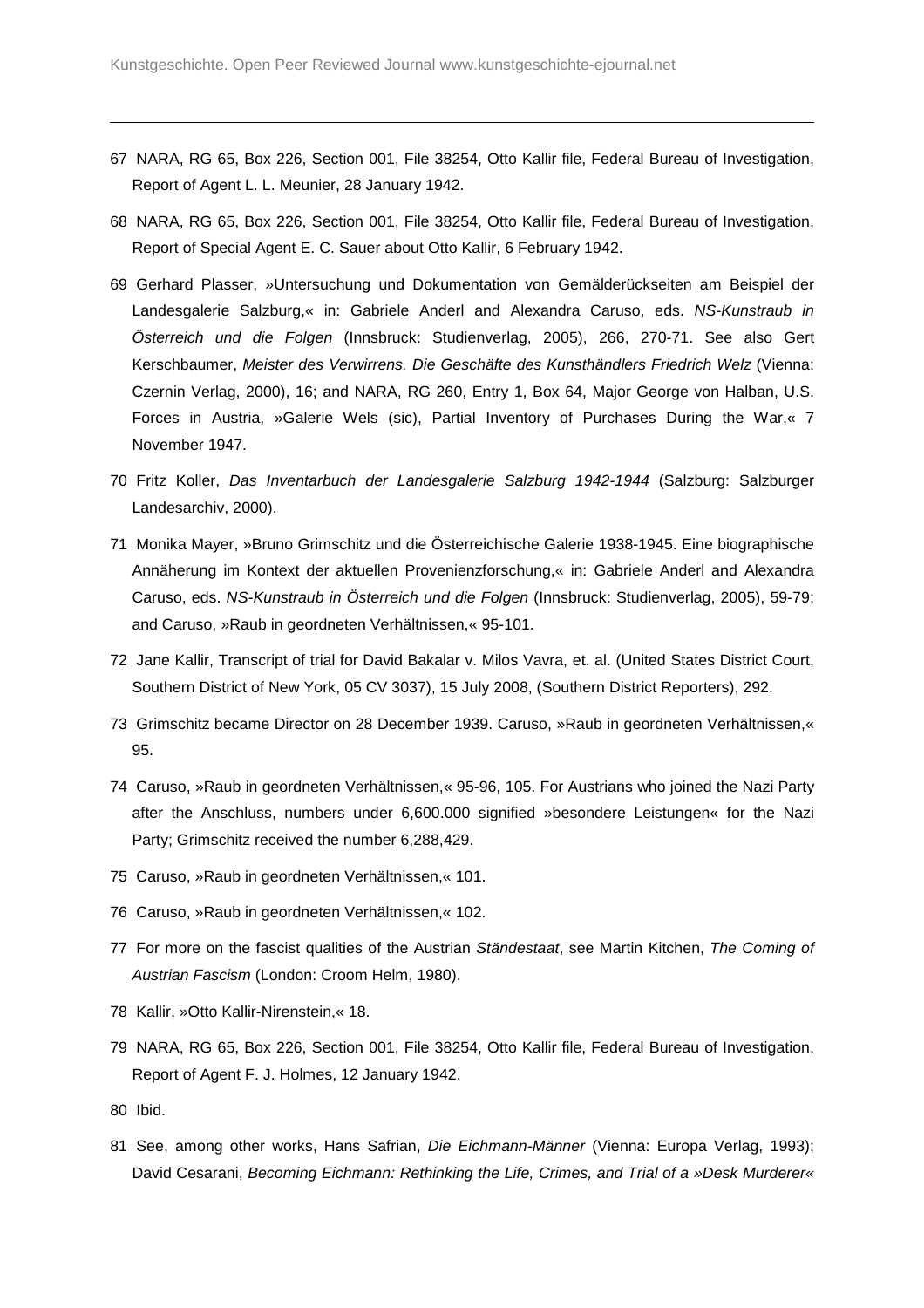67 NARA, RG 65, Box 226, Section 001, File 38254, Otto Kallir file, Federal Bureau of Investigation, Report of Agent L. L. Meunier, 28 January 1942.

68 NARA, RG 65, Box 226, Section 001, File 38254, Otto Kallir file, Federal Bureau of Investigation, Report of Special Agent E. C. Sauer about Otto Kallir, 6 February 1942.

69 Gerhard Plasser, »Untersuchung und Dokumentation von Gemälderückseiten am Beispiel der Landesgalerie Salzburg,« in: Gabriele Anderl and Alexandra Caruso, eds. *NS-Kunstraub in Österreich und die Folgen* (Innsbruck: Studienverlag, 2005), 266, 270-71. See also Gert Kerschbaumer, *Meister des Verwirrens. Die Geschäfte des Kunsthändlers Friedrich Welz* (Vienna: Czernin Verlag, 2000), 16; and NARA, RG 260, Entry 1, Box 64, Major George von Halban, U.S. Forces in Austria, »Galerie Wels (sic), Partial Inventory of Purchases During the War,« 7 November 1947.

70 Fritz Koller, *Das Inventarbuch der Landesgalerie Salzburg 1942-1944* (Salzburg: Salzburger Landesarchiv, 2000).

71 Monika Mayer, »Bruno Grimschitz und die Österreichische Galerie 1938-1945. Eine biographische Annäherung im Kontext der aktuellen Provenienzforschung,« in: Gabriele Anderl and Alexandra Caruso, eds. *NS-Kunstraub in Österreich und die Folgen* (Innsbruck: Studienverlag, 2005), 59-79; and Caruso, »Raub in geordneten Verhältnissen,« 95-101.

72 Jane Kallir, Transcript of trial for David Bakalar v. Milos Vavra, et. al. (United States District Court, Southern District of New York, 05 CV 3037), 15 July 2008, (Southern District Reporters), 292.

73 Grimschitz became Director on 28 December 1939. Caruso, »Raub in geordneten Verhältnissen,« 95.

74 Caruso, »Raub in geordneten Verhältnissen,« 95-96, 105. For Austrians who joined the Nazi Party after the Anschluss, numbers under 6,600.000 signified »besondere Leistungen« for the Nazi Party; Grimschitz received the number 6,288,429.

75 Caruso, »Raub in geordneten Verhältnissen,« 101.

76 Caruso, »Raub in geordneten Verhältnissen,« 102.

77 For more on the fascist qualities of the Austrian *Ständestaat*, see Martin Kitchen, *The Coming of Austrian Fascism* (London: Croom Helm, 1980).

78 Kallir, »Otto Kallir-Nirenstein,« 18.

79 NARA, RG 65, Box 226, Section 001, File 38254, Otto Kallir file, Federal Bureau of Investigation, Report of Agent F. J. Holmes, 12 January 1942.

80 Ibid.

81 See, among other works, Hans Safrian, *Die Eichmann-Männer* (Vienna: Europa Verlag, 1993); David Cesarani, *Becoming Eichmann: Rethinking the Life, Crimes, and Trial of a »Desk Murderer«*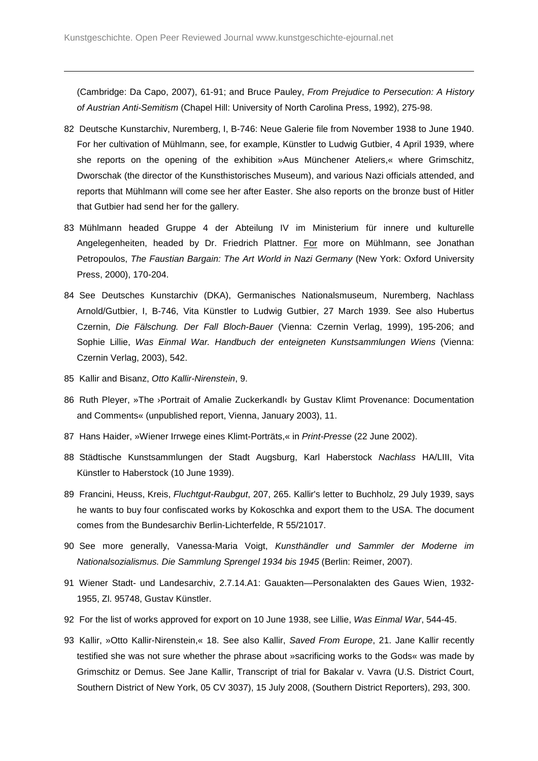(Cambridge: Da Capo, 2007), 61-91; and Bruce Pauley, *From Prejudice to Persecution: A History of Austrian Anti-Semitism* (Chapel Hill: University of North Carolina Press, 1992), 275-98.

82 Deutsche Kunstarchiv, Nuremberg, I, B-746: Neue Galerie file from November 1938 to June 1940. For her cultivation of Mühlmann, see, for example, Künstler to Ludwig Gutbier, 4 April 1939, where she reports on the opening of the exhibition »Aus Münchener Ateliers,« where Grimschitz, Dworschak (the director of the Kunsthistorisches Museum), and various Nazi officials attended, and reports that Mühlmann will come see her after Easter. She also reports on the bronze bust of Hitler that Gutbier had send her for the gallery.

83 Mühlmann headed Gruppe 4 der Abteilung IV im Ministerium für innere und kulturelle Angelegenheiten, headed by Dr. Friedrich Plattner. For more on Mühlmann, see Jonathan Petropoulos, *The Faustian Bargain: The Art World in Nazi Germany* (New York: Oxford University Press, 2000), 170-204.

84 See Deutsches Kunstarchiv (DKA), Germanisches Nationalsmuseum, Nuremberg, Nachlass Arnold/Gutbier, I, B-746, Vita Künstler to Ludwig Gutbier, 27 March 1939. See also Hubertus Czernin, *Die Fälschung. Der Fall Bloch-Bauer* (Vienna: Czernin Verlag, 1999), 195-206; and Sophie Lillie, *Was Einmal War. Handbuch der enteigneten Kunstsammlungen Wiens* (Vienna: Czernin Verlag, 2003), 542.

85 Kallir and Bisanz, *Otto Kallir-Nirenstein*, 9.

86 Ruth Pleyer, »The ›Portrait of Amalie Zuckerkandl‹ by Gustav Klimt Provenance: Documentation and Comments« (unpublished report, Vienna, January 2003), 11.

87 Hans Haider, »Wiener Irrwege eines Klimt-Porträts,« in *Print-Presse* (22 June 2002).

88 Städtische Kunstsammlungen der Stadt Augsburg, Karl Haberstock *Nachlass* HA/LIII, Vita Künstler to Haberstock (10 June 1939).

89 Francini, Heuss, Kreis, *Fluchtgut-Raubgut*, 207, 265. Kallir's letter to Buchholz, 29 July 1939, says he wants to buy four confiscated works by Kokoschka and export them to the USA. The document comes from the Bundesarchiv Berlin-Lichterfelde, R 55/21017.

90 See more generally, Vanessa-Maria Voigt, *Kunsthändler und Sammler der Moderne im Nationalsozialismus. Die Sammlung Sprengel 1934 bis 1945* (Berlin: Reimer, 2007).

91 Wiener Stadt- und Landesarchiv, 2.7.14.A1: Gauakten—Personalakten des Gaues Wien, 1932-1955, Zl. 95748, Gustav Künstler.

92 For the list of works approved for export on 10 June 1938, see Lillie, *Was Einmal War*, 544-45.

93 Kallir, »Otto Kallir-Nirenstein,« 18. See also Kallir, *Saved From Europe*, 21. Jane Kallir recently testified she was not sure whether the phrase about »sacrificing works to the Gods« was made by Grimschitz or Demus. See Jane Kallir, Transcript of trial for Bakalar v. Vavra (U.S. District Court, Southern District of New York, 05 CV 3037), 15 July 2008, (Southern District Reporters), 293, 300.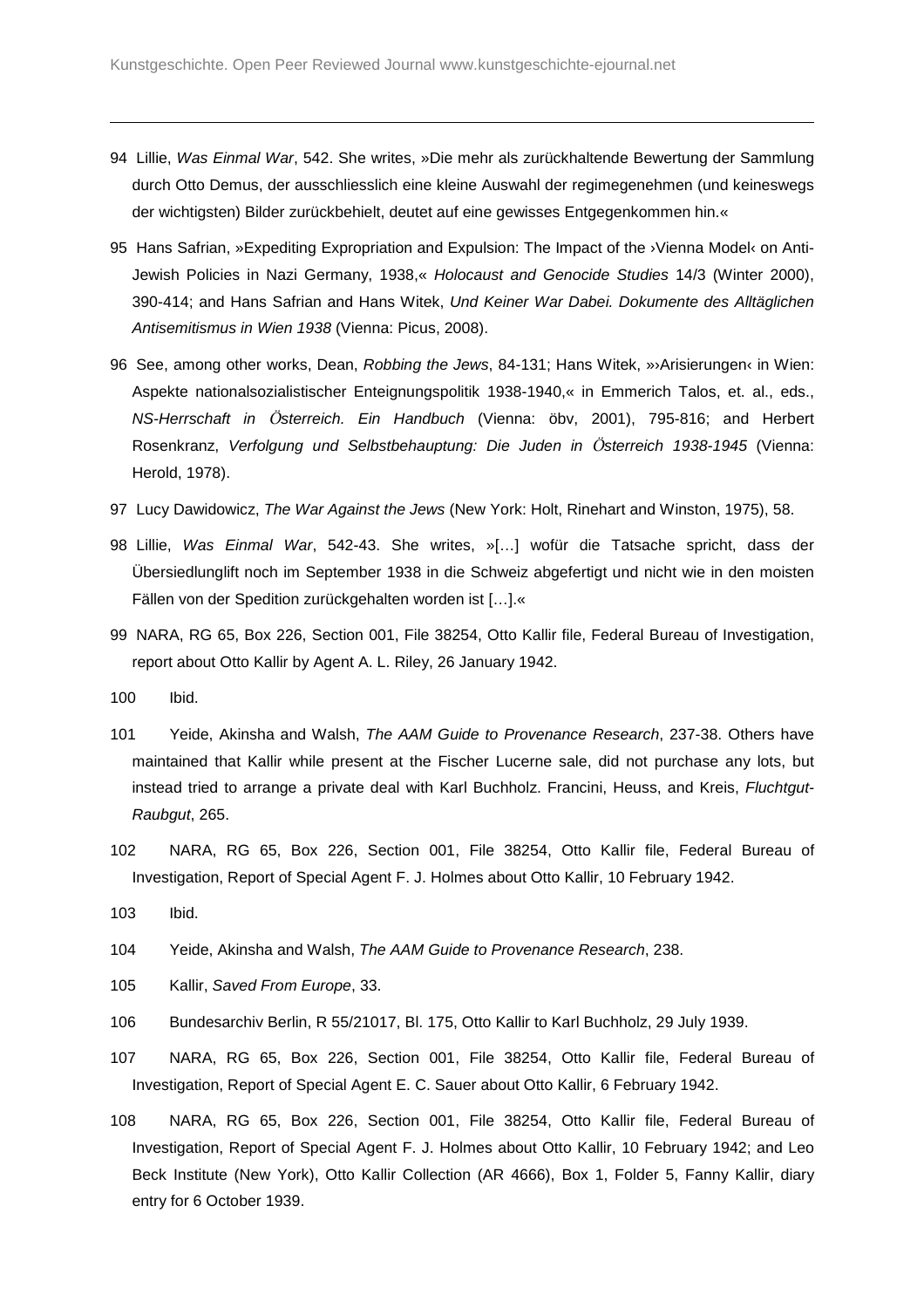94 Lillie, *Was Einmal War*, 542. She writes, »Die mehr als zurückhaltende Bewertung der Sammlung durch Otto Demus, der ausschliesslich eine kleine Auswahl der regimegenehmen (und keineswegs der wichtigsten) Bilder zurückbehielt, deutet auf eine gewisses Entgegenkommen hin.«

95 Hans Safrian, »Expediting Expropriation and Expulsion: The Impact of the ›Vienna Model‹ on Anti-Jewish Policies in Nazi Germany, 1938,« *Holocaust and Genocide Studies* 14/3 (Winter 2000), 390-414; and Hans Safrian and Hans Witek, *Und Keiner War Dabei. Dokumente des Alltäglichen Antisemitismus in Wien 1938* (Vienna: Picus, 2008).

96 See, among other works, Dean, *Robbing the Jews*, 84-131; Hans Witek, »›Arisierungen‹ in Wien: Aspekte nationalsozialistischer Enteignungspolitik 1938-1940,« in Emmerich Talos, et. al., eds., *NS-Herrschaft in Österreich. Ein Handbuch* (Vienna: öbv, 2001), 795-816; and Herbert Rosenkranz, *Verfolgung und Selbstbehauptung: Die Juden in Österreich 1938-1945* (Vienna: Herold, 1978).

97 Lucy Dawidowicz, *The War Against the Jews* (New York: Holt, Rinehart and Winston, 1975), 58.

98 Lillie, *Was Einmal War*, 542-43. She writes, »[…] wofür die Tatsache spricht, dass der Übersiedlunglift noch im September 1938 in die Schweiz abgefertigt und nicht wie in den moisten Fällen von der Spedition zurückgehalten worden ist […].«

99 NARA, RG 65, Box 226, Section 001, File 38254, Otto Kallir file, Federal Bureau of Investigation, report about Otto Kallir by Agent A. L. Riley, 26 January 1942.

100 Ibid.

101 Yeide, Akinsha and Walsh, *The AAM Guide to Provenance Research*, 237-38. Others have maintained that Kallir while present at the Fischer Lucerne sale, did not purchase any lots, but instead tried to arrange a private deal with Karl Buchholz. Francini, Heuss, and Kreis, *Fluchtgut-Raubgut*, 265.

102 NARA, RG 65, Box 226, Section 001, File 38254, Otto Kallir file, Federal Bureau of Investigation, Report of Special Agent F. J. Holmes about Otto Kallir, 10 February 1942.

103 Ibid.

104 Yeide, Akinsha and Walsh, *The AAM Guide to Provenance Research*, 238.

105 Kallir, *Saved From Europe*, 33.

106 Bundesarchiv Berlin, R 55/21017, Bl. 175, Otto Kallir to Karl Buchholz, 29 July 1939.

107 NARA, RG 65, Box 226, Section 001, File 38254, Otto Kallir file, Federal Bureau of Investigation, Report of Special Agent E. C. Sauer about Otto Kallir, 6 February 1942.

108 NARA, RG 65, Box 226, Section 001, File 38254, Otto Kallir file, Federal Bureau of Investigation, Report of Special Agent F. J. Holmes about Otto Kallir, 10 February 1942; and Leo Beck Institute (New York), Otto Kallir Collection (AR 4666), Box 1, Folder 5, Fanny Kallir, diary entry for 6 October 1939.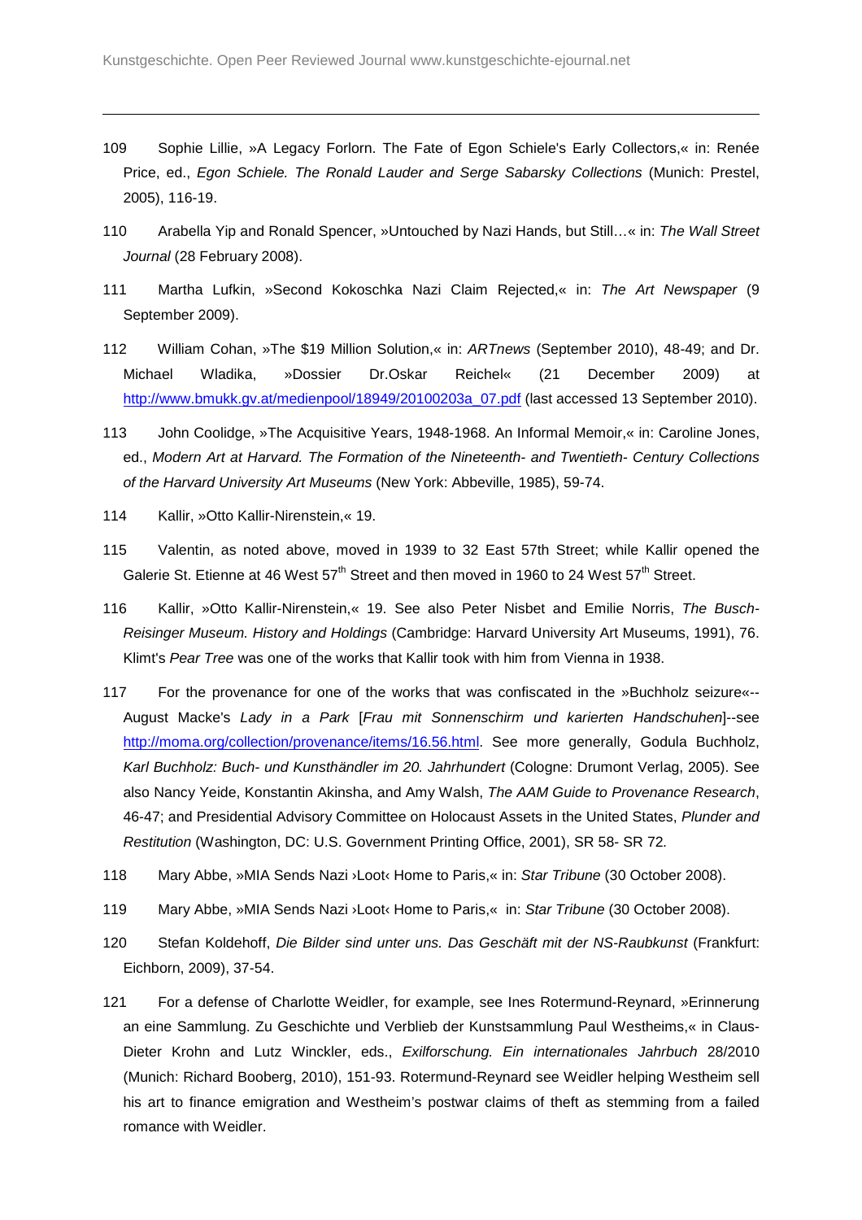109 Sophie Lillie, »A Legacy Forlorn. The Fate of Egon Schiele's Early Collectors,« in: Renée Price, ed., *Egon Schiele. The Ronald Lauder and Serge Sabarsky Collections* (Munich: Prestel, 2005), 116-19.

110 Arabella Yip and Ronald Spencer, »Untouched by Nazi Hands, but Still…« in: *The Wall Street Journal* (28 February 2008).

111 Martha Lufkin, »Second Kokoschka Nazi Claim Rejected,« in: *The Art Newspaper* (9 September 2009).

112 William Cohan, »The $19 Million Solution,« in: *ARTnews* (September 2010), 48-49; and Dr. Michael Wladika, »Dossier Dr.Oskar Reichel« (21 December 2009) at http://www.bmukk.gv.at/medienpool/18949/20100203a_07.pdf (last accessed 13 September 2010).

113 John Coolidge, »The Acquisitive Years, 1948-1968. An Informal Memoir,« in: Caroline Jones, ed., *Modern Art at Harvard. The Formation of the Nineteenth- and Twentieth- Century Collections of the Harvard University Art Museums* (New York: Abbeville, 1985), 59-74.

114 Kallir, »Otto Kallir-Nirenstein,« 19.

115 Valentin, as noted above, moved in 1939 to 32 East 57th Street; while Kallir opened the Galerie St. Etienne at 46 West 57th Street and then moved in 1960 to 24 West 57th Street.

116 Kallir, »Otto Kallir-Nirenstein,« 19. See also Peter Nisbet and Emilie Norris, *The Busch-Reisinger Museum. History and Holdings* (Cambridge: Harvard University Art Museums, 1991), 76. Klimt's *Pear Tree* was one of the works that Kallir took with him from Vienna in 1938.

117 For the provenance for one of the works that was confiscated in the »Buchholz seizure«--August Macke's *Lady in a Park* [*Frau mit Sonnenschirm und karierten Handschuhen*]--see http://moma.org/collection/provenance/items/16.56.html. See more generally, Godula Buchholz, *Karl Buchholz: Buch- und Kunsthändler im 20. Jahrhundert* (Cologne: Drumont Verlag, 2005). See also Nancy Yeide, Konstantin Akinsha, and Amy Walsh, *The AAM Guide to Provenance Research*, 46-47; and Presidential Advisory Committee on Holocaust Assets in the United States, *Plunder and Restitution* (Washington, DC: U.S. Government Printing Office, 2001), SR 58- SR 72.

118 Mary Abbe, »MIA Sends Nazi ›Loot‹ Home to Paris,« in: *Star Tribune* (30 October 2008).

119 Mary Abbe, »MIA Sends Nazi ›Loot‹ Home to Paris,« in: *Star Tribune* (30 October 2008).

120 Stefan Koldehoff, *Die Bilder sind unter uns. Das Geschäft mit der NS-Raubkunst* (Frankfurt: Eichborn, 2009), 37-54.

121 For a defense of Charlotte Weidler, for example, see Ines Rotermund-Reynard, »Erinnerung an eine Sammlung. Zu Geschichte und Verblieb der Kunstsammlung Paul Westheims,« in Claus-Dieter Krohn and Lutz Winckler, eds., *Exilforschung. Ein internationales Jahrbuch* 28/2010 (Munich: Richard Booberg, 2010), 151-93. Rotermund-Reynard see Weidler helping Westheim sell his art to finance emigration and Westheim's postwar claims of theft as stemming from a failed romance with Weidler.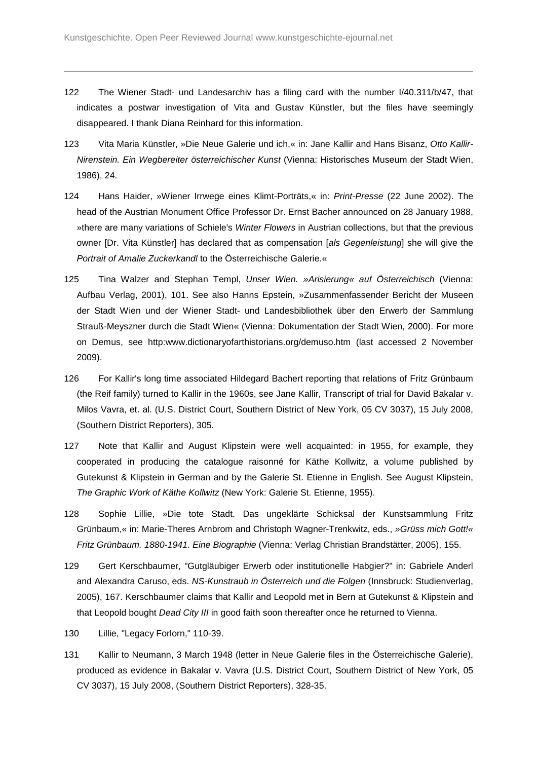122 The Wiener Stadt- und Landesarchiv has a filing card with the number I/40.311/b/47, that indicates a postwar investigation of Vita and Gustav Künstler, but the files have seemingly disappeared. I thank Diana Reinhard for this information.

123 Vita Maria Künstler, »Die Neue Galerie und ich,« in: Jane Kallir and Hans Bisanz, *Otto Kallir-Nirenstein. Ein Wegbereiter österreichischer Kunst* (Vienna: Historisches Museum der Stadt Wien, 1986), 24.

124 Hans Haider, »Wiener Irrwege eines Klimt-Porträts,« in: *Print-Presse* (22 June 2002). The head of the Austrian Monument Office Professor Dr. Ernst Bacher announced on 28 January 1988, »there are many variations of Schiele's *Winter Flowers* in Austrian collections, but that the previous owner [Dr. Vita Künstler] has declared that as compensation [*als Gegenleistung*] she will give the *Portrait of Amalie Zuckerkandl* to the Österreichische Galerie.«

125 Tina Walzer and Stephan Templ, *Unser Wien. »Arisierung« auf Österreichisch* (Vienna: Aufbau Verlag, 2001), 101. See also Hanns Epstein, »Zusammenfassender Bericht der Museen der Stadt Wien und der Wiener Stadt- und Landesbibliothek über den Erwerb der Sammlung Strauß-Meyszner durch die Stadt Wien« (Vienna: Dokumentation der Stadt Wien, 2000). For more on Demus, see http:www.dictionaryofarthistorians.org/demuso.htm (last accessed 2 November 2009).

126 For Kallir's long time associated Hildegard Bachert reporting that relations of Fritz Grünbaum (the Reif family) turned to Kallir in the 1960s, see Jane Kallir, Transcript of trial for David Bakalar v. Milos Vavra, et. al. (U.S. District Court, Southern District of New York, 05 CV 3037), 15 July 2008, (Southern District Reporters), 305.

127 Note that Kallir and August Klipstein were well acquainted: in 1955, for example, they cooperated in producing the catalogue raisonné for Käthe Kollwitz, a volume published by Gutekunst & Klipstein in German and by the Galerie St. Etienne in English. See August Klipstein, *The Graphic Work of Käthe Kollwitz* (New York: Galerie St. Etienne, 1955).

128 Sophie Lillie, »Die tote Stadt. Das ungeklärte Schicksal der Kunstsammlung Fritz Grünbaum,« in: Marie-Theres Arnbrom and Christoph Wagner-Trenkwitz, eds., *»Grüss mich Gott!« Fritz Grünbaum. 1880-1941. Eine Biographie* (Vienna: Verlag Christian Brandstätter, 2005), 155.

129 Gert Kerschbaumer, "Gutgläubiger Erwerb oder institutionelle Habgier?" in: Gabriele Anderl and Alexandra Caruso, eds. *NS-Kunstraub in Österreich und die Folgen* (Innsbruck: Studienverlag, 2005), 167. Kerschbaumer claims that Kallir and Leopold met in Bern at Gutekunst & Klipstein and that Leopold bought *Dead City III* in good faith soon thereafter once he returned to Vienna.

130 Lillie, "Legacy Forlorn," 110-39.

131 Kallir to Neumann, 3 March 1948 (letter in Neue Galerie files in the Österreichische Galerie), produced as evidence in Bakalar v. Vavra (U.S. District Court, Southern District of New York, 05 CV 3037), 15 July 2008, (Southern District Reporters), 328-35.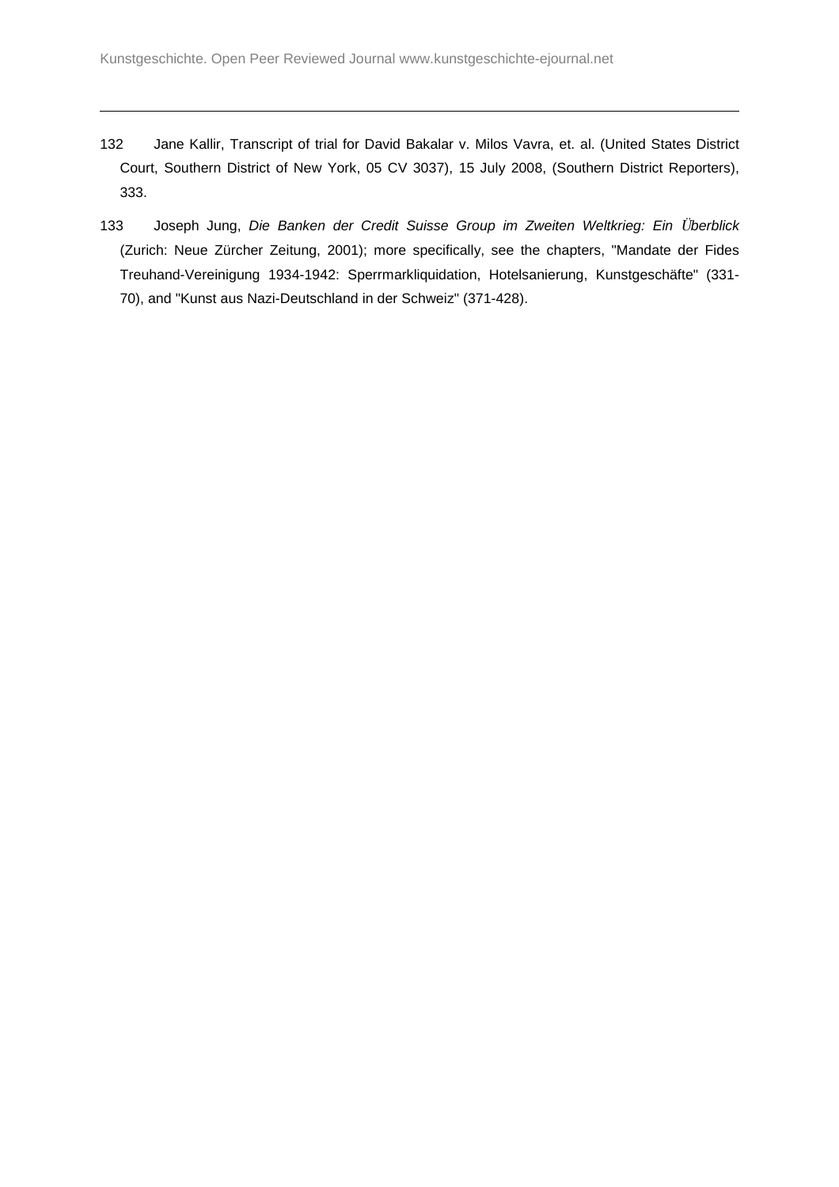132 Jane Kallir, Transcript of trial for David Bakalar v. Milos Vavra, et. al. (United States District Court, Southern District of New York, 05 CV 3037), 15 July 2008, (Southern District Reporters), 333.

133 Joseph Jung, *Die Banken der Credit Suisse Group im Zweiten Weltkrieg: Ein Überblick* (Zurich: Neue Zürcher Zeitung, 2001); more specifically, see the chapters, "Mandate der Fides Treuhand-Vereinigung 1934-1942: Sperrmarkliquidation, Hotelsanierung, Kunstgeschäfte" (331-70), and "Kunst aus Nazi-Deutschland in der Schweiz" (371-428).